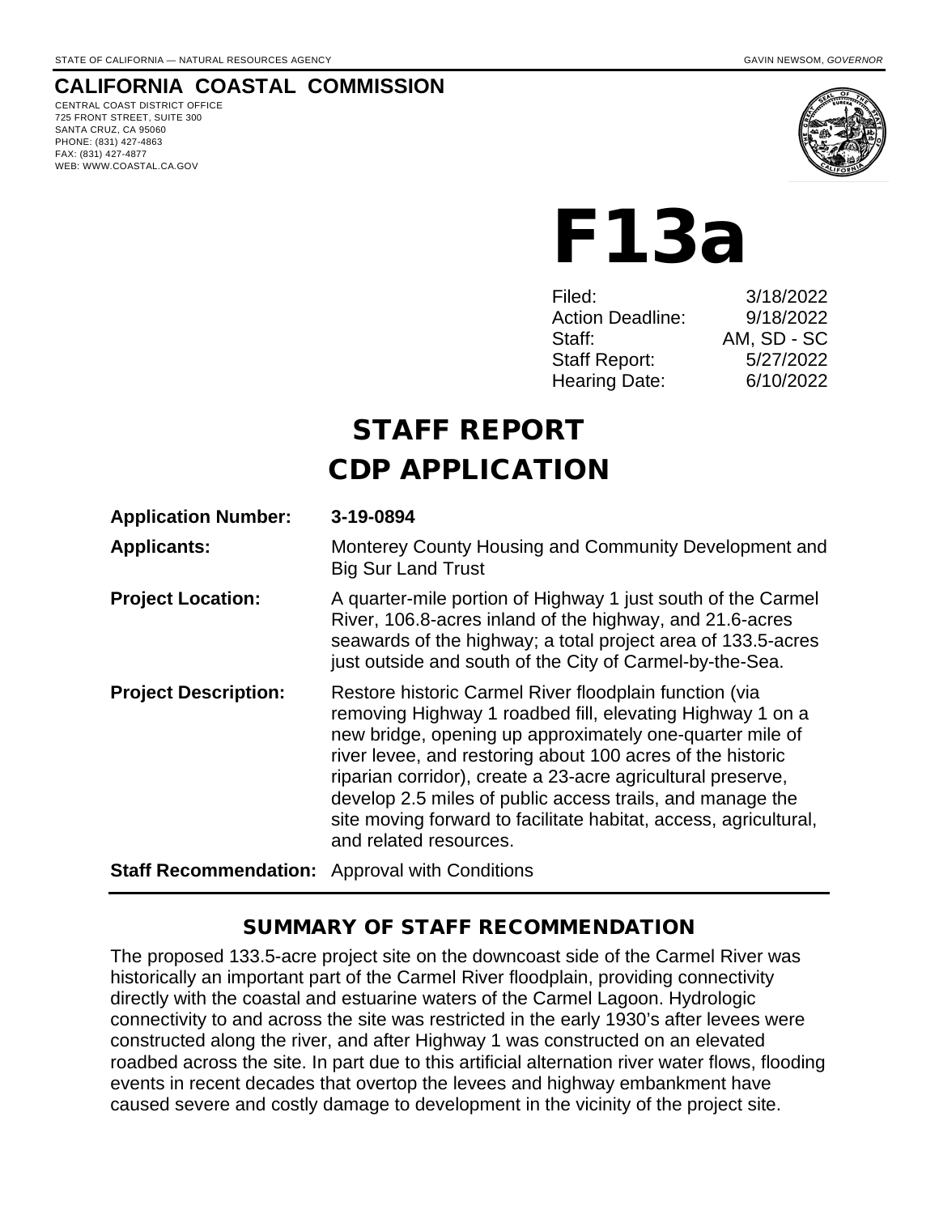STATE OF CALIFORNIA — NATURAL RESOURCES AGENCY GAVIN NEWSOM, *GOVERNOR*

## CALIFORNIA COASTAL COMMISSION

CENTRAL COAST DISTRICT OFFICE
725 FRONT STREET, SUITE 300
SANTA CRUZ, CA 95060
PHONE: (831) 427-4863
FAX: (831) 427-4877
WEB: WWW.COASTAL.CA.GOV

# F13a

| | |
|---|---|
| Filed: | 3/18/2022 |
| Action Deadline: | 9/18/2022 |
| Staff: | AM, SD - SC |
| Staff Report: | 5/27/2022 |
| Hearing Date: | 6/10/2022 |

# STAFF REPORT
# CDP APPLICATION

**Application Number:** **3-19-0894**

**Applicants:** Monterey County Housing and Community Development and Big Sur Land Trust

**Project Location:** A quarter-mile portion of Highway 1 just south of the Carmel River, 106.8-acres inland of the highway, and 21.6-acres seawards of the highway; a total project area of 133.5-acres just outside and south of the City of Carmel-by-the-Sea.

**Project Description:** Restore historic Carmel River floodplain function (via removing Highway 1 roadbed fill, elevating Highway 1 on a new bridge, opening up approximately one-quarter mile of river levee, and restoring about 100 acres of the historic riparian corridor), create a 23-acre agricultural preserve, develop 2.5 miles of public access trails, and manage the site moving forward to facilitate habitat, access, agricultural, and related resources.

**Staff Recommendation:** Approval with Conditions

## SUMMARY OF STAFF RECOMMENDATION

The proposed 133.5-acre project site on the downcoast side of the Carmel River was historically an important part of the Carmel River floodplain, providing connectivity directly with the coastal and estuarine waters of the Carmel Lagoon. Hydrologic connectivity to and across the site was restricted in the early 1930's after levees were constructed along the river, and after Highway 1 was constructed on an elevated roadbed across the site. In part due to this artificial alternation river water flows, flooding events in recent decades that overtop the levees and highway embankment have caused severe and costly damage to development in the vicinity of the project site.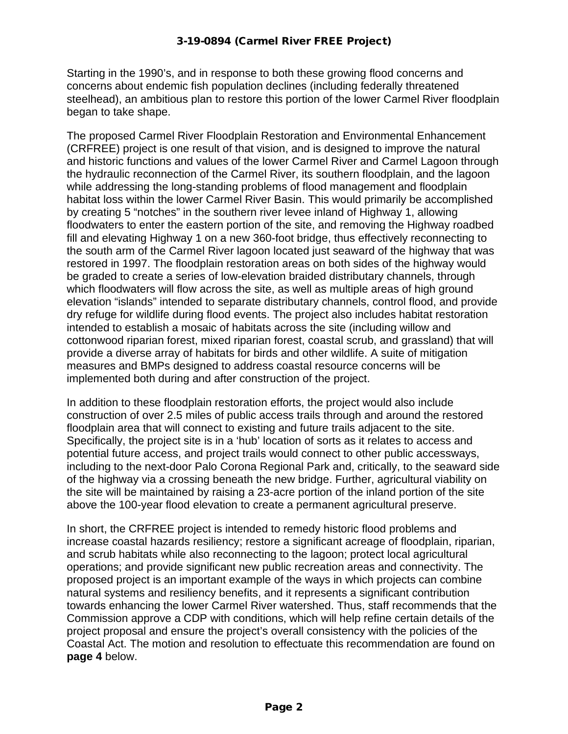Starting in the 1990's, and in response to both these growing flood concerns and concerns about endemic fish population declines (including federally threatened steelhead), an ambitious plan to restore this portion of the lower Carmel River floodplain began to take shape.

The proposed Carmel River Floodplain Restoration and Environmental Enhancement (CRFREE) project is one result of that vision, and is designed to improve the natural and historic functions and values of the lower Carmel River and Carmel Lagoon through the hydraulic reconnection of the Carmel River, its southern floodplain, and the lagoon while addressing the long-standing problems of flood management and floodplain habitat loss within the lower Carmel River Basin. This would primarily be accomplished by creating 5 "notches" in the southern river levee inland of Highway 1, allowing floodwaters to enter the eastern portion of the site, and removing the Highway roadbed fill and elevating Highway 1 on a new 360-foot bridge, thus effectively reconnecting to the south arm of the Carmel River lagoon located just seaward of the highway that was restored in 1997. The floodplain restoration areas on both sides of the highway would be graded to create a series of low-elevation braided distributary channels, through which floodwaters will flow across the site, as well as multiple areas of high ground elevation "islands" intended to separate distributary channels, control flood, and provide dry refuge for wildlife during flood events. The project also includes habitat restoration intended to establish a mosaic of habitats across the site (including willow and cottonwood riparian forest, mixed riparian forest, coastal scrub, and grassland) that will provide a diverse array of habitats for birds and other wildlife. A suite of mitigation measures and BMPs designed to address coastal resource concerns will be implemented both during and after construction of the project.

In addition to these floodplain restoration efforts, the project would also include construction of over 2.5 miles of public access trails through and around the restored floodplain area that will connect to existing and future trails adjacent to the site. Specifically, the project site is in a 'hub' location of sorts as it relates to access and potential future access, and project trails would connect to other public accessways, including to the next-door Palo Corona Regional Park and, critically, to the seaward side of the highway via a crossing beneath the new bridge. Further, agricultural viability on the site will be maintained by raising a 23-acre portion of the inland portion of the site above the 100-year flood elevation to create a permanent agricultural preserve.

In short, the CRFREE project is intended to remedy historic flood problems and increase coastal hazards resiliency; restore a significant acreage of floodplain, riparian, and scrub habitats while also reconnecting to the lagoon; protect local agricultural operations; and provide significant new public recreation areas and connectivity. The proposed project is an important example of the ways in which projects can combine natural systems and resiliency benefits, and it represents a significant contribution towards enhancing the lower Carmel River watershed. Thus, staff recommends that the Commission approve a CDP with conditions, which will help refine certain details of the project proposal and ensure the project's overall consistency with the policies of the Coastal Act. The motion and resolution to effectuate this recommendation are found on **page 4** below.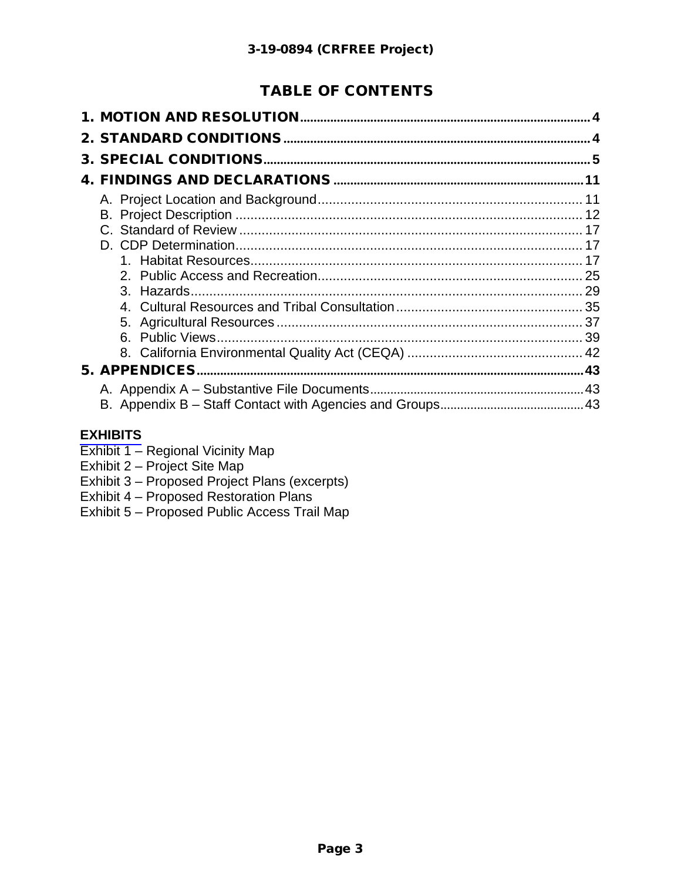# TABLE OF CONTENTS

**1. MOTION AND RESOLUTION** ..... 4

**2. STANDARD CONDITIONS** ..... 4

**3. SPECIAL CONDITIONS** ..... 5

**4. FINDINGS AND DECLARATIONS** ..... 11

- A. Project Location and Background ..... 11
- B. Project Description ..... 12
- C. Standard of Review ..... 17
- D. CDP Determination ..... 17
  1. Habitat Resources ..... 17
  2. Public Access and Recreation ..... 25
  3. Hazards ..... 29
  4. Cultural Resources and Tribal Consultation ..... 35
  5. Agricultural Resources ..... 37
  6. Public Views ..... 39
  8. California Environmental Quality Act (CEQA) ..... 42

**5. APPENDICES** ..... 43

- A. Appendix A – Substantive File Documents ..... 43
- B. Appendix B – Staff Contact with Agencies and Groups ..... 43

**EXHIBITS**

Exhibit 1 – Regional Vicinity Map
Exhibit 2 – Project Site Map
Exhibit 3 – Proposed Project Plans (excerpts)
Exhibit 4 – Proposed Restoration Plans
Exhibit 5 – Proposed Public Access Trail Map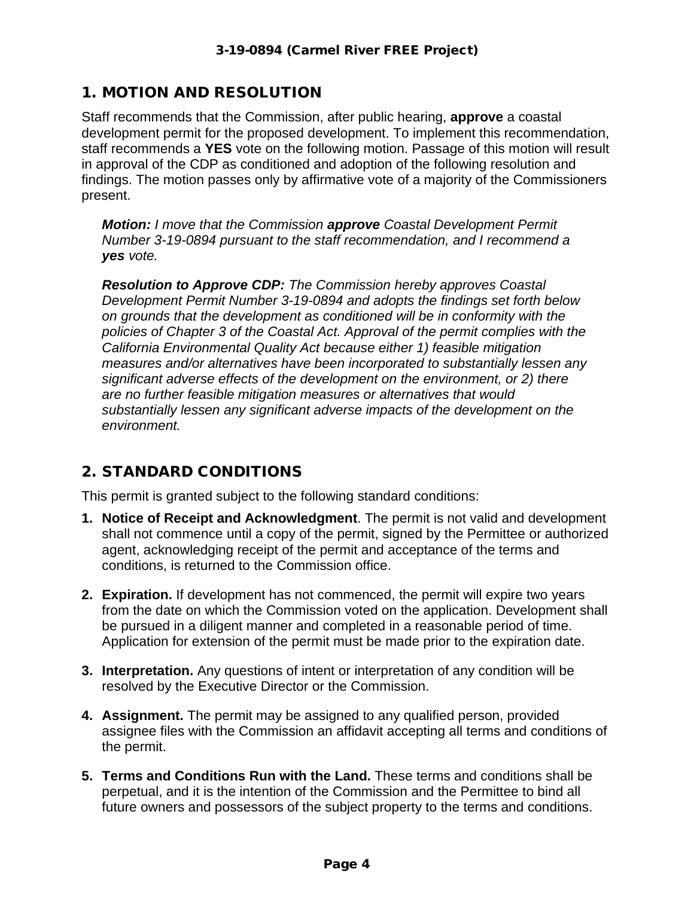## 1. MOTION AND RESOLUTION

Staff recommends that the Commission, after public hearing, **approve** a coastal development permit for the proposed development. To implement this recommendation, staff recommends a **YES** vote on the following motion. Passage of this motion will result in approval of the CDP as conditioned and adoption of the following resolution and findings. The motion passes only by affirmative vote of a majority of the Commissioners present.

> ***Motion:*** *I move that the Commission* ***approve*** *Coastal Development Permit Number 3-19-0894 pursuant to the staff recommendation, and I recommend a* ***yes*** *vote.*
>
> ***Resolution to Approve CDP:*** *The Commission hereby approves Coastal Development Permit Number 3-19-0894 and adopts the findings set forth below on grounds that the development as conditioned will be in conformity with the policies of Chapter 3 of the Coastal Act. Approval of the permit complies with the California Environmental Quality Act because either 1) feasible mitigation measures and/or alternatives have been incorporated to substantially lessen any significant adverse effects of the development on the environment, or 2) there are no further feasible mitigation measures or alternatives that would substantially lessen any significant adverse impacts of the development on the environment.*

## 2. STANDARD CONDITIONS

This permit is granted subject to the following standard conditions:

1. **Notice of Receipt and Acknowledgment**. The permit is not valid and development shall not commence until a copy of the permit, signed by the Permittee or authorized agent, acknowledging receipt of the permit and acceptance of the terms and conditions, is returned to the Commission office.

2. **Expiration.** If development has not commenced, the permit will expire two years from the date on which the Commission voted on the application. Development shall be pursued in a diligent manner and completed in a reasonable period of time. Application for extension of the permit must be made prior to the expiration date.

3. **Interpretation.** Any questions of intent or interpretation of any condition will be resolved by the Executive Director or the Commission.

4. **Assignment.** The permit may be assigned to any qualified person, provided assignee files with the Commission an affidavit accepting all terms and conditions of the permit.

5. **Terms and Conditions Run with the Land.** These terms and conditions shall be perpetual, and it is the intention of the Commission and the Permittee to bind all future owners and possessors of the subject property to the terms and conditions.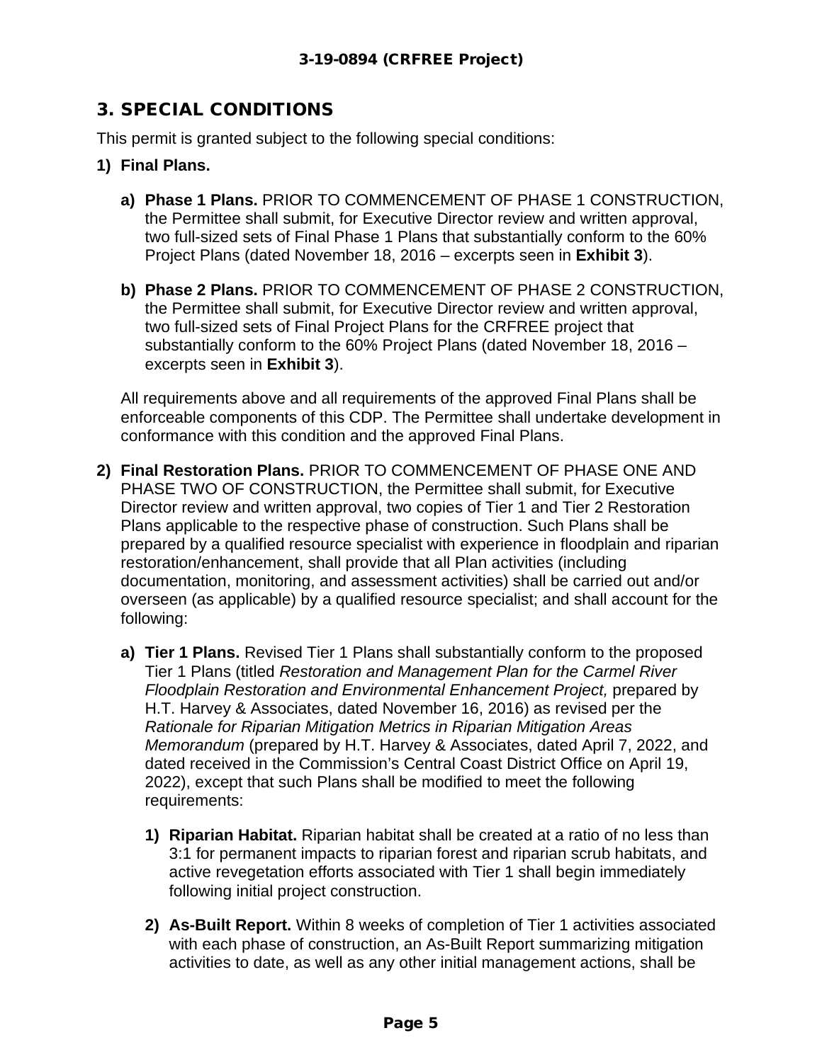## 3. SPECIAL CONDITIONS

This permit is granted subject to the following special conditions:

1) **Final Plans.**

   a) **Phase 1 Plans.** PRIOR TO COMMENCEMENT OF PHASE 1 CONSTRUCTION, the Permittee shall submit, for Executive Director review and written approval, two full-sized sets of Final Phase 1 Plans that substantially conform to the 60% Project Plans (dated November 18, 2016 – excerpts seen in **Exhibit 3**).

   b) **Phase 2 Plans.** PRIOR TO COMMENCEMENT OF PHASE 2 CONSTRUCTION, the Permittee shall submit, for Executive Director review and written approval, two full-sized sets of Final Project Plans for the CRFREE project that substantially conform to the 60% Project Plans (dated November 18, 2016 – excerpts seen in **Exhibit 3**).

   All requirements above and all requirements of the approved Final Plans shall be enforceable components of this CDP. The Permittee shall undertake development in conformance with this condition and the approved Final Plans.

2) **Final Restoration Plans.** PRIOR TO COMMENCEMENT OF PHASE ONE AND PHASE TWO OF CONSTRUCTION, the Permittee shall submit, for Executive Director review and written approval, two copies of Tier 1 and Tier 2 Restoration Plans applicable to the respective phase of construction. Such Plans shall be prepared by a qualified resource specialist with experience in floodplain and riparian restoration/enhancement, shall provide that all Plan activities (including documentation, monitoring, and assessment activities) shall be carried out and/or overseen (as applicable) by a qualified resource specialist; and shall account for the following:

   a) **Tier 1 Plans.** Revised Tier 1 Plans shall substantially conform to the proposed Tier 1 Plans (titled *Restoration and Management Plan for the Carmel River Floodplain Restoration and Environmental Enhancement Project,* prepared by H.T. Harvey & Associates, dated November 16, 2016) as revised per the *Rationale for Riparian Mitigation Metrics in Riparian Mitigation Areas Memorandum* (prepared by H.T. Harvey & Associates, dated April 7, 2022, and dated received in the Commission's Central Coast District Office on April 19, 2022), except that such Plans shall be modified to meet the following requirements:

      1) **Riparian Habitat.** Riparian habitat shall be created at a ratio of no less than 3:1 for permanent impacts to riparian forest and riparian scrub habitats, and active revegetation efforts associated with Tier 1 shall begin immediately following initial project construction.

      2) **As-Built Report.** Within 8 weeks of completion of Tier 1 activities associated with each phase of construction, an As-Built Report summarizing mitigation activities to date, as well as any other initial management actions, shall be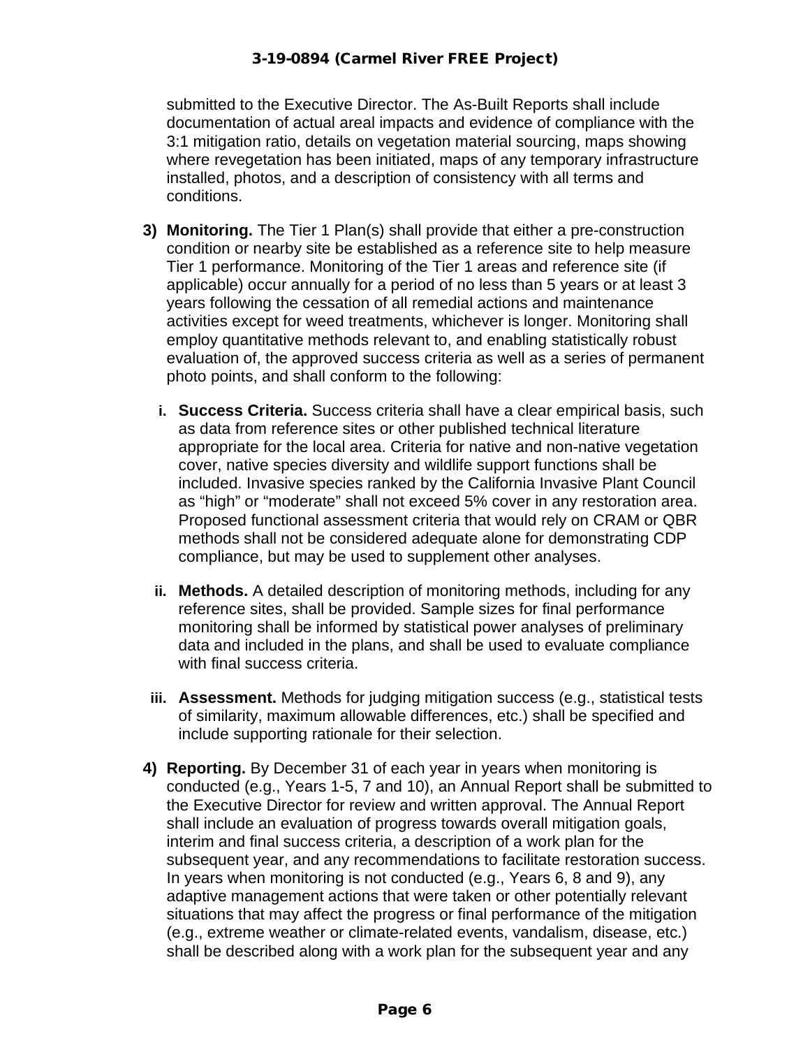submitted to the Executive Director. The As-Built Reports shall include documentation of actual areal impacts and evidence of compliance with the 3:1 mitigation ratio, details on vegetation material sourcing, maps showing where revegetation has been initiated, maps of any temporary infrastructure installed, photos, and a description of consistency with all terms and conditions.

3) **Monitoring.** The Tier 1 Plan(s) shall provide that either a pre-construction condition or nearby site be established as a reference site to help measure Tier 1 performance. Monitoring of the Tier 1 areas and reference site (if applicable) occur annually for a period of no less than 5 years or at least 3 years following the cessation of all remedial actions and maintenance activities except for weed treatments, whichever is longer. Monitoring shall employ quantitative methods relevant to, and enabling statistically robust evaluation of, the approved success criteria as well as a series of permanent photo points, and shall conform to the following:

   i. **Success Criteria.** Success criteria shall have a clear empirical basis, such as data from reference sites or other published technical literature appropriate for the local area. Criteria for native and non-native vegetation cover, native species diversity and wildlife support functions shall be included. Invasive species ranked by the California Invasive Plant Council as "high" or "moderate" shall not exceed 5% cover in any restoration area. Proposed functional assessment criteria that would rely on CRAM or QBR methods shall not be considered adequate alone for demonstrating CDP compliance, but may be used to supplement other analyses.

   ii. **Methods.** A detailed description of monitoring methods, including for any reference sites, shall be provided. Sample sizes for final performance monitoring shall be informed by statistical power analyses of preliminary data and included in the plans, and shall be used to evaluate compliance with final success criteria.

   iii. **Assessment.** Methods for judging mitigation success (e.g., statistical tests of similarity, maximum allowable differences, etc.) shall be specified and include supporting rationale for their selection.

4) **Reporting.** By December 31 of each year in years when monitoring is conducted (e.g., Years 1-5, 7 and 10), an Annual Report shall be submitted to the Executive Director for review and written approval. The Annual Report shall include an evaluation of progress towards overall mitigation goals, interim and final success criteria, a description of a work plan for the subsequent year, and any recommendations to facilitate restoration success. In years when monitoring is not conducted (e.g., Years 6, 8 and 9), any adaptive management actions that were taken or other potentially relevant situations that may affect the progress or final performance of the mitigation (e.g., extreme weather or climate-related events, vandalism, disease, etc.) shall be described along with a work plan for the subsequent year and any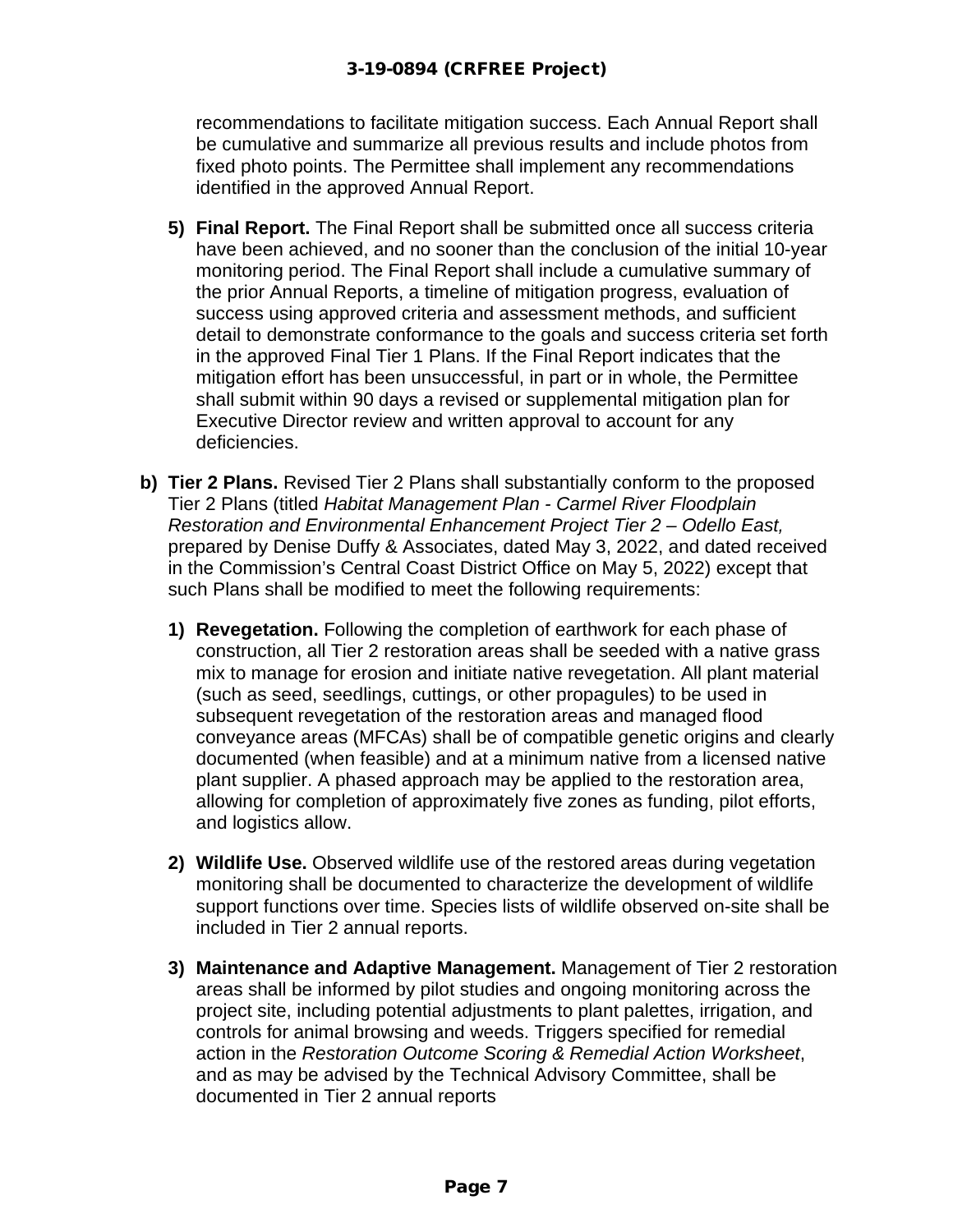recommendations to facilitate mitigation success. Each Annual Report shall be cumulative and summarize all previous results and include photos from fixed photo points. The Permittee shall implement any recommendations identified in the approved Annual Report.

5) **Final Report.** The Final Report shall be submitted once all success criteria have been achieved, and no sooner than the conclusion of the initial 10-year monitoring period. The Final Report shall include a cumulative summary of the prior Annual Reports, a timeline of mitigation progress, evaluation of success using approved criteria and assessment methods, and sufficient detail to demonstrate conformance to the goals and success criteria set forth in the approved Final Tier 1 Plans. If the Final Report indicates that the mitigation effort has been unsuccessful, in part or in whole, the Permittee shall submit within 90 days a revised or supplemental mitigation plan for Executive Director review and written approval to account for any deficiencies.

**b) Tier 2 Plans.** Revised Tier 2 Plans shall substantially conform to the proposed Tier 2 Plans (titled *Habitat Management Plan - Carmel River Floodplain Restoration and Environmental Enhancement Project Tier 2 – Odello East,* prepared by Denise Duffy & Associates, dated May 3, 2022, and dated received in the Commission's Central Coast District Office on May 5, 2022) except that such Plans shall be modified to meet the following requirements:

1) **Revegetation.** Following the completion of earthwork for each phase of construction, all Tier 2 restoration areas shall be seeded with a native grass mix to manage for erosion and initiate native revegetation. All plant material (such as seed, seedlings, cuttings, or other propagules) to be used in subsequent revegetation of the restoration areas and managed flood conveyance areas (MFCAs) shall be of compatible genetic origins and clearly documented (when feasible) and at a minimum native from a licensed native plant supplier. A phased approach may be applied to the restoration area, allowing for completion of approximately five zones as funding, pilot efforts, and logistics allow.

2) **Wildlife Use.** Observed wildlife use of the restored areas during vegetation monitoring shall be documented to characterize the development of wildlife support functions over time. Species lists of wildlife observed on-site shall be included in Tier 2 annual reports.

3) **Maintenance and Adaptive Management.** Management of Tier 2 restoration areas shall be informed by pilot studies and ongoing monitoring across the project site, including potential adjustments to plant palettes, irrigation, and controls for animal browsing and weeds. Triggers specified for remedial action in the *Restoration Outcome Scoring & Remedial Action Worksheet*, and as may be advised by the Technical Advisory Committee, shall be documented in Tier 2 annual reports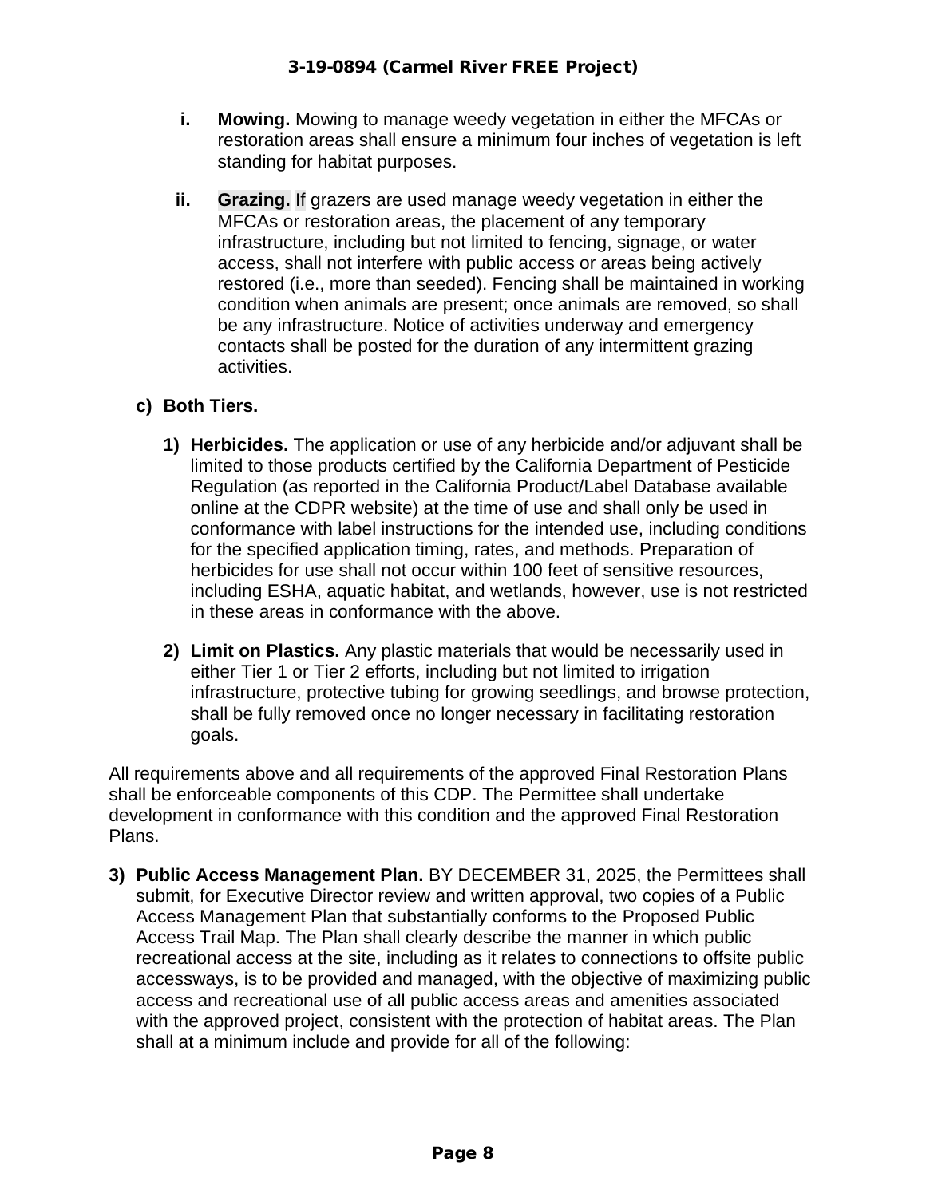i. **Mowing.** Mowing to manage weedy vegetation in either the MFCAs or restoration areas shall ensure a minimum four inches of vegetation is left standing for habitat purposes.

ii. **Grazing.** If grazers are used manage weedy vegetation in either the MFCAs or restoration areas, the placement of any temporary infrastructure, including but not limited to fencing, signage, or water access, shall not interfere with public access or areas being actively restored (i.e., more than seeded). Fencing shall be maintained in working condition when animals are present; once animals are removed, so shall be any infrastructure. Notice of activities underway and emergency contacts shall be posted for the duration of any intermittent grazing activities.

**c) Both Tiers.**

1) **Herbicides.** The application or use of any herbicide and/or adjuvant shall be limited to those products certified by the California Department of Pesticide Regulation (as reported in the California Product/Label Database available online at the CDPR website) at the time of use and shall only be used in conformance with label instructions for the intended use, including conditions for the specified application timing, rates, and methods. Preparation of herbicides for use shall not occur within 100 feet of sensitive resources, including ESHA, aquatic habitat, and wetlands, however, use is not restricted in these areas in conformance with the above.

2) **Limit on Plastics.** Any plastic materials that would be necessarily used in either Tier 1 or Tier 2 efforts, including but not limited to irrigation infrastructure, protective tubing for growing seedlings, and browse protection, shall be fully removed once no longer necessary in facilitating restoration goals.

All requirements above and all requirements of the approved Final Restoration Plans shall be enforceable components of this CDP. The Permittee shall undertake development in conformance with this condition and the approved Final Restoration Plans.

3) **Public Access Management Plan.** BY DECEMBER 31, 2025, the Permittees shall submit, for Executive Director review and written approval, two copies of a Public Access Management Plan that substantially conforms to the Proposed Public Access Trail Map. The Plan shall clearly describe the manner in which public recreational access at the site, including as it relates to connections to offsite public accessways, is to be provided and managed, with the objective of maximizing public access and recreational use of all public access areas and amenities associated with the approved project, consistent with the protection of habitat areas. The Plan shall at a minimum include and provide for all of the following: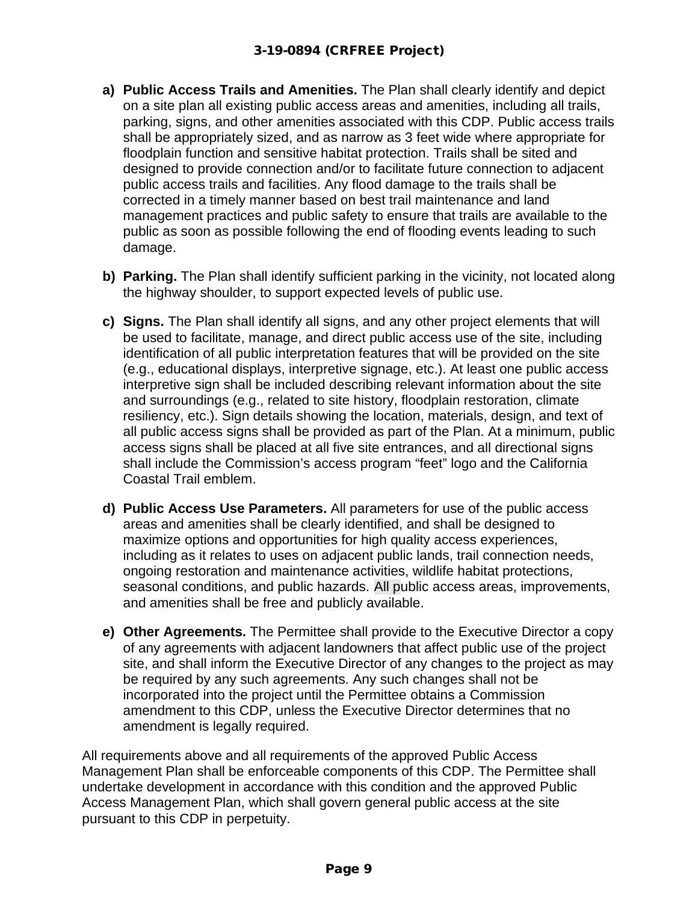a) **Public Access Trails and Amenities.** The Plan shall clearly identify and depict on a site plan all existing public access areas and amenities, including all trails, parking, signs, and other amenities associated with this CDP. Public access trails shall be appropriately sized, and as narrow as 3 feet wide where appropriate for floodplain function and sensitive habitat protection. Trails shall be sited and designed to provide connection and/or to facilitate future connection to adjacent public access trails and facilities. Any flood damage to the trails shall be corrected in a timely manner based on best trail maintenance and land management practices and public safety to ensure that trails are available to the public as soon as possible following the end of flooding events leading to such damage.

b) **Parking.** The Plan shall identify sufficient parking in the vicinity, not located along the highway shoulder, to support expected levels of public use.

c) **Signs.** The Plan shall identify all signs, and any other project elements that will be used to facilitate, manage, and direct public access use of the site, including identification of all public interpretation features that will be provided on the site (e.g., educational displays, interpretive signage, etc.). At least one public access interpretive sign shall be included describing relevant information about the site and surroundings (e.g., related to site history, floodplain restoration, climate resiliency, etc.). Sign details showing the location, materials, design, and text of all public access signs shall be provided as part of the Plan. At a minimum, public access signs shall be placed at all five site entrances, and all directional signs shall include the Commission's access program "feet" logo and the California Coastal Trail emblem.

d) **Public Access Use Parameters.** All parameters for use of the public access areas and amenities shall be clearly identified, and shall be designed to maximize options and opportunities for high quality access experiences, including as it relates to uses on adjacent public lands, trail connection needs, ongoing restoration and maintenance activities, wildlife habitat protections, seasonal conditions, and public hazards. All public access areas, improvements, and amenities shall be free and publicly available.

e) **Other Agreements.** The Permittee shall provide to the Executive Director a copy of any agreements with adjacent landowners that affect public use of the project site, and shall inform the Executive Director of any changes to the project as may be required by any such agreements. Any such changes shall not be incorporated into the project until the Permittee obtains a Commission amendment to this CDP, unless the Executive Director determines that no amendment is legally required.

All requirements above and all requirements of the approved Public Access Management Plan shall be enforceable components of this CDP. The Permittee shall undertake development in accordance with this condition and the approved Public Access Management Plan, which shall govern general public access at the site pursuant to this CDP in perpetuity.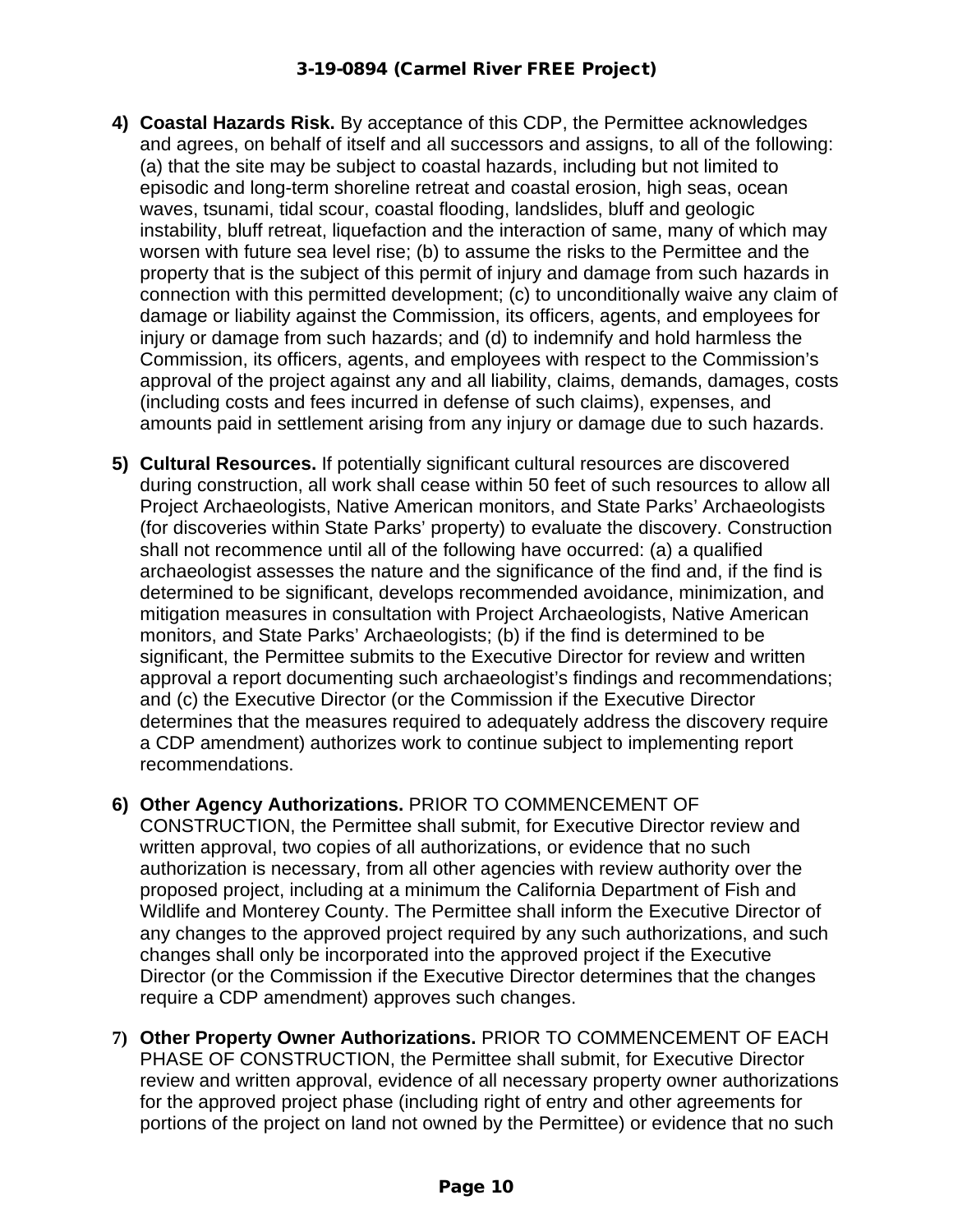4) **Coastal Hazards Risk.** By acceptance of this CDP, the Permittee acknowledges and agrees, on behalf of itself and all successors and assigns, to all of the following: (a) that the site may be subject to coastal hazards, including but not limited to episodic and long-term shoreline retreat and coastal erosion, high seas, ocean waves, tsunami, tidal scour, coastal flooding, landslides, bluff and geologic instability, bluff retreat, liquefaction and the interaction of same, many of which may worsen with future sea level rise; (b) to assume the risks to the Permittee and the property that is the subject of this permit of injury and damage from such hazards in connection with this permitted development; (c) to unconditionally waive any claim of damage or liability against the Commission, its officers, agents, and employees for injury or damage from such hazards; and (d) to indemnify and hold harmless the Commission, its officers, agents, and employees with respect to the Commission's approval of the project against any and all liability, claims, demands, damages, costs (including costs and fees incurred in defense of such claims), expenses, and amounts paid in settlement arising from any injury or damage due to such hazards.

5) **Cultural Resources.** If potentially significant cultural resources are discovered during construction, all work shall cease within 50 feet of such resources to allow all Project Archaeologists, Native American monitors, and State Parks' Archaeologists (for discoveries within State Parks' property) to evaluate the discovery. Construction shall not recommence until all of the following have occurred: (a) a qualified archaeologist assesses the nature and the significance of the find and, if the find is determined to be significant, develops recommended avoidance, minimization, and mitigation measures in consultation with Project Archaeologists, Native American monitors, and State Parks' Archaeologists; (b) if the find is determined to be significant, the Permittee submits to the Executive Director for review and written approval a report documenting such archaeologist's findings and recommendations; and (c) the Executive Director (or the Commission if the Executive Director determines that the measures required to adequately address the discovery require a CDP amendment) authorizes work to continue subject to implementing report recommendations.

6) **Other Agency Authorizations.** PRIOR TO COMMENCEMENT OF CONSTRUCTION, the Permittee shall submit, for Executive Director review and written approval, two copies of all authorizations, or evidence that no such authorization is necessary, from all other agencies with review authority over the proposed project, including at a minimum the California Department of Fish and Wildlife and Monterey County. The Permittee shall inform the Executive Director of any changes to the approved project required by any such authorizations, and such changes shall only be incorporated into the approved project if the Executive Director (or the Commission if the Executive Director determines that the changes require a CDP amendment) approves such changes.

7) **Other Property Owner Authorizations.** PRIOR TO COMMENCEMENT OF EACH PHASE OF CONSTRUCTION, the Permittee shall submit, for Executive Director review and written approval, evidence of all necessary property owner authorizations for the approved project phase (including right of entry and other agreements for portions of the project on land not owned by the Permittee) or evidence that no such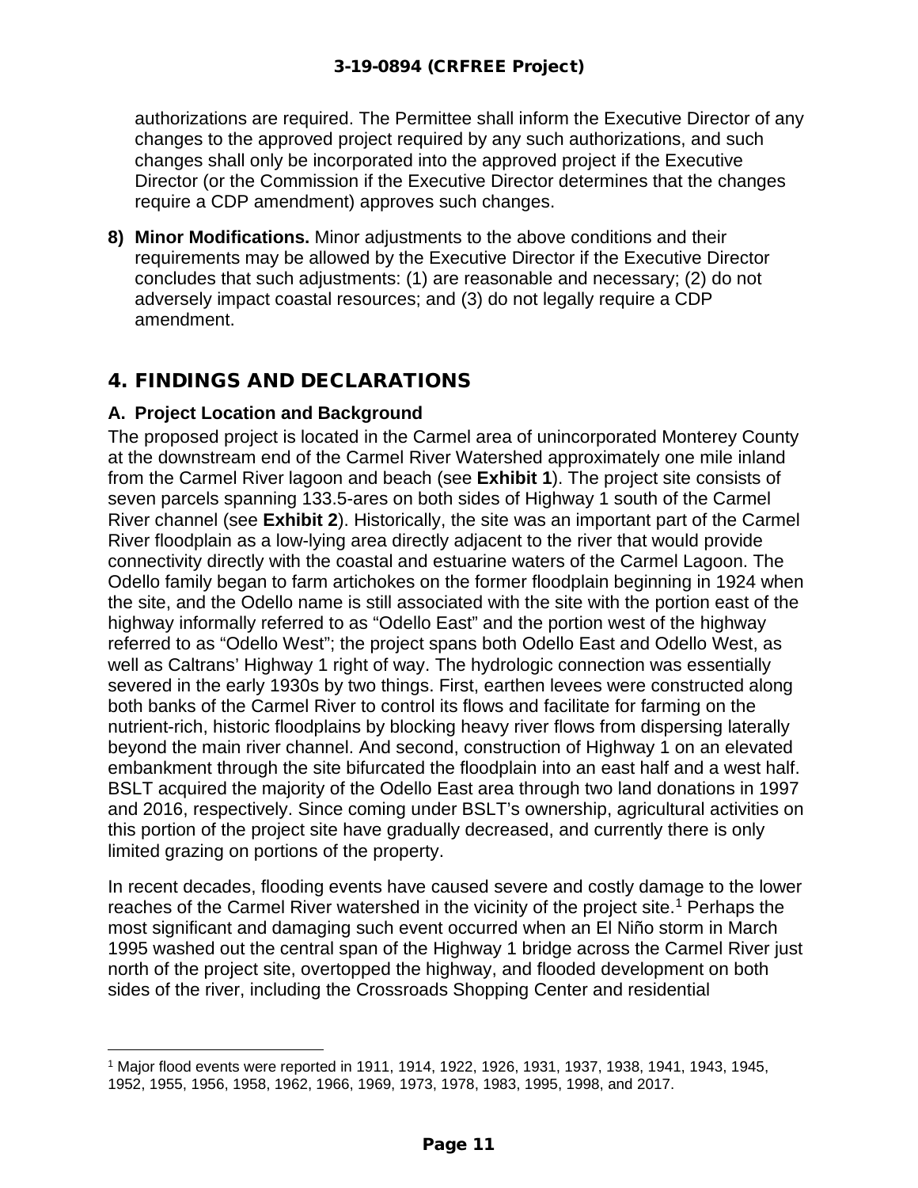authorizations are required. The Permittee shall inform the Executive Director of any changes to the approved project required by any such authorizations, and such changes shall only be incorporated into the approved project if the Executive Director (or the Commission if the Executive Director determines that the changes require a CDP amendment) approves such changes.

8) **Minor Modifications.** Minor adjustments to the above conditions and their requirements may be allowed by the Executive Director if the Executive Director concludes that such adjustments: (1) are reasonable and necessary; (2) do not adversely impact coastal resources; and (3) do not legally require a CDP amendment.

## 4. FINDINGS AND DECLARATIONS

### A. Project Location and Background

The proposed project is located in the Carmel area of unincorporated Monterey County at the downstream end of the Carmel River Watershed approximately one mile inland from the Carmel River lagoon and beach (see **Exhibit 1**). The project site consists of seven parcels spanning 133.5-ares on both sides of Highway 1 south of the Carmel River channel (see **Exhibit 2**). Historically, the site was an important part of the Carmel River floodplain as a low-lying area directly adjacent to the river that would provide connectivity directly with the coastal and estuarine waters of the Carmel Lagoon. The Odello family began to farm artichokes on the former floodplain beginning in 1924 when the site, and the Odello name is still associated with the site with the portion east of the highway informally referred to as "Odello East" and the portion west of the highway referred to as "Odello West"; the project spans both Odello East and Odello West, as well as Caltrans' Highway 1 right of way. The hydrologic connection was essentially severed in the early 1930s by two things. First, earthen levees were constructed along both banks of the Carmel River to control its flows and facilitate for farming on the nutrient-rich, historic floodplains by blocking heavy river flows from dispersing laterally beyond the main river channel. And second, construction of Highway 1 on an elevated embankment through the site bifurcated the floodplain into an east half and a west half. BSLT acquired the majority of the Odello East area through two land donations in 1997 and 2016, respectively. Since coming under BSLT's ownership, agricultural activities on this portion of the project site have gradually decreased, and currently there is only limited grazing on portions of the property.

In recent decades, flooding events have caused severe and costly damage to the lower reaches of the Carmel River watershed in the vicinity of the project site.[1] Perhaps the most significant and damaging such event occurred when an El Niño storm in March 1995 washed out the central span of the Highway 1 bridge across the Carmel River just north of the project site, overtopped the highway, and flooded development on both sides of the river, including the Crossroads Shopping Center and residential

[1] Major flood events were reported in 1911, 1914, 1922, 1926, 1931, 1937, 1938, 1941, 1943, 1945, 1952, 1955, 1956, 1958, 1962, 1966, 1969, 1973, 1978, 1983, 1995, 1998, and 2017.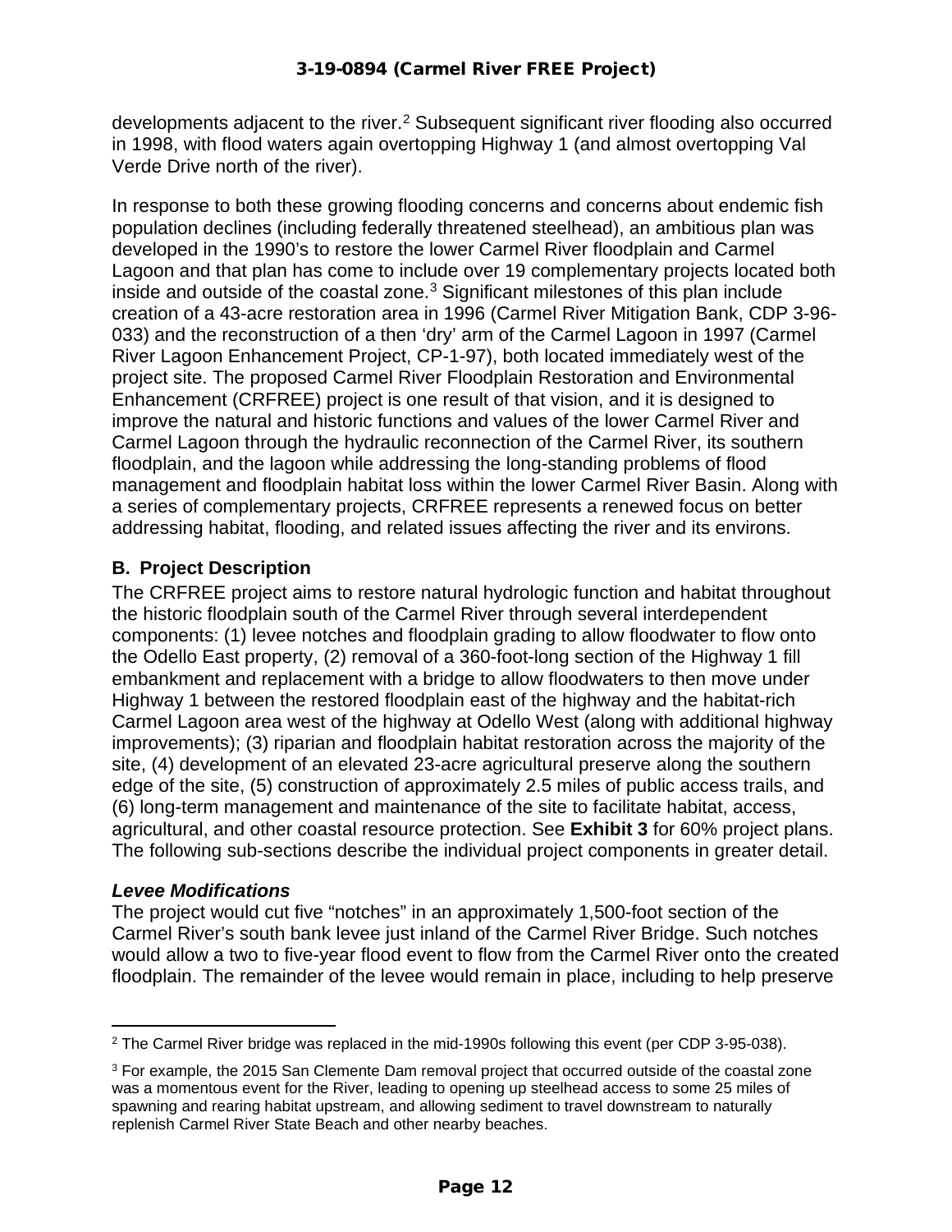developments adjacent to the river.[2] Subsequent significant river flooding also occurred in 1998, with flood waters again overtopping Highway 1 (and almost overtopping Val Verde Drive north of the river).

In response to both these growing flooding concerns and concerns about endemic fish population declines (including federally threatened steelhead), an ambitious plan was developed in the 1990's to restore the lower Carmel River floodplain and Carmel Lagoon and that plan has come to include over 19 complementary projects located both inside and outside of the coastal zone.[3] Significant milestones of this plan include creation of a 43-acre restoration area in 1996 (Carmel River Mitigation Bank, CDP 3-96-033) and the reconstruction of a then 'dry' arm of the Carmel Lagoon in 1997 (Carmel River Lagoon Enhancement Project, CP-1-97), both located immediately west of the project site. The proposed Carmel River Floodplain Restoration and Environmental Enhancement (CRFREE) project is one result of that vision, and it is designed to improve the natural and historic functions and values of the lower Carmel River and Carmel Lagoon through the hydraulic reconnection of the Carmel River, its southern floodplain, and the lagoon while addressing the long-standing problems of flood management and floodplain habitat loss within the lower Carmel River Basin. Along with a series of complementary projects, CRFREE represents a renewed focus on better addressing habitat, flooding, and related issues affecting the river and its environs.

## B. Project Description

The CRFREE project aims to restore natural hydrologic function and habitat throughout the historic floodplain south of the Carmel River through several interdependent components: (1) levee notches and floodplain grading to allow floodwater to flow onto the Odello East property, (2) removal of a 360-foot-long section of the Highway 1 fill embankment and replacement with a bridge to allow floodwaters to then move under Highway 1 between the restored floodplain east of the highway and the habitat-rich Carmel Lagoon area west of the highway at Odello West (along with additional highway improvements); (3) riparian and floodplain habitat restoration across the majority of the site, (4) development of an elevated 23-acre agricultural preserve along the southern edge of the site, (5) construction of approximately 2.5 miles of public access trails, and (6) long-term management and maintenance of the site to facilitate habitat, access, agricultural, and other coastal resource protection. See **Exhibit 3** for 60% project plans. The following sub-sections describe the individual project components in greater detail.

### *Levee Modifications*

The project would cut five "notches" in an approximately 1,500-foot section of the Carmel River's south bank levee just inland of the Carmel River Bridge. Such notches would allow a two to five-year flood event to flow from the Carmel River onto the created floodplain. The remainder of the levee would remain in place, including to help preserve

---

[2] The Carmel River bridge was replaced in the mid-1990s following this event (per CDP 3-95-038).

[3] For example, the 2015 San Clemente Dam removal project that occurred outside of the coastal zone was a momentous event for the River, leading to opening up steelhead access to some 25 miles of spawning and rearing habitat upstream, and allowing sediment to travel downstream to naturally replenish Carmel River State Beach and other nearby beaches.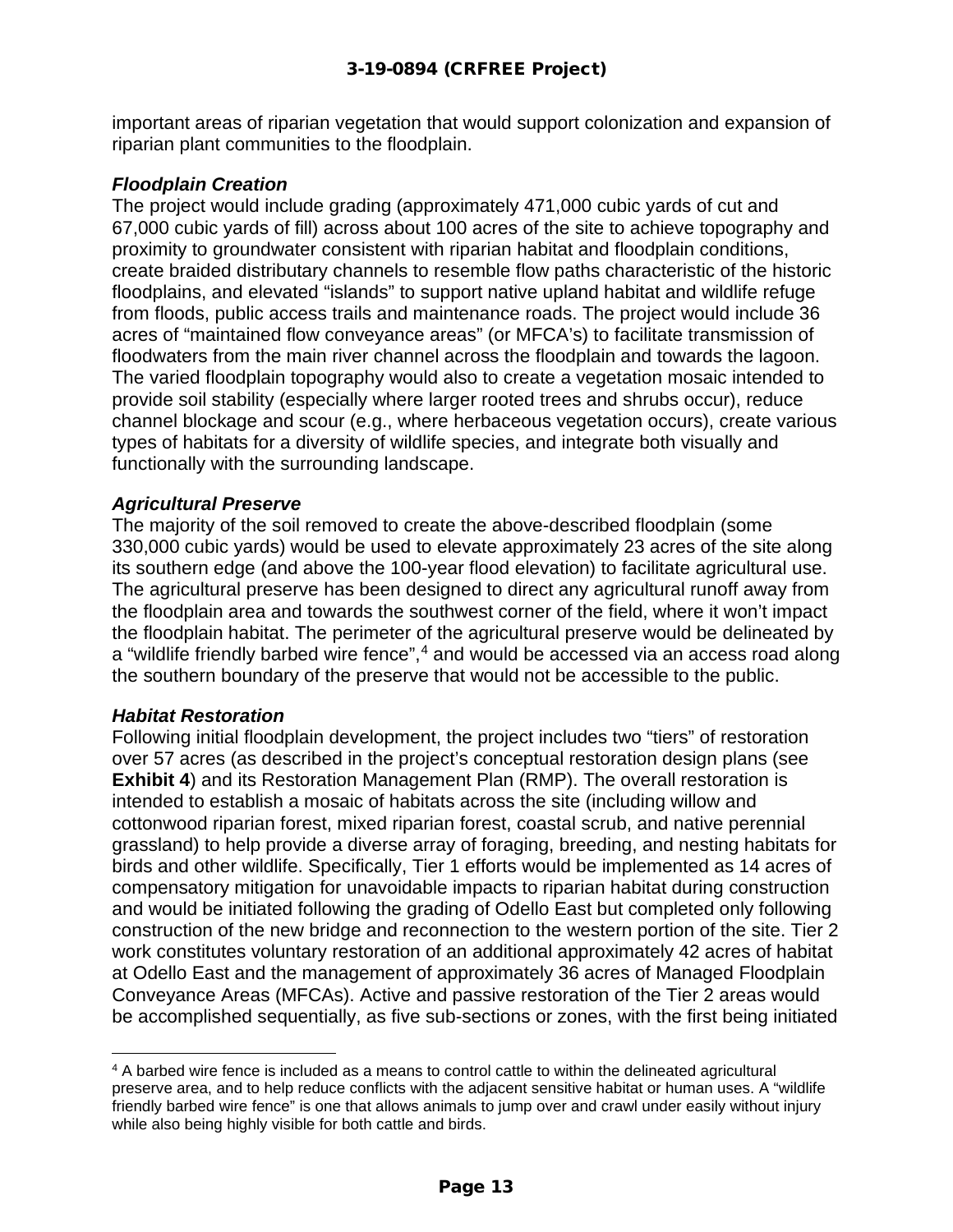important areas of riparian vegetation that would support colonization and expansion of riparian plant communities to the floodplain.

***Floodplain Creation***
The project would include grading (approximately 471,000 cubic yards of cut and 67,000 cubic yards of fill) across about 100 acres of the site to achieve topography and proximity to groundwater consistent with riparian habitat and floodplain conditions, create braided distributary channels to resemble flow paths characteristic of the historic floodplains, and elevated "islands" to support native upland habitat and wildlife refuge from floods, public access trails and maintenance roads. The project would include 36 acres of "maintained flow conveyance areas" (or MFCA's) to facilitate transmission of floodwaters from the main river channel across the floodplain and towards the lagoon. The varied floodplain topography would also to create a vegetation mosaic intended to provide soil stability (especially where larger rooted trees and shrubs occur), reduce channel blockage and scour (e.g., where herbaceous vegetation occurs), create various types of habitats for a diversity of wildlife species, and integrate both visually and functionally with the surrounding landscape.

***Agricultural Preserve***
The majority of the soil removed to create the above-described floodplain (some 330,000 cubic yards) would be used to elevate approximately 23 acres of the site along its southern edge (and above the 100-year flood elevation) to facilitate agricultural use. The agricultural preserve has been designed to direct any agricultural runoff away from the floodplain area and towards the southwest corner of the field, where it won't impact the floodplain habitat. The perimeter of the agricultural preserve would be delineated by a "wildlife friendly barbed wire fence",[4] and would be accessed via an access road along the southern boundary of the preserve that would not be accessible to the public.

***Habitat Restoration***
Following initial floodplain development, the project includes two "tiers" of restoration over 57 acres (as described in the project's conceptual restoration design plans (see **Exhibit 4**) and its Restoration Management Plan (RMP). The overall restoration is intended to establish a mosaic of habitats across the site (including willow and cottonwood riparian forest, mixed riparian forest, coastal scrub, and native perennial grassland) to help provide a diverse array of foraging, breeding, and nesting habitats for birds and other wildlife. Specifically, Tier 1 efforts would be implemented as 14 acres of compensatory mitigation for unavoidable impacts to riparian habitat during construction and would be initiated following the grading of Odello East but completed only following construction of the new bridge and reconnection to the western portion of the site. Tier 2 work constitutes voluntary restoration of an additional approximately 42 acres of habitat at Odello East and the management of approximately 36 acres of Managed Floodplain Conveyance Areas (MFCAs). Active and passive restoration of the Tier 2 areas would be accomplished sequentially, as five sub-sections or zones, with the first being initiated

---

[4] A barbed wire fence is included as a means to control cattle to within the delineated agricultural preserve area, and to help reduce conflicts with the adjacent sensitive habitat or human uses. A "wildlife friendly barbed wire fence" is one that allows animals to jump over and crawl under easily without injury while also being highly visible for both cattle and birds.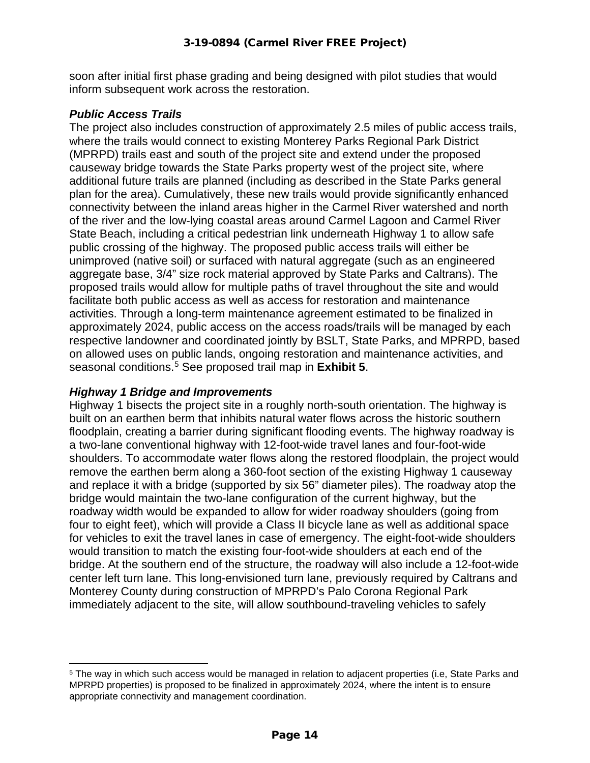soon after initial first phase grading and being designed with pilot studies that would inform subsequent work across the restoration.

***Public Access Trails***

The project also includes construction of approximately 2.5 miles of public access trails, where the trails would connect to existing Monterey Parks Regional Park District (MPRPD) trails east and south of the project site and extend under the proposed causeway bridge towards the State Parks property west of the project site, where additional future trails are planned (including as described in the State Parks general plan for the area). Cumulatively, these new trails would provide significantly enhanced connectivity between the inland areas higher in the Carmel River watershed and north of the river and the low-lying coastal areas around Carmel Lagoon and Carmel River State Beach, including a critical pedestrian link underneath Highway 1 to allow safe public crossing of the highway. The proposed public access trails will either be unimproved (native soil) or surfaced with natural aggregate (such as an engineered aggregate base, 3/4" size rock material approved by State Parks and Caltrans). The proposed trails would allow for multiple paths of travel throughout the site and would facilitate both public access as well as access for restoration and maintenance activities. Through a long-term maintenance agreement estimated to be finalized in approximately 2024, public access on the access roads/trails will be managed by each respective landowner and coordinated jointly by BSLT, State Parks, and MPRPD, based on allowed uses on public lands, ongoing restoration and maintenance activities, and seasonal conditions.[5] See proposed trail map in **Exhibit 5**.

***Highway 1 Bridge and Improvements***

Highway 1 bisects the project site in a roughly north-south orientation. The highway is built on an earthen berm that inhibits natural water flows across the historic southern floodplain, creating a barrier during significant flooding events. The highway roadway is a two-lane conventional highway with 12-foot-wide travel lanes and four-foot-wide shoulders. To accommodate water flows along the restored floodplain, the project would remove the earthen berm along a 360-foot section of the existing Highway 1 causeway and replace it with a bridge (supported by six 56" diameter piles). The roadway atop the bridge would maintain the two-lane configuration of the current highway, but the roadway width would be expanded to allow for wider roadway shoulders (going from four to eight feet), which will provide a Class II bicycle lane as well as additional space for vehicles to exit the travel lanes in case of emergency. The eight-foot-wide shoulders would transition to match the existing four-foot-wide shoulders at each end of the bridge. At the southern end of the structure, the roadway will also include a 12-foot-wide center left turn lane. This long-envisioned turn lane, previously required by Caltrans and Monterey County during construction of MPRPD's Palo Corona Regional Park immediately adjacent to the site, will allow southbound-traveling vehicles to safely

---

[5] The way in which such access would be managed in relation to adjacent properties (i.e, State Parks and MPRPD properties) is proposed to be finalized in approximately 2024, where the intent is to ensure appropriate connectivity and management coordination.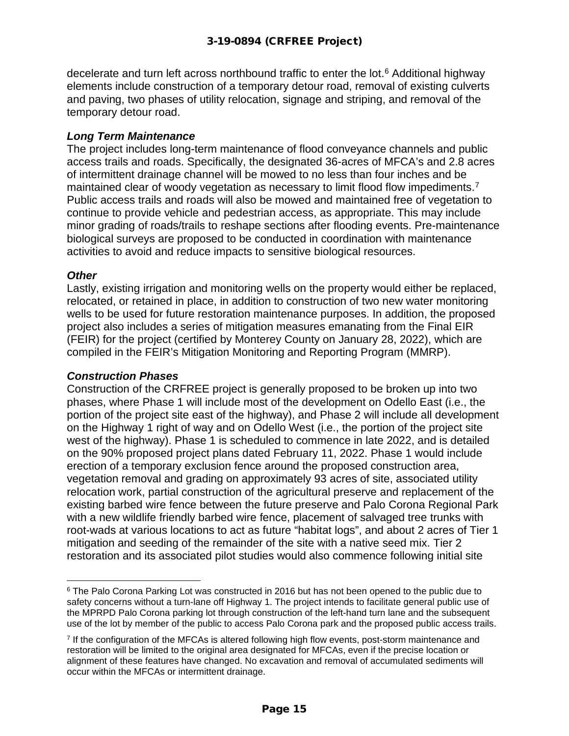decelerate and turn left across northbound traffic to enter the lot.[6] Additional highway elements include construction of a temporary detour road, removal of existing culverts and paving, two phases of utility relocation, signage and striping, and removal of the temporary detour road.

***Long Term Maintenance***

The project includes long-term maintenance of flood conveyance channels and public access trails and roads. Specifically, the designated 36-acres of MFCA's and 2.8 acres of intermittent drainage channel will be mowed to no less than four inches and be maintained clear of woody vegetation as necessary to limit flood flow impediments.[7] Public access trails and roads will also be mowed and maintained free of vegetation to continue to provide vehicle and pedestrian access, as appropriate. This may include minor grading of roads/trails to reshape sections after flooding events. Pre-maintenance biological surveys are proposed to be conducted in coordination with maintenance activities to avoid and reduce impacts to sensitive biological resources.

***Other***

Lastly, existing irrigation and monitoring wells on the property would either be replaced, relocated, or retained in place, in addition to construction of two new water monitoring wells to be used for future restoration maintenance purposes. In addition, the proposed project also includes a series of mitigation measures emanating from the Final EIR (FEIR) for the project (certified by Monterey County on January 28, 2022), which are compiled in the FEIR's Mitigation Monitoring and Reporting Program (MMRP).

***Construction Phases***

Construction of the CRFREE project is generally proposed to be broken up into two phases, where Phase 1 will include most of the development on Odello East (i.e., the portion of the project site east of the highway), and Phase 2 will include all development on the Highway 1 right of way and on Odello West (i.e., the portion of the project site west of the highway). Phase 1 is scheduled to commence in late 2022, and is detailed on the 90% proposed project plans dated February 11, 2022. Phase 1 would include erection of a temporary exclusion fence around the proposed construction area, vegetation removal and grading on approximately 93 acres of site, associated utility relocation work, partial construction of the agricultural preserve and replacement of the existing barbed wire fence between the future preserve and Palo Corona Regional Park with a new wildlife friendly barbed wire fence, placement of salvaged tree trunks with root-wads at various locations to act as future "habitat logs", and about 2 acres of Tier 1 mitigation and seeding of the remainder of the site with a native seed mix. Tier 2 restoration and its associated pilot studies would also commence following initial site

[6] The Palo Corona Parking Lot was constructed in 2016 but has not been opened to the public due to safety concerns without a turn-lane off Highway 1. The project intends to facilitate general public use of the MPRPD Palo Corona parking lot through construction of the left-hand turn lane and the subsequent use of the lot by member of the public to access Palo Corona park and the proposed public access trails.

[7] If the configuration of the MFCAs is altered following high flow events, post-storm maintenance and restoration will be limited to the original area designated for MFCAs, even if the precise location or alignment of these features have changed. No excavation and removal of accumulated sediments will occur within the MFCAs or intermittent drainage.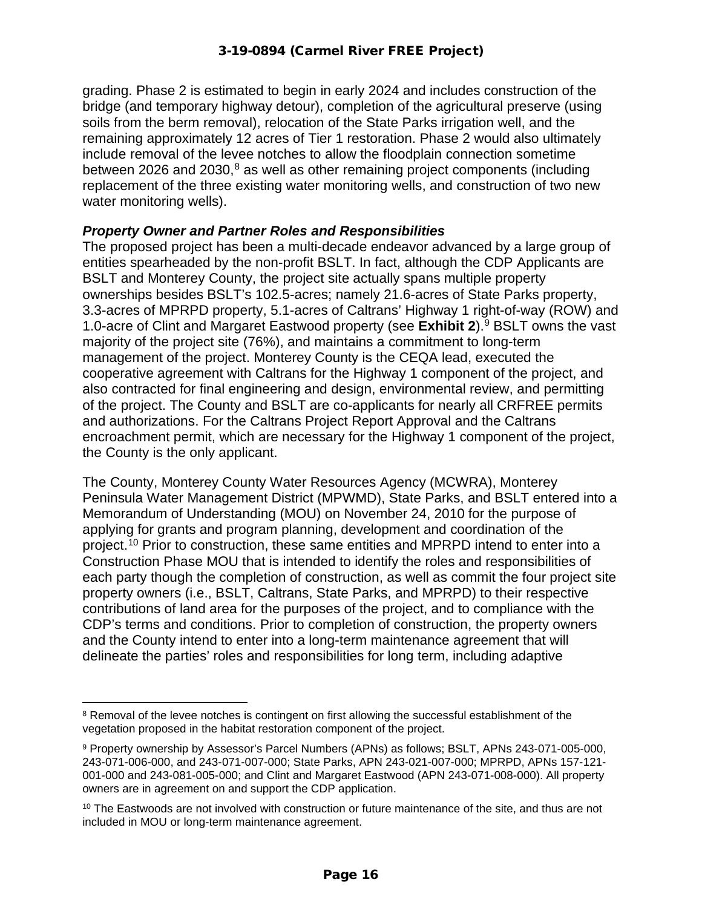grading. Phase 2 is estimated to begin in early 2024 and includes construction of the bridge (and temporary highway detour), completion of the agricultural preserve (using soils from the berm removal), relocation of the State Parks irrigation well, and the remaining approximately 12 acres of Tier 1 restoration. Phase 2 would also ultimately include removal of the levee notches to allow the floodplain connection sometime between 2026 and 2030,[8] as well as other remaining project components (including replacement of the three existing water monitoring wells, and construction of two new water monitoring wells).

***Property Owner and Partner Roles and Responsibilities***

The proposed project has been a multi-decade endeavor advanced by a large group of entities spearheaded by the non-profit BSLT. In fact, although the CDP Applicants are BSLT and Monterey County, the project site actually spans multiple property ownerships besides BSLT's 102.5-acres; namely 21.6-acres of State Parks property, 3.3-acres of MPRPD property, 5.1-acres of Caltrans' Highway 1 right-of-way (ROW) and 1.0-acre of Clint and Margaret Eastwood property (see **Exhibit 2**).[9] BSLT owns the vast majority of the project site (76%), and maintains a commitment to long-term management of the project. Monterey County is the CEQA lead, executed the cooperative agreement with Caltrans for the Highway 1 component of the project, and also contracted for final engineering and design, environmental review, and permitting of the project. The County and BSLT are co-applicants for nearly all CRFREE permits and authorizations. For the Caltrans Project Report Approval and the Caltrans encroachment permit, which are necessary for the Highway 1 component of the project, the County is the only applicant.

The County, Monterey County Water Resources Agency (MCWRA), Monterey Peninsula Water Management District (MPWMD), State Parks, and BSLT entered into a Memorandum of Understanding (MOU) on November 24, 2010 for the purpose of applying for grants and program planning, development and coordination of the project.[10] Prior to construction, these same entities and MPRPD intend to enter into a Construction Phase MOU that is intended to identify the roles and responsibilities of each party though the completion of construction, as well as commit the four project site property owners (i.e., BSLT, Caltrans, State Parks, and MPRPD) to their respective contributions of land area for the purposes of the project, and to compliance with the CDP's terms and conditions. Prior to completion of construction, the property owners and the County intend to enter into a long-term maintenance agreement that will delineate the parties' roles and responsibilities for long term, including adaptive

---

[8] Removal of the levee notches is contingent on first allowing the successful establishment of the vegetation proposed in the habitat restoration component of the project.

[9] Property ownership by Assessor's Parcel Numbers (APNs) as follows; BSLT, APNs 243-071-005-000, 243-071-006-000, and 243-071-007-000; State Parks, APN 243-021-007-000; MPRPD, APNs 157-121-001-000 and 243-081-005-000; and Clint and Margaret Eastwood (APN 243-071-008-000). All property owners are in agreement on and support the CDP application.

[10] The Eastwoods are not involved with construction or future maintenance of the site, and thus are not included in MOU or long-term maintenance agreement.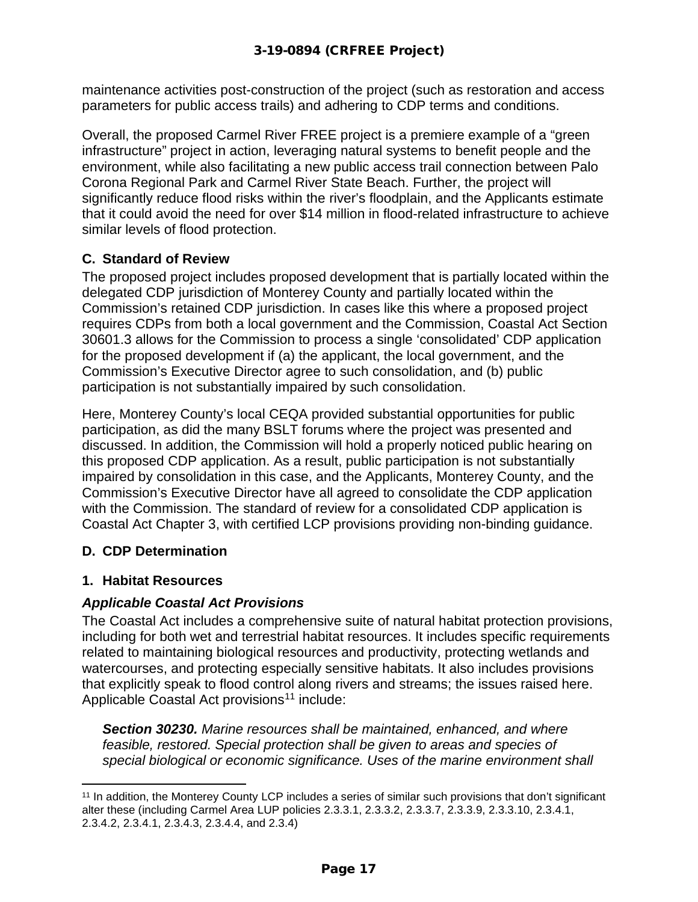maintenance activities post-construction of the project (such as restoration and access parameters for public access trails) and adhering to CDP terms and conditions.

Overall, the proposed Carmel River FREE project is a premiere example of a "green infrastructure" project in action, leveraging natural systems to benefit people and the environment, while also facilitating a new public access trail connection between Palo Corona Regional Park and Carmel River State Beach. Further, the project will significantly reduce flood risks within the river's floodplain, and the Applicants estimate that it could avoid the need for over $14 million in flood-related infrastructure to achieve similar levels of flood protection.

### C. Standard of Review

The proposed project includes proposed development that is partially located within the delegated CDP jurisdiction of Monterey County and partially located within the Commission's retained CDP jurisdiction. In cases like this where a proposed project requires CDPs from both a local government and the Commission, Coastal Act Section 30601.3 allows for the Commission to process a single 'consolidated' CDP application for the proposed development if (a) the applicant, the local government, and the Commission's Executive Director agree to such consolidation, and (b) public participation is not substantially impaired by such consolidation.

Here, Monterey County's local CEQA provided substantial opportunities for public participation, as did the many BSLT forums where the project was presented and discussed. In addition, the Commission will hold a properly noticed public hearing on this proposed CDP application. As a result, public participation is not substantially impaired by consolidation in this case, and the Applicants, Monterey County, and the Commission's Executive Director have all agreed to consolidate the CDP application with the Commission. The standard of review for a consolidated CDP application is Coastal Act Chapter 3, with certified LCP provisions providing non-binding guidance.

### D. CDP Determination

#### 1. Habitat Resources

***Applicable Coastal Act Provisions***

The Coastal Act includes a comprehensive suite of natural habitat protection provisions, including for both wet and terrestrial habitat resources. It includes specific requirements related to maintaining biological resources and productivity, protecting wetlands and watercourses, and protecting especially sensitive habitats. It also includes provisions that explicitly speak to flood control along rivers and streams; the issues raised here. Applicable Coastal Act provisions[11] include:

> ***Section 30230.*** *Marine resources shall be maintained, enhanced, and where feasible, restored. Special protection shall be given to areas and species of special biological or economic significance. Uses of the marine environment shall*

[11] In addition, the Monterey County LCP includes a series of similar such provisions that don't significant alter these (including Carmel Area LUP policies 2.3.3.1, 2.3.3.2, 2.3.3.7, 2.3.3.9, 2.3.3.10, 2.3.4.1, 2.3.4.2, 2.3.4.1, 2.3.4.3, 2.3.4.4, and 2.3.4)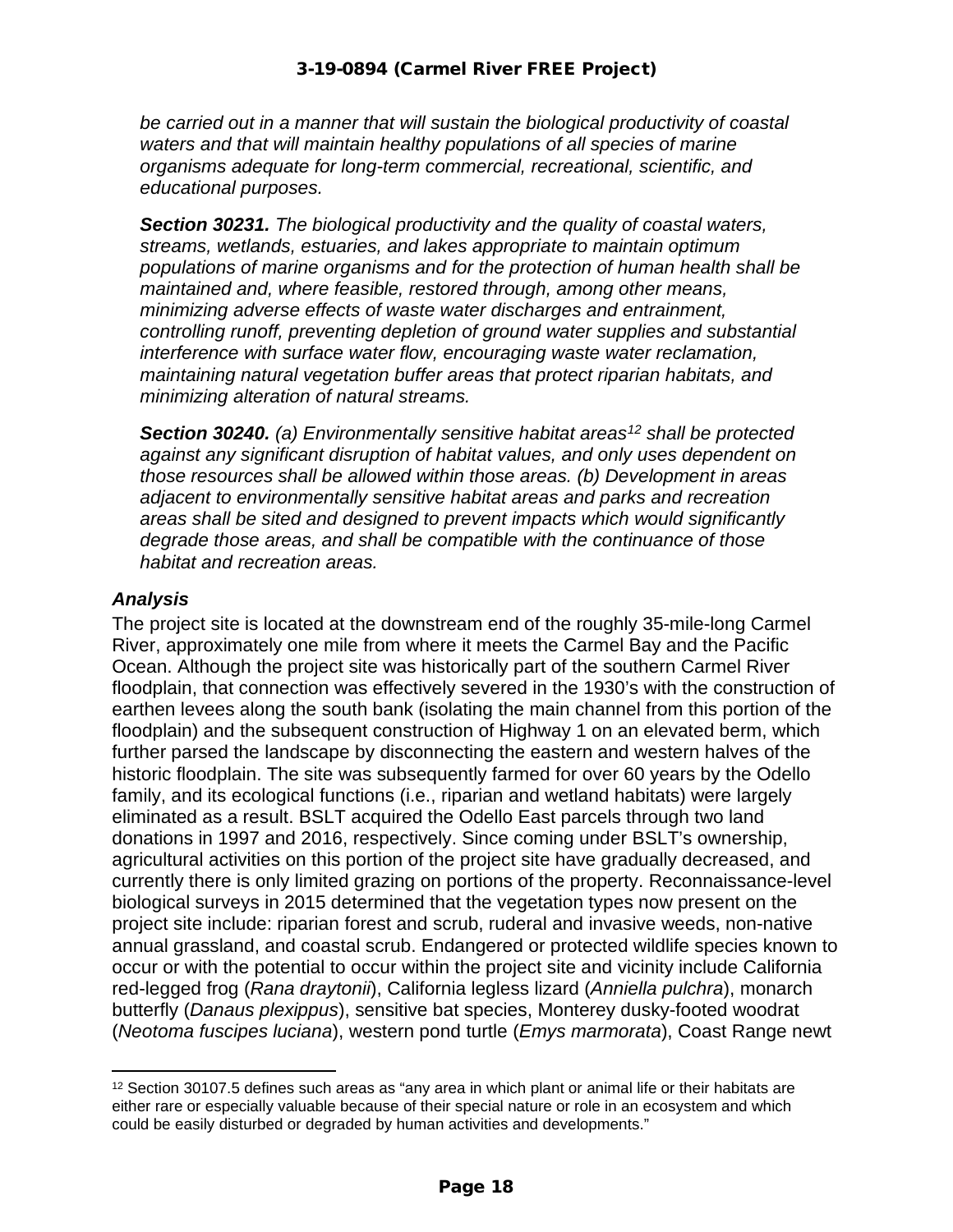*be carried out in a manner that will sustain the biological productivity of coastal waters and that will maintain healthy populations of all species of marine organisms adequate for long-term commercial, recreational, scientific, and educational purposes.*

***Section 30231.*** *The biological productivity and the quality of coastal waters, streams, wetlands, estuaries, and lakes appropriate to maintain optimum populations of marine organisms and for the protection of human health shall be maintained and, where feasible, restored through, among other means, minimizing adverse effects of waste water discharges and entrainment, controlling runoff, preventing depletion of ground water supplies and substantial interference with surface water flow, encouraging waste water reclamation, maintaining natural vegetation buffer areas that protect riparian habitats, and minimizing alteration of natural streams.*

***Section 30240.*** *(a) Environmentally sensitive habitat areas[12] shall be protected against any significant disruption of habitat values, and only uses dependent on those resources shall be allowed within those areas. (b) Development in areas adjacent to environmentally sensitive habitat areas and parks and recreation areas shall be sited and designed to prevent impacts which would significantly degrade those areas, and shall be compatible with the continuance of those habitat and recreation areas.*

### *Analysis*

The project site is located at the downstream end of the roughly 35-mile-long Carmel River, approximately one mile from where it meets the Carmel Bay and the Pacific Ocean. Although the project site was historically part of the southern Carmel River floodplain, that connection was effectively severed in the 1930's with the construction of earthen levees along the south bank (isolating the main channel from this portion of the floodplain) and the subsequent construction of Highway 1 on an elevated berm, which further parsed the landscape by disconnecting the eastern and western halves of the historic floodplain. The site was subsequently farmed for over 60 years by the Odello family, and its ecological functions (i.e., riparian and wetland habitats) were largely eliminated as a result. BSLT acquired the Odello East parcels through two land donations in 1997 and 2016, respectively. Since coming under BSLT's ownership, agricultural activities on this portion of the project site have gradually decreased, and currently there is only limited grazing on portions of the property. Reconnaissance-level biological surveys in 2015 determined that the vegetation types now present on the project site include: riparian forest and scrub, ruderal and invasive weeds, non-native annual grassland, and coastal scrub. Endangered or protected wildlife species known to occur or with the potential to occur within the project site and vicinity include California red-legged frog (*Rana draytonii*), California legless lizard (*Anniella pulchra*), monarch butterfly (*Danaus plexippus*), sensitive bat species, Monterey dusky-footed woodrat (*Neotoma fuscipes luciana*), western pond turtle (*Emys marmorata*), Coast Range newt

[12] Section 30107.5 defines such areas as "any area in which plant or animal life or their habitats are either rare or especially valuable because of their special nature or role in an ecosystem and which could be easily disturbed or degraded by human activities and developments."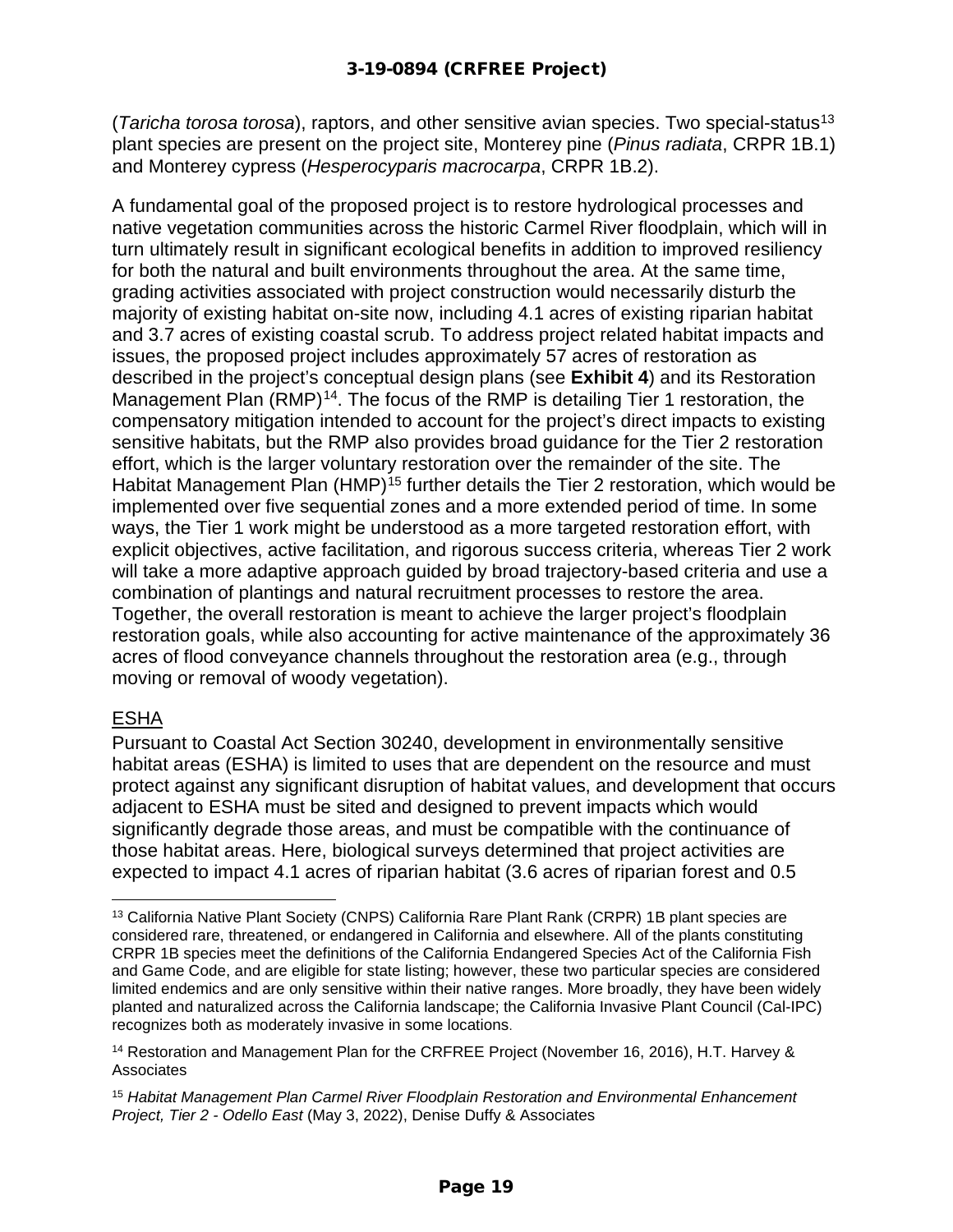(*Taricha torosa torosa*), raptors, and other sensitive avian species. Two special-status[13] plant species are present on the project site, Monterey pine (*Pinus radiata*, CRPR 1B.1) and Monterey cypress (*Hesperocyparis macrocarpa*, CRPR 1B.2).

A fundamental goal of the proposed project is to restore hydrological processes and native vegetation communities across the historic Carmel River floodplain, which will in turn ultimately result in significant ecological benefits in addition to improved resiliency for both the natural and built environments throughout the area. At the same time, grading activities associated with project construction would necessarily disturb the majority of existing habitat on-site now, including 4.1 acres of existing riparian habitat and 3.7 acres of existing coastal scrub. To address project related habitat impacts and issues, the proposed project includes approximately 57 acres of restoration as described in the project's conceptual design plans (see **Exhibit 4**) and its Restoration Management Plan (RMP)[14]. The focus of the RMP is detailing Tier 1 restoration, the compensatory mitigation intended to account for the project's direct impacts to existing sensitive habitats, but the RMP also provides broad guidance for the Tier 2 restoration effort, which is the larger voluntary restoration over the remainder of the site. The Habitat Management Plan (HMP)[15] further details the Tier 2 restoration, which would be implemented over five sequential zones and a more extended period of time. In some ways, the Tier 1 work might be understood as a more targeted restoration effort, with explicit objectives, active facilitation, and rigorous success criteria, whereas Tier 2 work will take a more adaptive approach guided by broad trajectory-based criteria and use a combination of plantings and natural recruitment processes to restore the area. Together, the overall restoration is meant to achieve the larger project's floodplain restoration goals, while also accounting for active maintenance of the approximately 36 acres of flood conveyance channels throughout the restoration area (e.g., through moving or removal of woody vegetation).

## ESHA

Pursuant to Coastal Act Section 30240, development in environmentally sensitive habitat areas (ESHA) is limited to uses that are dependent on the resource and must protect against any significant disruption of habitat values, and development that occurs adjacent to ESHA must be sited and designed to prevent impacts which would significantly degrade those areas, and must be compatible with the continuance of those habitat areas. Here, biological surveys determined that project activities are expected to impact 4.1 acres of riparian habitat (3.6 acres of riparian forest and 0.5

---

[13] California Native Plant Society (CNPS) California Rare Plant Rank (CRPR) 1B plant species are considered rare, threatened, or endangered in California and elsewhere. All of the plants constituting CRPR 1B species meet the definitions of the California Endangered Species Act of the California Fish and Game Code, and are eligible for state listing; however, these two particular species are considered limited endemics and are only sensitive within their native ranges. More broadly, they have been widely planted and naturalized across the California landscape; the California Invasive Plant Council (Cal-IPC) recognizes both as moderately invasive in some locations.

[14] Restoration and Management Plan for the CRFREE Project (November 16, 2016), H.T. Harvey & Associates

[15] *Habitat Management Plan Carmel River Floodplain Restoration and Environmental Enhancement Project, Tier 2 - Odello East* (May 3, 2022), Denise Duffy & Associates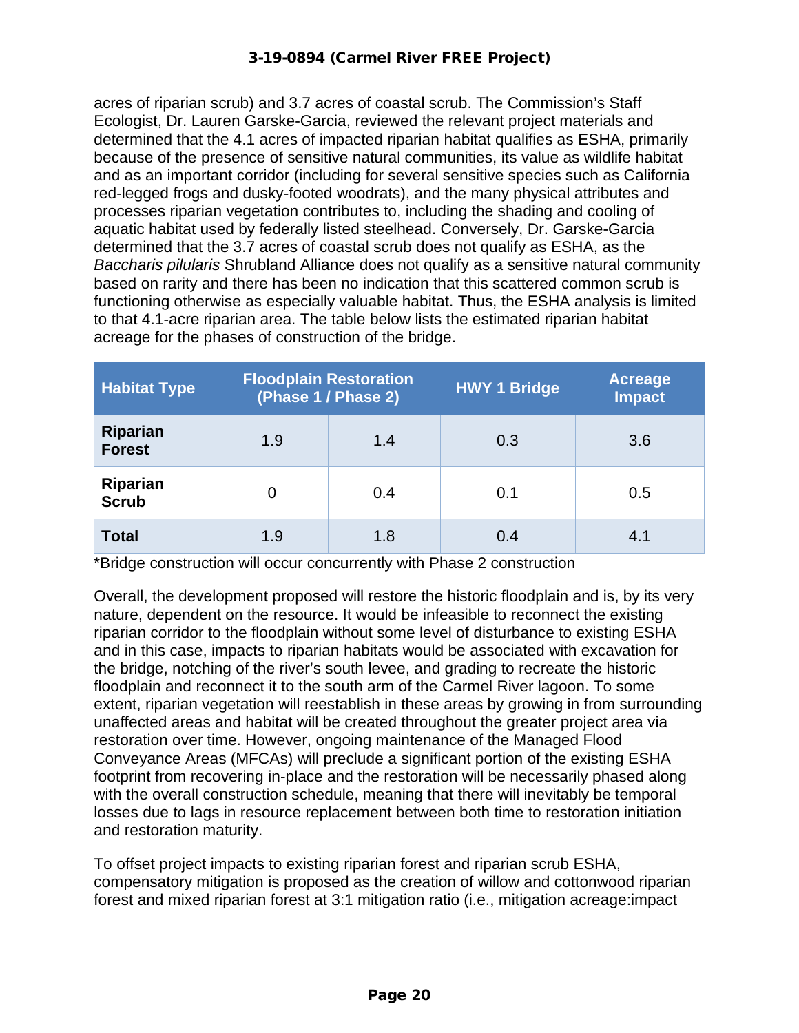acres of riparian scrub) and 3.7 acres of coastal scrub. The Commission's Staff Ecologist, Dr. Lauren Garske-Garcia, reviewed the relevant project materials and determined that the 4.1 acres of impacted riparian habitat qualifies as ESHA, primarily because of the presence of sensitive natural communities, its value as wildlife habitat and as an important corridor (including for several sensitive species such as California red-legged frogs and dusky-footed woodrats), and the many physical attributes and processes riparian vegetation contributes to, including the shading and cooling of aquatic habitat used by federally listed steelhead. Conversely, Dr. Garske-Garcia determined that the 3.7 acres of coastal scrub does not qualify as ESHA, as the *Baccharis pilularis* Shrubland Alliance does not qualify as a sensitive natural community based on rarity and there has been no indication that this scattered common scrub is functioning otherwise as especially valuable habitat. Thus, the ESHA analysis is limited to that 4.1-acre riparian area. The table below lists the estimated riparian habitat acreage for the phases of construction of the bridge.

| Habitat Type | Floodplain Restoration (Phase 1 / Phase 2) | | HWY 1 Bridge | Acreage Impact |
|---|---|---|---|---|
| **Riparian Forest** | 1.9 | 1.4 | 0.3 | 3.6 |
| **Riparian Scrub** | 0 | 0.4 | 0.1 | 0.5 |
| **Total** | 1.9 | 1.8 | 0.4 | 4.1 |

*Bridge construction will occur concurrently with Phase 2 construction

Overall, the development proposed will restore the historic floodplain and is, by its very nature, dependent on the resource. It would be infeasible to reconnect the existing riparian corridor to the floodplain without some level of disturbance to existing ESHA and in this case, impacts to riparian habitats would be associated with excavation for the bridge, notching of the river's south levee, and grading to recreate the historic floodplain and reconnect it to the south arm of the Carmel River lagoon. To some extent, riparian vegetation will reestablish in these areas by growing in from surrounding unaffected areas and habitat will be created throughout the greater project area via restoration over time. However, ongoing maintenance of the Managed Flood Conveyance Areas (MFCAs) will preclude a significant portion of the existing ESHA footprint from recovering in-place and the restoration will be necessarily phased along with the overall construction schedule, meaning that there will inevitably be temporal losses due to lags in resource replacement between both time to restoration initiation and restoration maturity.

To offset project impacts to existing riparian forest and riparian scrub ESHA, compensatory mitigation is proposed as the creation of willow and cottonwood riparian forest and mixed riparian forest at 3:1 mitigation ratio (i.e., mitigation acreage:impact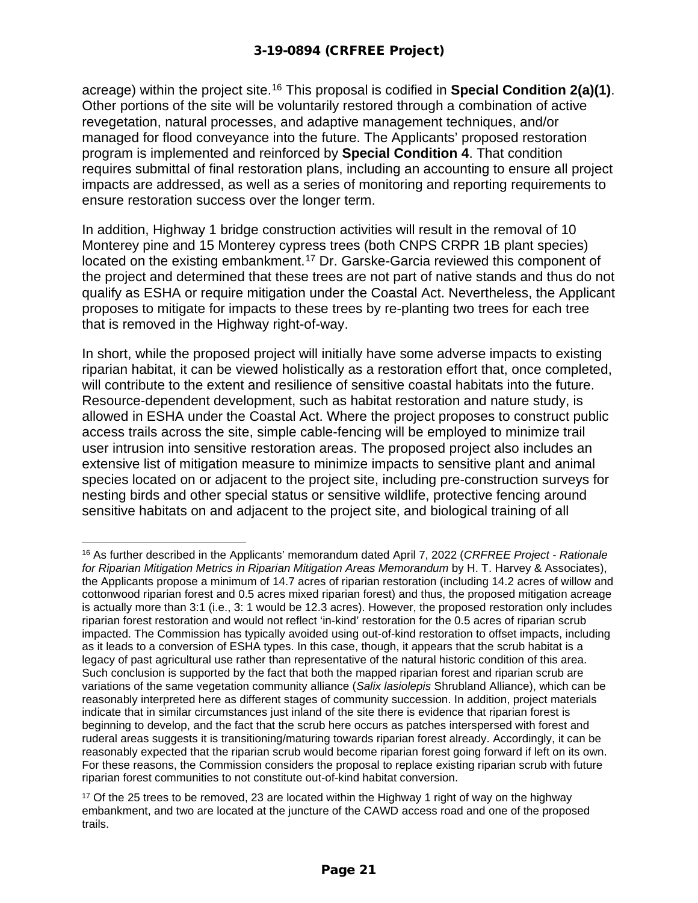acreage) within the project site.[16] This proposal is codified in **Special Condition 2(a)(1)**. Other portions of the site will be voluntarily restored through a combination of active revegetation, natural processes, and adaptive management techniques, and/or managed for flood conveyance into the future. The Applicants' proposed restoration program is implemented and reinforced by **Special Condition 4**. That condition requires submittal of final restoration plans, including an accounting to ensure all project impacts are addressed, as well as a series of monitoring and reporting requirements to ensure restoration success over the longer term.

In addition, Highway 1 bridge construction activities will result in the removal of 10 Monterey pine and 15 Monterey cypress trees (both CNPS CRPR 1B plant species) located on the existing embankment.[17] Dr. Garske-Garcia reviewed this component of the project and determined that these trees are not part of native stands and thus do not qualify as ESHA or require mitigation under the Coastal Act. Nevertheless, the Applicant proposes to mitigate for impacts to these trees by re-planting two trees for each tree that is removed in the Highway right-of-way.

In short, while the proposed project will initially have some adverse impacts to existing riparian habitat, it can be viewed holistically as a restoration effort that, once completed, will contribute to the extent and resilience of sensitive coastal habitats into the future. Resource-dependent development, such as habitat restoration and nature study, is allowed in ESHA under the Coastal Act. Where the project proposes to construct public access trails across the site, simple cable-fencing will be employed to minimize trail user intrusion into sensitive restoration areas. The proposed project also includes an extensive list of mitigation measure to minimize impacts to sensitive plant and animal species located on or adjacent to the project site, including pre-construction surveys for nesting birds and other special status or sensitive wildlife, protective fencing around sensitive habitats on and adjacent to the project site, and biological training of all

---

[16] As further described in the Applicants' memorandum dated April 7, 2022 (*CRFREE Project - Rationale for Riparian Mitigation Metrics in Riparian Mitigation Areas Memorandum* by H. T. Harvey & Associates), the Applicants propose a minimum of 14.7 acres of riparian restoration (including 14.2 acres of willow and cottonwood riparian forest and 0.5 acres mixed riparian forest) and thus, the proposed mitigation acreage is actually more than 3:1 (i.e., 3: 1 would be 12.3 acres). However, the proposed restoration only includes riparian forest restoration and would not reflect 'in-kind' restoration for the 0.5 acres of riparian scrub impacted. The Commission has typically avoided using out-of-kind restoration to offset impacts, including as it leads to a conversion of ESHA types. In this case, though, it appears that the scrub habitat is a legacy of past agricultural use rather than representative of the natural historic condition of this area. Such conclusion is supported by the fact that both the mapped riparian forest and riparian scrub are variations of the same vegetation community alliance (*Salix lasiolepis* Shrubland Alliance), which can be reasonably interpreted here as different stages of community succession. In addition, project materials indicate that in similar circumstances just inland of the site there is evidence that riparian forest is beginning to develop, and the fact that the scrub here occurs as patches interspersed with forest and ruderal areas suggests it is transitioning/maturing towards riparian forest already. Accordingly, it can be reasonably expected that the riparian scrub would become riparian forest going forward if left on its own. For these reasons, the Commission considers the proposal to replace existing riparian scrub with future riparian forest communities to not constitute out-of-kind habitat conversion.

[17] Of the 25 trees to be removed, 23 are located within the Highway 1 right of way on the highway embankment, and two are located at the juncture of the CAWD access road and one of the proposed trails.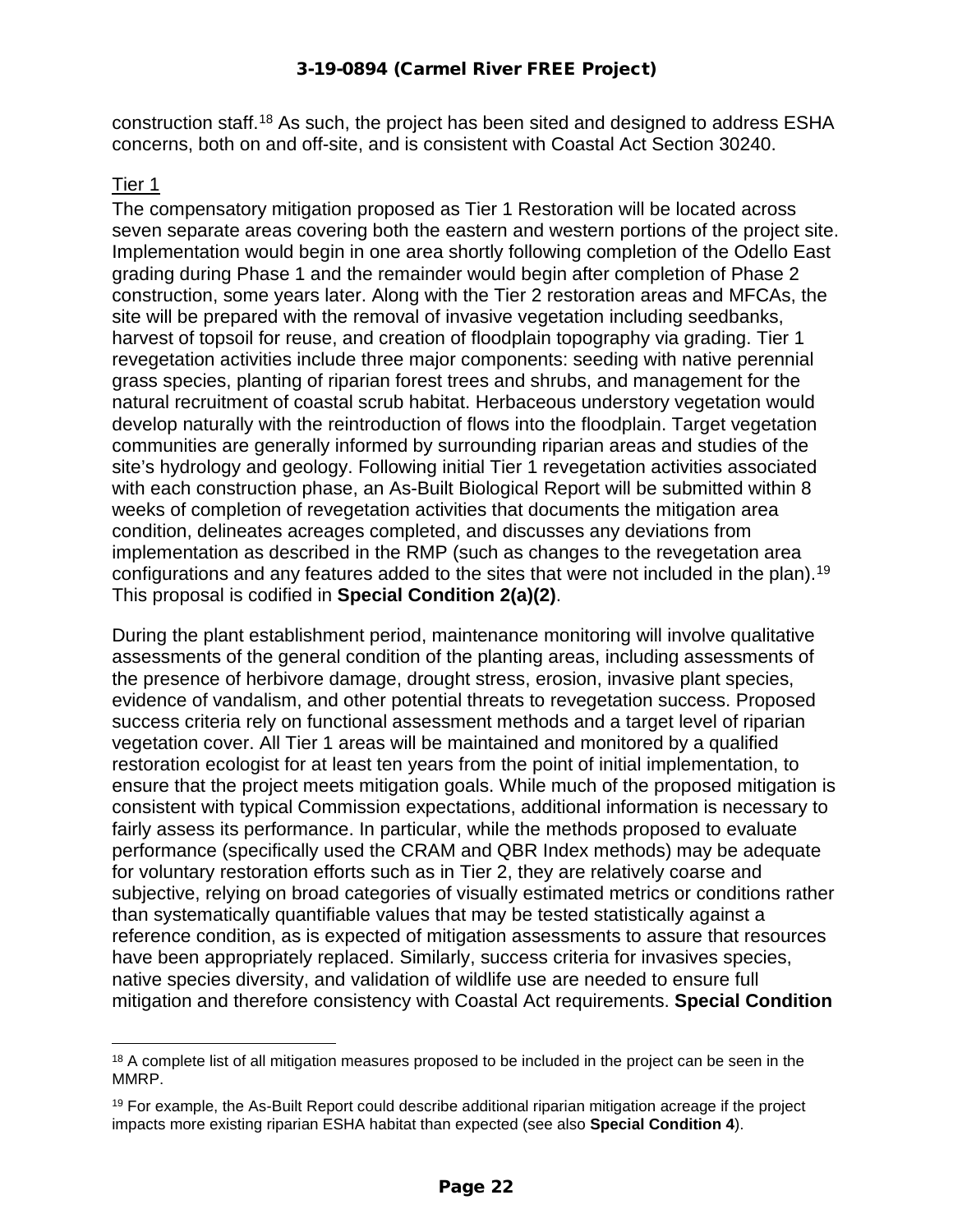construction staff.[18] As such, the project has been sited and designed to address ESHA concerns, both on and off-site, and is consistent with Coastal Act Section 30240.

Tier 1

The compensatory mitigation proposed as Tier 1 Restoration will be located across seven separate areas covering both the eastern and western portions of the project site. Implementation would begin in one area shortly following completion of the Odello East grading during Phase 1 and the remainder would begin after completion of Phase 2 construction, some years later. Along with the Tier 2 restoration areas and MFCAs, the site will be prepared with the removal of invasive vegetation including seedbanks, harvest of topsoil for reuse, and creation of floodplain topography via grading. Tier 1 revegetation activities include three major components: seeding with native perennial grass species, planting of riparian forest trees and shrubs, and management for the natural recruitment of coastal scrub habitat. Herbaceous understory vegetation would develop naturally with the reintroduction of flows into the floodplain. Target vegetation communities are generally informed by surrounding riparian areas and studies of the site's hydrology and geology. Following initial Tier 1 revegetation activities associated with each construction phase, an As-Built Biological Report will be submitted within 8 weeks of completion of revegetation activities that documents the mitigation area condition, delineates acreages completed, and discusses any deviations from implementation as described in the RMP (such as changes to the revegetation area configurations and any features added to the sites that were not included in the plan).[19] This proposal is codified in **Special Condition 2(a)(2)**.

During the plant establishment period, maintenance monitoring will involve qualitative assessments of the general condition of the planting areas, including assessments of the presence of herbivore damage, drought stress, erosion, invasive plant species, evidence of vandalism, and other potential threats to revegetation success. Proposed success criteria rely on functional assessment methods and a target level of riparian vegetation cover. All Tier 1 areas will be maintained and monitored by a qualified restoration ecologist for at least ten years from the point of initial implementation, to ensure that the project meets mitigation goals. While much of the proposed mitigation is consistent with typical Commission expectations, additional information is necessary to fairly assess its performance. In particular, while the methods proposed to evaluate performance (specifically used the CRAM and QBR Index methods) may be adequate for voluntary restoration efforts such as in Tier 2, they are relatively coarse and subjective, relying on broad categories of visually estimated metrics or conditions rather than systematically quantifiable values that may be tested statistically against a reference condition, as is expected of mitigation assessments to assure that resources have been appropriately replaced. Similarly, success criteria for invasives species, native species diversity, and validation of wildlife use are needed to ensure full mitigation and therefore consistency with Coastal Act requirements. **Special Condition**

[18] A complete list of all mitigation measures proposed to be included in the project can be seen in the MMRP.

[19] For example, the As-Built Report could describe additional riparian mitigation acreage if the project impacts more existing riparian ESHA habitat than expected (see also **Special Condition 4**).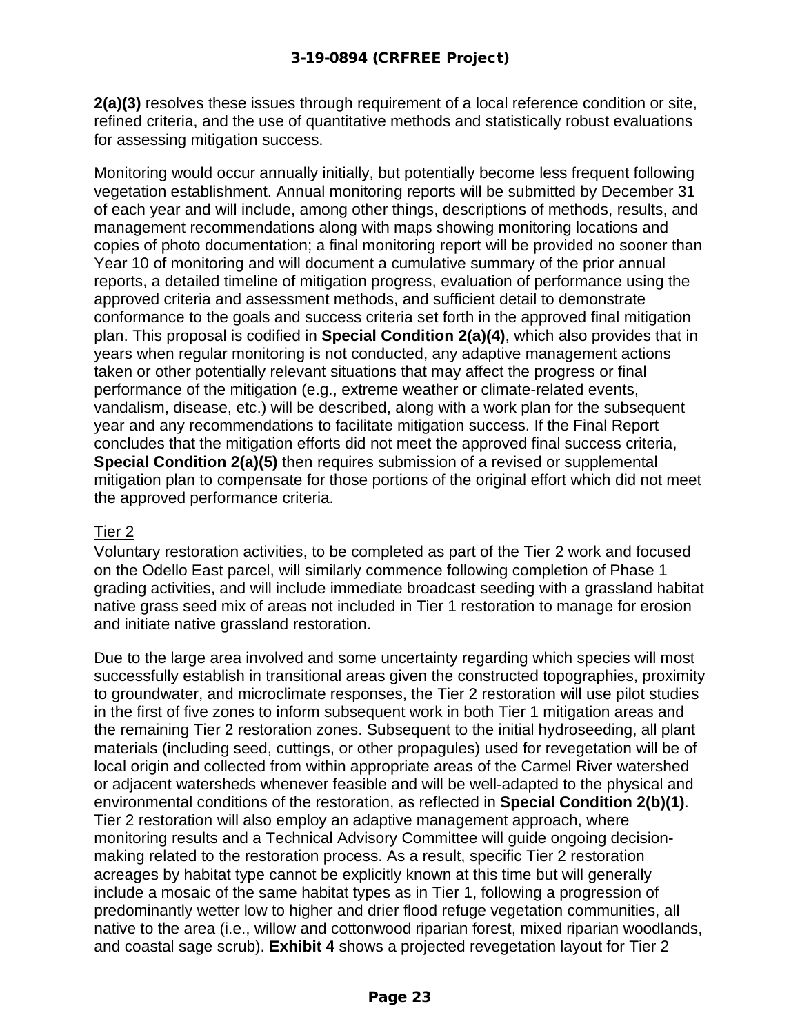**2(a)(3)** resolves these issues through requirement of a local reference condition or site, refined criteria, and the use of quantitative methods and statistically robust evaluations for assessing mitigation success.

Monitoring would occur annually initially, but potentially become less frequent following vegetation establishment. Annual monitoring reports will be submitted by December 31 of each year and will include, among other things, descriptions of methods, results, and management recommendations along with maps showing monitoring locations and copies of photo documentation; a final monitoring report will be provided no sooner than Year 10 of monitoring and will document a cumulative summary of the prior annual reports, a detailed timeline of mitigation progress, evaluation of performance using the approved criteria and assessment methods, and sufficient detail to demonstrate conformance to the goals and success criteria set forth in the approved final mitigation plan. This proposal is codified in **Special Condition 2(a)(4)**, which also provides that in years when regular monitoring is not conducted, any adaptive management actions taken or other potentially relevant situations that may affect the progress or final performance of the mitigation (e.g., extreme weather or climate-related events, vandalism, disease, etc.) will be described, along with a work plan for the subsequent year and any recommendations to facilitate mitigation success. If the Final Report concludes that the mitigation efforts did not meet the approved final success criteria, **Special Condition 2(a)(5)** then requires submission of a revised or supplemental mitigation plan to compensate for those portions of the original effort which did not meet the approved performance criteria.

<u>Tier 2</u>

Voluntary restoration activities, to be completed as part of the Tier 2 work and focused on the Odello East parcel, will similarly commence following completion of Phase 1 grading activities, and will include immediate broadcast seeding with a grassland habitat native grass seed mix of areas not included in Tier 1 restoration to manage for erosion and initiate native grassland restoration.

Due to the large area involved and some uncertainty regarding which species will most successfully establish in transitional areas given the constructed topographies, proximity to groundwater, and microclimate responses, the Tier 2 restoration will use pilot studies in the first of five zones to inform subsequent work in both Tier 1 mitigation areas and the remaining Tier 2 restoration zones. Subsequent to the initial hydroseeding, all plant materials (including seed, cuttings, or other propagules) used for revegetation will be of local origin and collected from within appropriate areas of the Carmel River watershed or adjacent watersheds whenever feasible and will be well-adapted to the physical and environmental conditions of the restoration, as reflected in **Special Condition 2(b)(1)**. Tier 2 restoration will also employ an adaptive management approach, where monitoring results and a Technical Advisory Committee will guide ongoing decision-making related to the restoration process. As a result, specific Tier 2 restoration acreages by habitat type cannot be explicitly known at this time but will generally include a mosaic of the same habitat types as in Tier 1, following a progression of predominantly wetter low to higher and drier flood refuge vegetation communities, all native to the area (i.e., willow and cottonwood riparian forest, mixed riparian woodlands, and coastal sage scrub). **Exhibit 4** shows a projected revegetation layout for Tier 2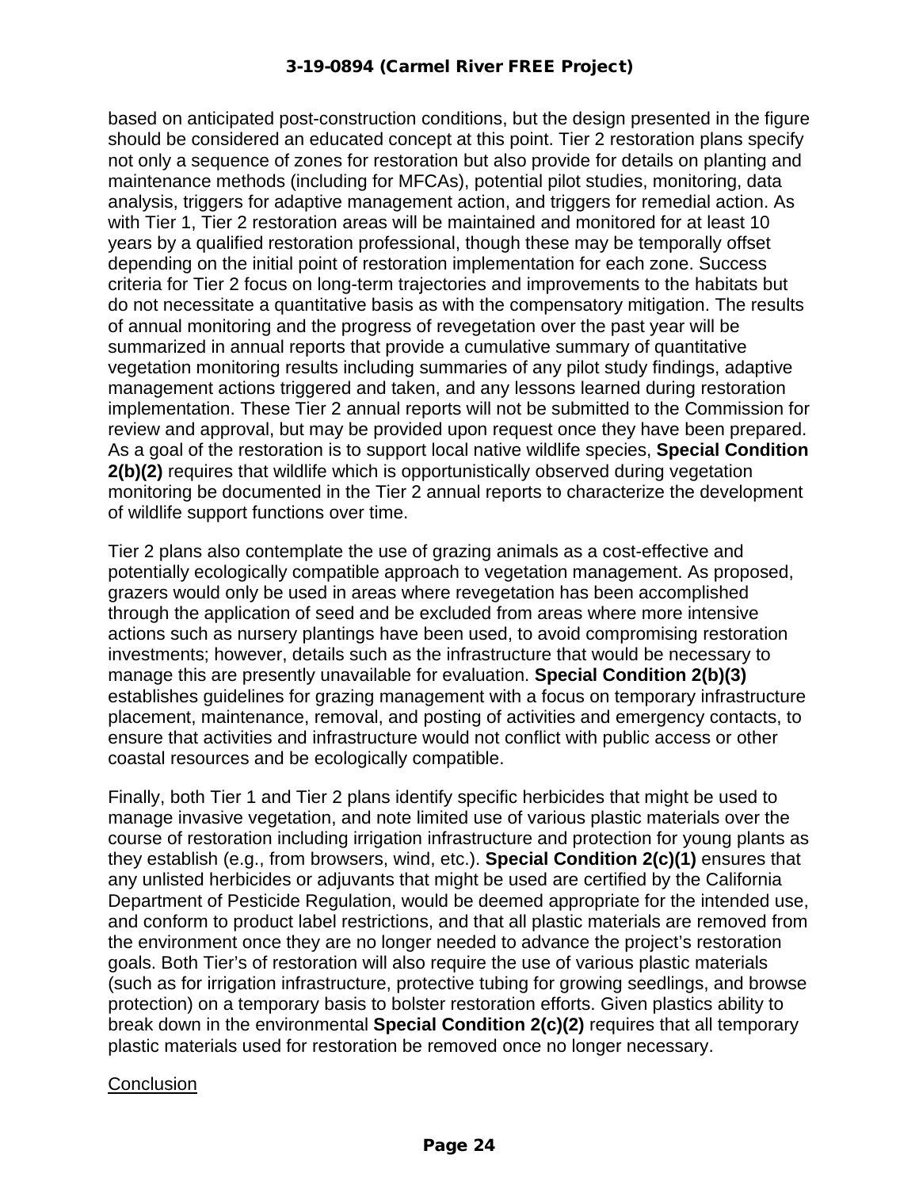based on anticipated post-construction conditions, but the design presented in the figure should be considered an educated concept at this point. Tier 2 restoration plans specify not only a sequence of zones for restoration but also provide for details on planting and maintenance methods (including for MFCAs), potential pilot studies, monitoring, data analysis, triggers for adaptive management action, and triggers for remedial action. As with Tier 1, Tier 2 restoration areas will be maintained and monitored for at least 10 years by a qualified restoration professional, though these may be temporally offset depending on the initial point of restoration implementation for each zone. Success criteria for Tier 2 focus on long-term trajectories and improvements to the habitats but do not necessitate a quantitative basis as with the compensatory mitigation. The results of annual monitoring and the progress of revegetation over the past year will be summarized in annual reports that provide a cumulative summary of quantitative vegetation monitoring results including summaries of any pilot study findings, adaptive management actions triggered and taken, and any lessons learned during restoration implementation. These Tier 2 annual reports will not be submitted to the Commission for review and approval, but may be provided upon request once they have been prepared. As a goal of the restoration is to support local native wildlife species, **Special Condition 2(b)(2)** requires that wildlife which is opportunistically observed during vegetation monitoring be documented in the Tier 2 annual reports to characterize the development of wildlife support functions over time.

Tier 2 plans also contemplate the use of grazing animals as a cost-effective and potentially ecologically compatible approach to vegetation management. As proposed, grazers would only be used in areas where revegetation has been accomplished through the application of seed and be excluded from areas where more intensive actions such as nursery plantings have been used, to avoid compromising restoration investments; however, details such as the infrastructure that would be necessary to manage this are presently unavailable for evaluation. **Special Condition 2(b)(3)** establishes guidelines for grazing management with a focus on temporary infrastructure placement, maintenance, removal, and posting of activities and emergency contacts, to ensure that activities and infrastructure would not conflict with public access or other coastal resources and be ecologically compatible.

Finally, both Tier 1 and Tier 2 plans identify specific herbicides that might be used to manage invasive vegetation, and note limited use of various plastic materials over the course of restoration including irrigation infrastructure and protection for young plants as they establish (e.g., from browsers, wind, etc.). **Special Condition 2(c)(1)** ensures that any unlisted herbicides or adjuvants that might be used are certified by the California Department of Pesticide Regulation, would be deemed appropriate for the intended use, and conform to product label restrictions, and that all plastic materials are removed from the environment once they are no longer needed to advance the project's restoration goals. Both Tier's of restoration will also require the use of various plastic materials (such as for irrigation infrastructure, protective tubing for growing seedlings, and browse protection) on a temporary basis to bolster restoration efforts. Given plastics ability to break down in the environmental **Special Condition 2(c)(2)** requires that all temporary plastic materials used for restoration be removed once no longer necessary.

Conclusion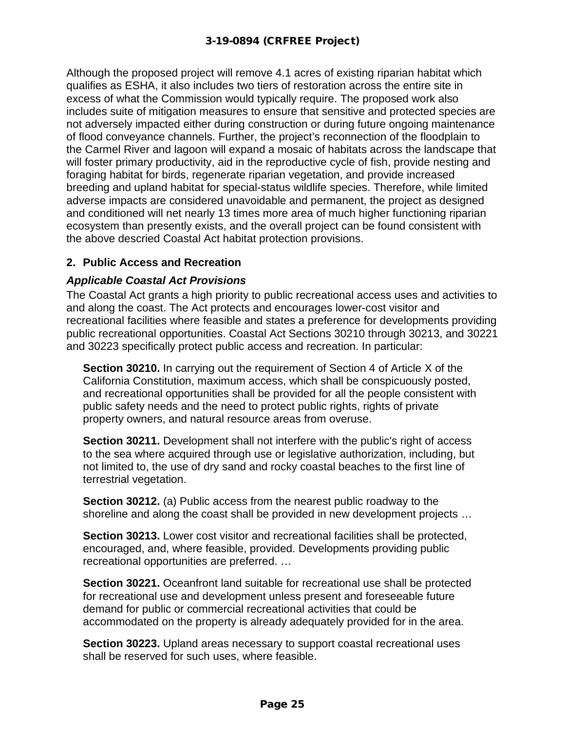Although the proposed project will remove 4.1 acres of existing riparian habitat which qualifies as ESHA, it also includes two tiers of restoration across the entire site in excess of what the Commission would typically require. The proposed work also includes suite of mitigation measures to ensure that sensitive and protected species are not adversely impacted either during construction or during future ongoing maintenance of flood conveyance channels. Further, the project's reconnection of the floodplain to the Carmel River and lagoon will expand a mosaic of habitats across the landscape that will foster primary productivity, aid in the reproductive cycle of fish, provide nesting and foraging habitat for birds, regenerate riparian vegetation, and provide increased breeding and upland habitat for special-status wildlife species. Therefore, while limited adverse impacts are considered unavoidable and permanent, the project as designed and conditioned will net nearly 13 times more area of much higher functioning riparian ecosystem than presently exists, and the overall project can be found consistent with the above descried Coastal Act habitat protection provisions.

## 2. Public Access and Recreation

### *Applicable Coastal Act Provisions*

The Coastal Act grants a high priority to public recreational access uses and activities to and along the coast. The Act protects and encourages lower-cost visitor and recreational facilities where feasible and states a preference for developments providing public recreational opportunities. Coastal Act Sections 30210 through 30213, and 30221 and 30223 specifically protect public access and recreation. In particular:

> **Section 30210.** In carrying out the requirement of Section 4 of Article X of the California Constitution, maximum access, which shall be conspicuously posted, and recreational opportunities shall be provided for all the people consistent with public safety needs and the need to protect public rights, rights of private property owners, and natural resource areas from overuse.
>
> **Section 30211.** Development shall not interfere with the public's right of access to the sea where acquired through use or legislative authorization, including, but not limited to, the use of dry sand and rocky coastal beaches to the first line of terrestrial vegetation.
>
> **Section 30212.** (a) Public access from the nearest public roadway to the shoreline and along the coast shall be provided in new development projects …
>
> **Section 30213.** Lower cost visitor and recreational facilities shall be protected, encouraged, and, where feasible, provided. Developments providing public recreational opportunities are preferred. …
>
> **Section 30221.** Oceanfront land suitable for recreational use shall be protected for recreational use and development unless present and foreseeable future demand for public or commercial recreational activities that could be accommodated on the property is already adequately provided for in the area.
>
> **Section 30223.** Upland areas necessary to support coastal recreational uses shall be reserved for such uses, where feasible.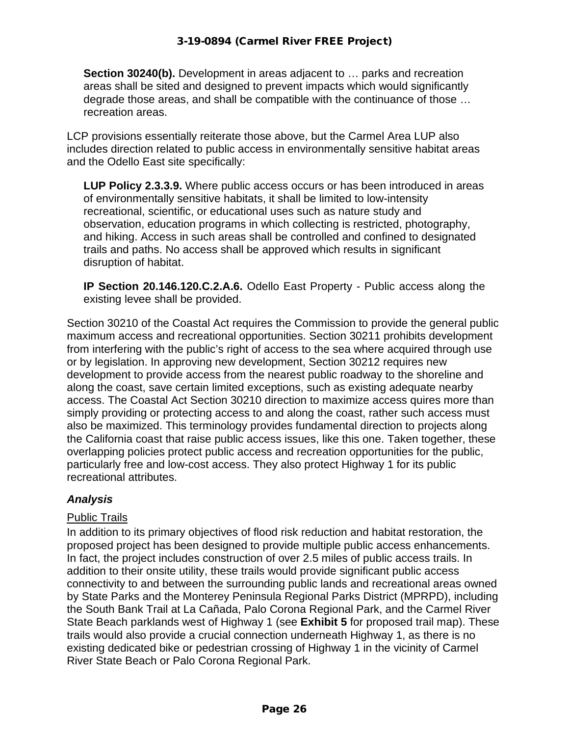**Section 30240(b).** Development in areas adjacent to … parks and recreation areas shall be sited and designed to prevent impacts which would significantly degrade those areas, and shall be compatible with the continuance of those … recreation areas.

LCP provisions essentially reiterate those above, but the Carmel Area LUP also includes direction related to public access in environmentally sensitive habitat areas and the Odello East site specifically:

**LUP Policy 2.3.3.9.** Where public access occurs or has been introduced in areas of environmentally sensitive habitats, it shall be limited to low-intensity recreational, scientific, or educational uses such as nature study and observation, education programs in which collecting is restricted, photography, and hiking. Access in such areas shall be controlled and confined to designated trails and paths. No access shall be approved which results in significant disruption of habitat.

**IP Section 20.146.120.C.2.A.6.** Odello East Property - Public access along the existing levee shall be provided.

Section 30210 of the Coastal Act requires the Commission to provide the general public maximum access and recreational opportunities. Section 30211 prohibits development from interfering with the public's right of access to the sea where acquired through use or by legislation. In approving new development, Section 30212 requires new development to provide access from the nearest public roadway to the shoreline and along the coast, save certain limited exceptions, such as existing adequate nearby access. The Coastal Act Section 30210 direction to maximize access quires more than simply providing or protecting access to and along the coast, rather such access must also be maximized. This terminology provides fundamental direction to projects along the California coast that raise public access issues, like this one. Taken together, these overlapping policies protect public access and recreation opportunities for the public, particularly free and low-cost access. They also protect Highway 1 for its public recreational attributes.

### *Analysis*

<u>Public Trails</u>

In addition to its primary objectives of flood risk reduction and habitat restoration, the proposed project has been designed to provide multiple public access enhancements. In fact, the project includes construction of over 2.5 miles of public access trails. In addition to their onsite utility, these trails would provide significant public access connectivity to and between the surrounding public lands and recreational areas owned by State Parks and the Monterey Peninsula Regional Parks District (MPRPD), including the South Bank Trail at La Cañada, Palo Corona Regional Park, and the Carmel River State Beach parklands west of Highway 1 (see **Exhibit 5** for proposed trail map). These trails would also provide a crucial connection underneath Highway 1, as there is no existing dedicated bike or pedestrian crossing of Highway 1 in the vicinity of Carmel River State Beach or Palo Corona Regional Park.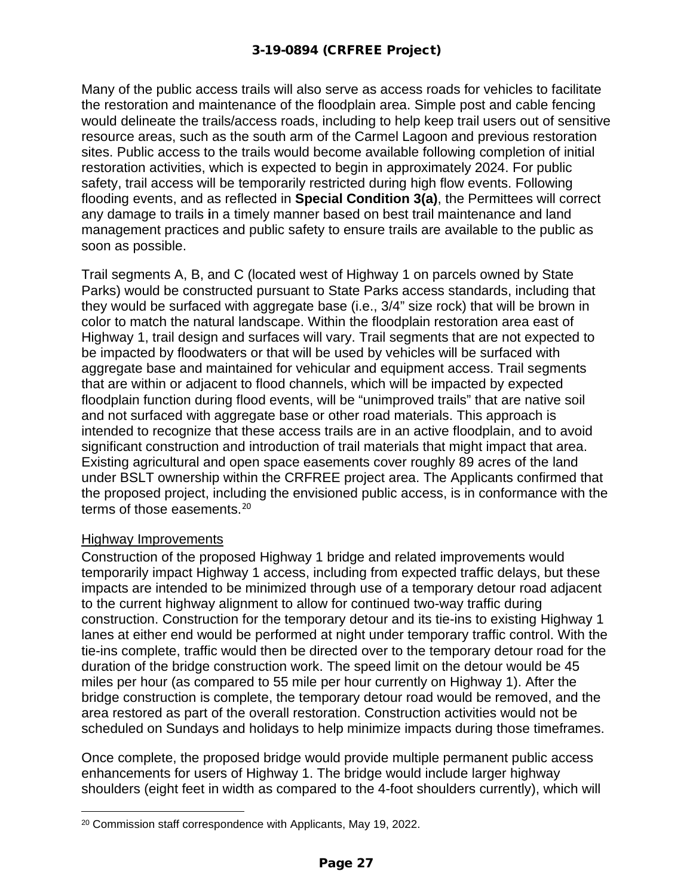Many of the public access trails will also serve as access roads for vehicles to facilitate the restoration and maintenance of the floodplain area. Simple post and cable fencing would delineate the trails/access roads, including to help keep trail users out of sensitive resource areas, such as the south arm of the Carmel Lagoon and previous restoration sites. Public access to the trails would become available following completion of initial restoration activities, which is expected to begin in approximately 2024. For public safety, trail access will be temporarily restricted during high flow events. Following flooding events, and as reflected in **Special Condition 3(a)**, the Permittees will correct any damage to trails in a timely manner based on best trail maintenance and land management practices and public safety to ensure trails are available to the public as soon as possible.

Trail segments A, B, and C (located west of Highway 1 on parcels owned by State Parks) would be constructed pursuant to State Parks access standards, including that they would be surfaced with aggregate base (i.e., 3/4" size rock) that will be brown in color to match the natural landscape. Within the floodplain restoration area east of Highway 1, trail design and surfaces will vary. Trail segments that are not expected to be impacted by floodwaters or that will be used by vehicles will be surfaced with aggregate base and maintained for vehicular and equipment access. Trail segments that are within or adjacent to flood channels, which will be impacted by expected floodplain function during flood events, will be "unimproved trails" that are native soil and not surfaced with aggregate base or other road materials. This approach is intended to recognize that these access trails are in an active floodplain, and to avoid significant construction and introduction of trail materials that might impact that area. Existing agricultural and open space easements cover roughly 89 acres of the land under BSLT ownership within the CRFREE project area. The Applicants confirmed that the proposed project, including the envisioned public access, is in conformance with the terms of those easements.[20]

Highway Improvements

Construction of the proposed Highway 1 bridge and related improvements would temporarily impact Highway 1 access, including from expected traffic delays, but these impacts are intended to be minimized through use of a temporary detour road adjacent to the current highway alignment to allow for continued two-way traffic during construction. Construction for the temporary detour and its tie-ins to existing Highway 1 lanes at either end would be performed at night under temporary traffic control. With the tie-ins complete, traffic would then be directed over to the temporary detour road for the duration of the bridge construction work. The speed limit on the detour would be 45 miles per hour (as compared to 55 mile per hour currently on Highway 1). After the bridge construction is complete, the temporary detour road would be removed, and the area restored as part of the overall restoration. Construction activities would not be scheduled on Sundays and holidays to help minimize impacts during those timeframes.

Once complete, the proposed bridge would provide multiple permanent public access enhancements for users of Highway 1. The bridge would include larger highway shoulders (eight feet in width as compared to the 4-foot shoulders currently), which will

[20] Commission staff correspondence with Applicants, May 19, 2022.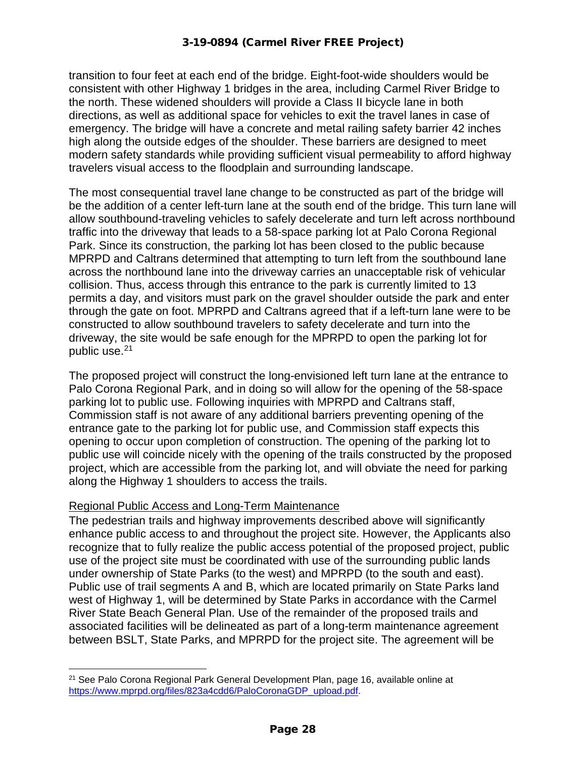transition to four feet at each end of the bridge. Eight-foot-wide shoulders would be consistent with other Highway 1 bridges in the area, including Carmel River Bridge to the north. These widened shoulders will provide a Class II bicycle lane in both directions, as well as additional space for vehicles to exit the travel lanes in case of emergency. The bridge will have a concrete and metal railing safety barrier 42 inches high along the outside edges of the shoulder. These barriers are designed to meet modern safety standards while providing sufficient visual permeability to afford highway travelers visual access to the floodplain and surrounding landscape.

The most consequential travel lane change to be constructed as part of the bridge will be the addition of a center left-turn lane at the south end of the bridge. This turn lane will allow southbound-traveling vehicles to safely decelerate and turn left across northbound traffic into the driveway that leads to a 58-space parking lot at Palo Corona Regional Park. Since its construction, the parking lot has been closed to the public because MPRPD and Caltrans determined that attempting to turn left from the southbound lane across the northbound lane into the driveway carries an unacceptable risk of vehicular collision. Thus, access through this entrance to the park is currently limited to 13 permits a day, and visitors must park on the gravel shoulder outside the park and enter through the gate on foot. MPRPD and Caltrans agreed that if a left-turn lane were to be constructed to allow southbound travelers to safety decelerate and turn into the driveway, the site would be safe enough for the MPRPD to open the parking lot for public use.[21]

The proposed project will construct the long-envisioned left turn lane at the entrance to Palo Corona Regional Park, and in doing so will allow for the opening of the 58-space parking lot to public use. Following inquiries with MPRPD and Caltrans staff, Commission staff is not aware of any additional barriers preventing opening of the entrance gate to the parking lot for public use, and Commission staff expects this opening to occur upon completion of construction. The opening of the parking lot to public use will coincide nicely with the opening of the trails constructed by the proposed project, which are accessible from the parking lot, and will obviate the need for parking along the Highway 1 shoulders to access the trails.

<u>Regional Public Access and Long-Term Maintenance</u>

The pedestrian trails and highway improvements described above will significantly enhance public access to and throughout the project site. However, the Applicants also recognize that to fully realize the public access potential of the proposed project, public use of the project site must be coordinated with use of the surrounding public lands under ownership of State Parks (to the west) and MPRPD (to the south and east). Public use of trail segments A and B, which are located primarily on State Parks land west of Highway 1, will be determined by State Parks in accordance with the Carmel River State Beach General Plan. Use of the remainder of the proposed trails and associated facilities will be delineated as part of a long-term maintenance agreement between BSLT, State Parks, and MPRPD for the project site. The agreement will be

[21] See Palo Corona Regional Park General Development Plan, page 16, available online at https://www.mprpd.org/files/823a4cdd6/PaloCoronaGDP_upload.pdf.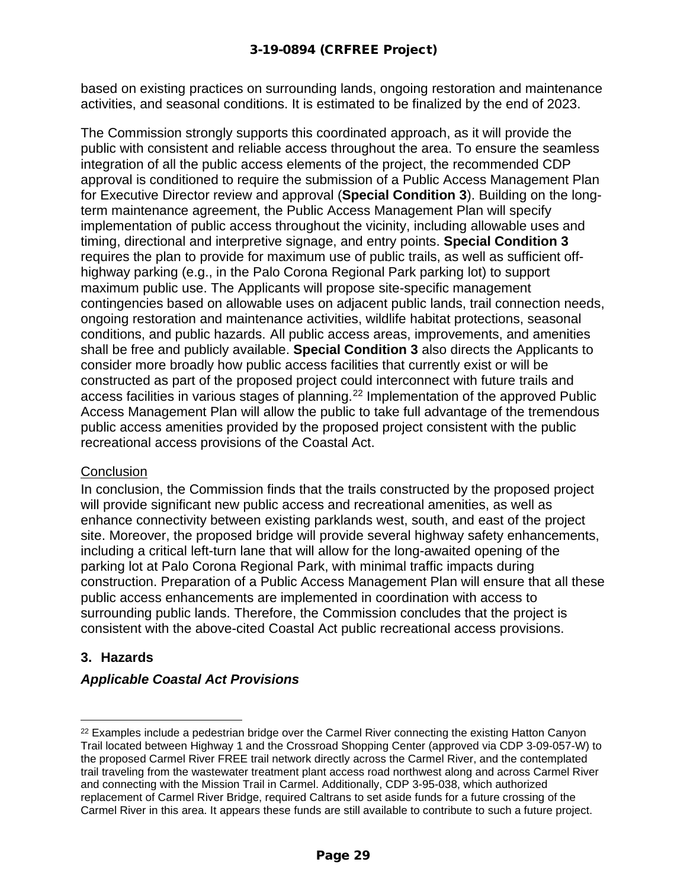based on existing practices on surrounding lands, ongoing restoration and maintenance activities, and seasonal conditions. It is estimated to be finalized by the end of 2023.

The Commission strongly supports this coordinated approach, as it will provide the public with consistent and reliable access throughout the area. To ensure the seamless integration of all the public access elements of the project, the recommended CDP approval is conditioned to require the submission of a Public Access Management Plan for Executive Director review and approval (**Special Condition 3**). Building on the long-term maintenance agreement, the Public Access Management Plan will specify implementation of public access throughout the vicinity, including allowable uses and timing, directional and interpretive signage, and entry points. **Special Condition 3** requires the plan to provide for maximum use of public trails, as well as sufficient off-highway parking (e.g., in the Palo Corona Regional Park parking lot) to support maximum public use. The Applicants will propose site-specific management contingencies based on allowable uses on adjacent public lands, trail connection needs, ongoing restoration and maintenance activities, wildlife habitat protections, seasonal conditions, and public hazards. All public access areas, improvements, and amenities shall be free and publicly available. **Special Condition 3** also directs the Applicants to consider more broadly how public access facilities that currently exist or will be constructed as part of the proposed project could interconnect with future trails and access facilities in various stages of planning.[22] Implementation of the approved Public Access Management Plan will allow the public to take full advantage of the tremendous public access amenities provided by the proposed project consistent with the public recreational access provisions of the Coastal Act.

<u>Conclusion</u>

In conclusion, the Commission finds that the trails constructed by the proposed project will provide significant new public access and recreational amenities, as well as enhance connectivity between existing parklands west, south, and east of the project site. Moreover, the proposed bridge will provide several highway safety enhancements, including a critical left-turn lane that will allow for the long-awaited opening of the parking lot at Palo Corona Regional Park, with minimal traffic impacts during construction. Preparation of a Public Access Management Plan will ensure that all these public access enhancements are implemented in coordination with access to surrounding public lands. Therefore, the Commission concludes that the project is consistent with the above-cited Coastal Act public recreational access provisions.

### 3. Hazards

#### *Applicable Coastal Act Provisions*

---

[22] Examples include a pedestrian bridge over the Carmel River connecting the existing Hatton Canyon Trail located between Highway 1 and the Crossroad Shopping Center (approved via CDP 3-09-057-W) to the proposed Carmel River FREE trail network directly across the Carmel River, and the contemplated trail traveling from the wastewater treatment plant access road northwest along and across Carmel River and connecting with the Mission Trail in Carmel. Additionally, CDP 3-95-038, which authorized replacement of Carmel River Bridge, required Caltrans to set aside funds for a future crossing of the Carmel River in this area. It appears these funds are still available to contribute to such a future project.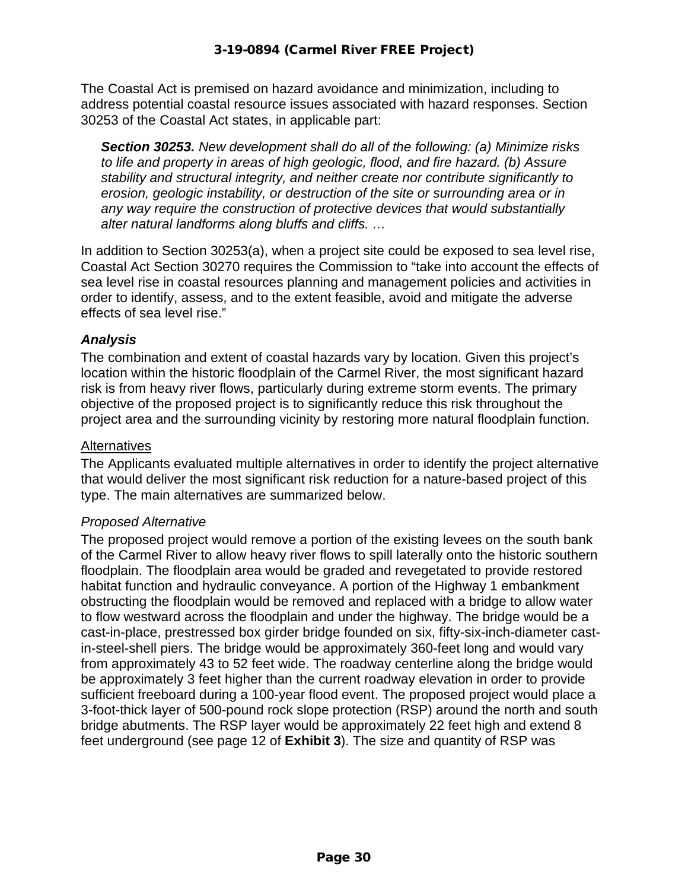The Coastal Act is premised on hazard avoidance and minimization, including to address potential coastal resource issues associated with hazard responses. Section 30253 of the Coastal Act states, in applicable part:

> ***Section 30253.*** *New development shall do all of the following: (a) Minimize risks to life and property in areas of high geologic, flood, and fire hazard. (b) Assure stability and structural integrity, and neither create nor contribute significantly to erosion, geologic instability, or destruction of the site or surrounding area or in any way require the construction of protective devices that would substantially alter natural landforms along bluffs and cliffs. …*

In addition to Section 30253(a), when a project site could be exposed to sea level rise, Coastal Act Section 30270 requires the Commission to "take into account the effects of sea level rise in coastal resources planning and management policies and activities in order to identify, assess, and to the extent feasible, avoid and mitigate the adverse effects of sea level rise."

### *Analysis*

The combination and extent of coastal hazards vary by location. Given this project's location within the historic floodplain of the Carmel River, the most significant hazard risk is from heavy river flows, particularly during extreme storm events. The primary objective of the proposed project is to significantly reduce this risk throughout the project area and the surrounding vicinity by restoring more natural floodplain function.

#### Alternatives

The Applicants evaluated multiple alternatives in order to identify the project alternative that would deliver the most significant risk reduction for a nature-based project of this type. The main alternatives are summarized below.

*Proposed Alternative*

The proposed project would remove a portion of the existing levees on the south bank of the Carmel River to allow heavy river flows to spill laterally onto the historic southern floodplain. The floodplain area would be graded and revegetated to provide restored habitat function and hydraulic conveyance. A portion of the Highway 1 embankment obstructing the floodplain would be removed and replaced with a bridge to allow water to flow westward across the floodplain and under the highway. The bridge would be a cast-in-place, prestressed box girder bridge founded on six, fifty-six-inch-diameter cast-in-steel-shell piers. The bridge would be approximately 360-feet long and would vary from approximately 43 to 52 feet wide. The roadway centerline along the bridge would be approximately 3 feet higher than the current roadway elevation in order to provide sufficient freeboard during a 100-year flood event. The proposed project would place a 3-foot-thick layer of 500-pound rock slope protection (RSP) around the north and south bridge abutments. The RSP layer would be approximately 22 feet high and extend 8 feet underground (see page 12 of **Exhibit 3**). The size and quantity of RSP was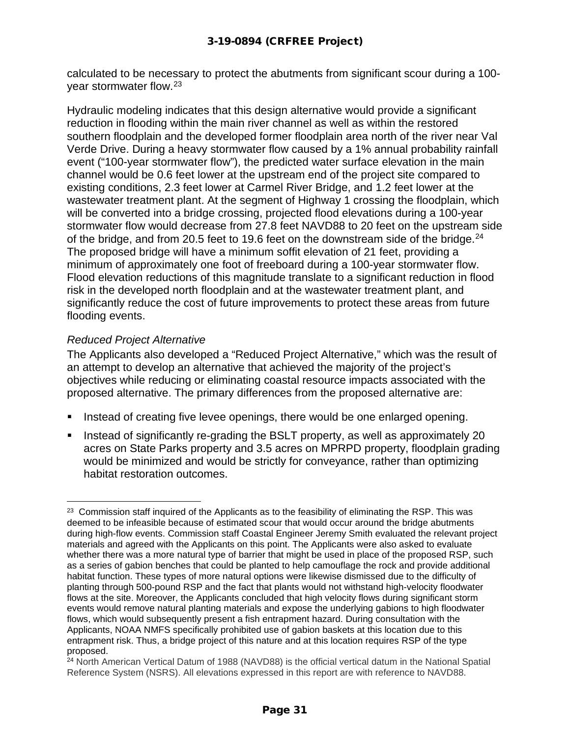calculated to be necessary to protect the abutments from significant scour during a 100-year stormwater flow.[23]

Hydraulic modeling indicates that this design alternative would provide a significant reduction in flooding within the main river channel as well as within the restored southern floodplain and the developed former floodplain area north of the river near Val Verde Drive. During a heavy stormwater flow caused by a 1% annual probability rainfall event ("100-year stormwater flow"), the predicted water surface elevation in the main channel would be 0.6 feet lower at the upstream end of the project site compared to existing conditions, 2.3 feet lower at Carmel River Bridge, and 1.2 feet lower at the wastewater treatment plant. At the segment of Highway 1 crossing the floodplain, which will be converted into a bridge crossing, projected flood elevations during a 100-year stormwater flow would decrease from 27.8 feet NAVD88 to 20 feet on the upstream side of the bridge, and from 20.5 feet to 19.6 feet on the downstream side of the bridge.[24] The proposed bridge will have a minimum soffit elevation of 21 feet, providing a minimum of approximately one foot of freeboard during a 100-year stormwater flow. Flood elevation reductions of this magnitude translate to a significant reduction in flood risk in the developed north floodplain and at the wastewater treatment plant, and significantly reduce the cost of future improvements to protect these areas from future flooding events.

*Reduced Project Alternative*

The Applicants also developed a "Reduced Project Alternative," which was the result of an attempt to develop an alternative that achieved the majority of the project's objectives while reducing or eliminating coastal resource impacts associated with the proposed alternative. The primary differences from the proposed alternative are:

- Instead of creating five levee openings, there would be one enlarged opening.
- Instead of significantly re-grading the BSLT property, as well as approximately 20 acres on State Parks property and 3.5 acres on MPRPD property, floodplain grading would be minimized and would be strictly for conveyance, rather than optimizing habitat restoration outcomes.

---

[23] Commission staff inquired of the Applicants as to the feasibility of eliminating the RSP. This was deemed to be infeasible because of estimated scour that would occur around the bridge abutments during high-flow events. Commission staff Coastal Engineer Jeremy Smith evaluated the relevant project materials and agreed with the Applicants on this point. The Applicants were also asked to evaluate whether there was a more natural type of barrier that might be used in place of the proposed RSP, such as a series of gabion benches that could be planted to help camouflage the rock and provide additional habitat function. These types of more natural options were likewise dismissed due to the difficulty of planting through 500-pound RSP and the fact that plants would not withstand high-velocity floodwater flows at the site. Moreover, the Applicants concluded that high velocity flows during significant storm events would remove natural planting materials and expose the underlying gabions to high floodwater flows, which would subsequently present a fish entrapment hazard. During consultation with the Applicants, NOAA NMFS specifically prohibited use of gabion baskets at this location due to this entrapment risk. Thus, a bridge project of this nature and at this location requires RSP of the type proposed.

[24] North American Vertical Datum of 1988 (NAVD88) is the official vertical datum in the National Spatial Reference System (NSRS). All elevations expressed in this report are with reference to NAVD88.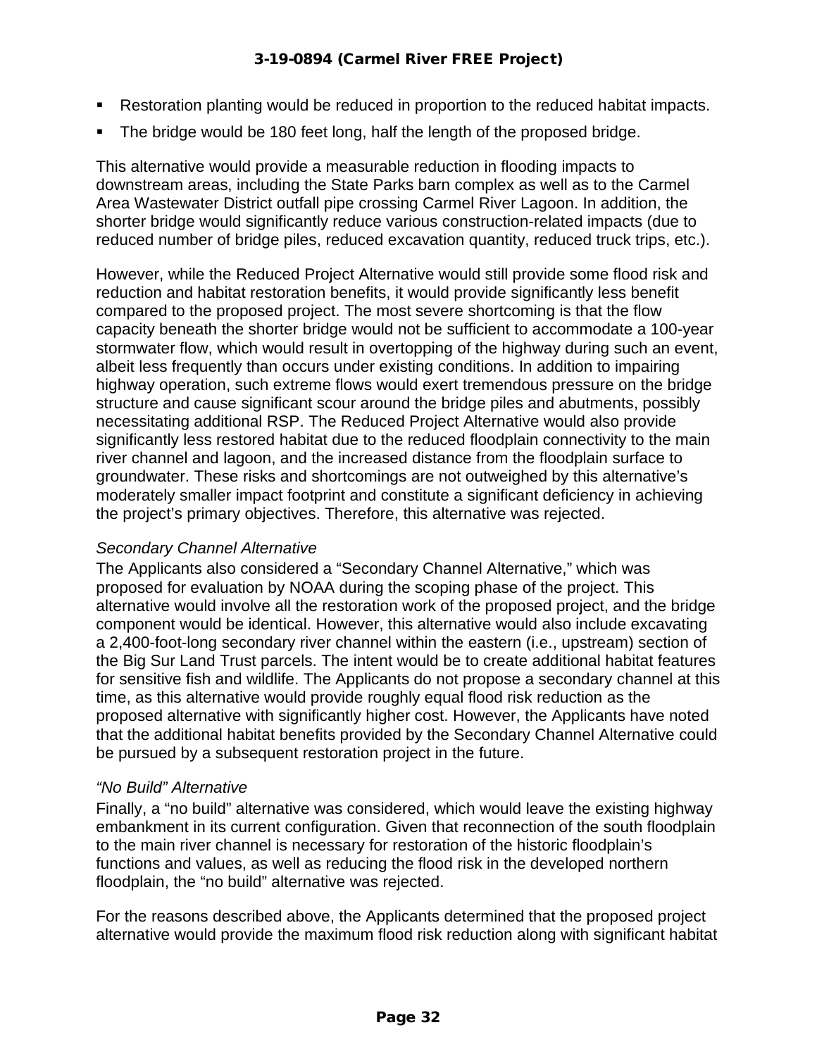- Restoration planting would be reduced in proportion to the reduced habitat impacts.
- The bridge would be 180 feet long, half the length of the proposed bridge.

This alternative would provide a measurable reduction in flooding impacts to downstream areas, including the State Parks barn complex as well as to the Carmel Area Wastewater District outfall pipe crossing Carmel River Lagoon. In addition, the shorter bridge would significantly reduce various construction-related impacts (due to reduced number of bridge piles, reduced excavation quantity, reduced truck trips, etc.).

However, while the Reduced Project Alternative would still provide some flood risk and reduction and habitat restoration benefits, it would provide significantly less benefit compared to the proposed project. The most severe shortcoming is that the flow capacity beneath the shorter bridge would not be sufficient to accommodate a 100-year stormwater flow, which would result in overtopping of the highway during such an event, albeit less frequently than occurs under existing conditions. In addition to impairing highway operation, such extreme flows would exert tremendous pressure on the bridge structure and cause significant scour around the bridge piles and abutments, possibly necessitating additional RSP. The Reduced Project Alternative would also provide significantly less restored habitat due to the reduced floodplain connectivity to the main river channel and lagoon, and the increased distance from the floodplain surface to groundwater. These risks and shortcomings are not outweighed by this alternative's moderately smaller impact footprint and constitute a significant deficiency in achieving the project's primary objectives. Therefore, this alternative was rejected.

*Secondary Channel Alternative*

The Applicants also considered a "Secondary Channel Alternative," which was proposed for evaluation by NOAA during the scoping phase of the project. This alternative would involve all the restoration work of the proposed project, and the bridge component would be identical. However, this alternative would also include excavating a 2,400-foot-long secondary river channel within the eastern (i.e., upstream) section of the Big Sur Land Trust parcels. The intent would be to create additional habitat features for sensitive fish and wildlife. The Applicants do not propose a secondary channel at this time, as this alternative would provide roughly equal flood risk reduction as the proposed alternative with significantly higher cost. However, the Applicants have noted that the additional habitat benefits provided by the Secondary Channel Alternative could be pursued by a subsequent restoration project in the future.

*"No Build" Alternative*

Finally, a "no build" alternative was considered, which would leave the existing highway embankment in its current configuration. Given that reconnection of the south floodplain to the main river channel is necessary for restoration of the historic floodplain's functions and values, as well as reducing the flood risk in the developed northern floodplain, the "no build" alternative was rejected.

For the reasons described above, the Applicants determined that the proposed project alternative would provide the maximum flood risk reduction along with significant habitat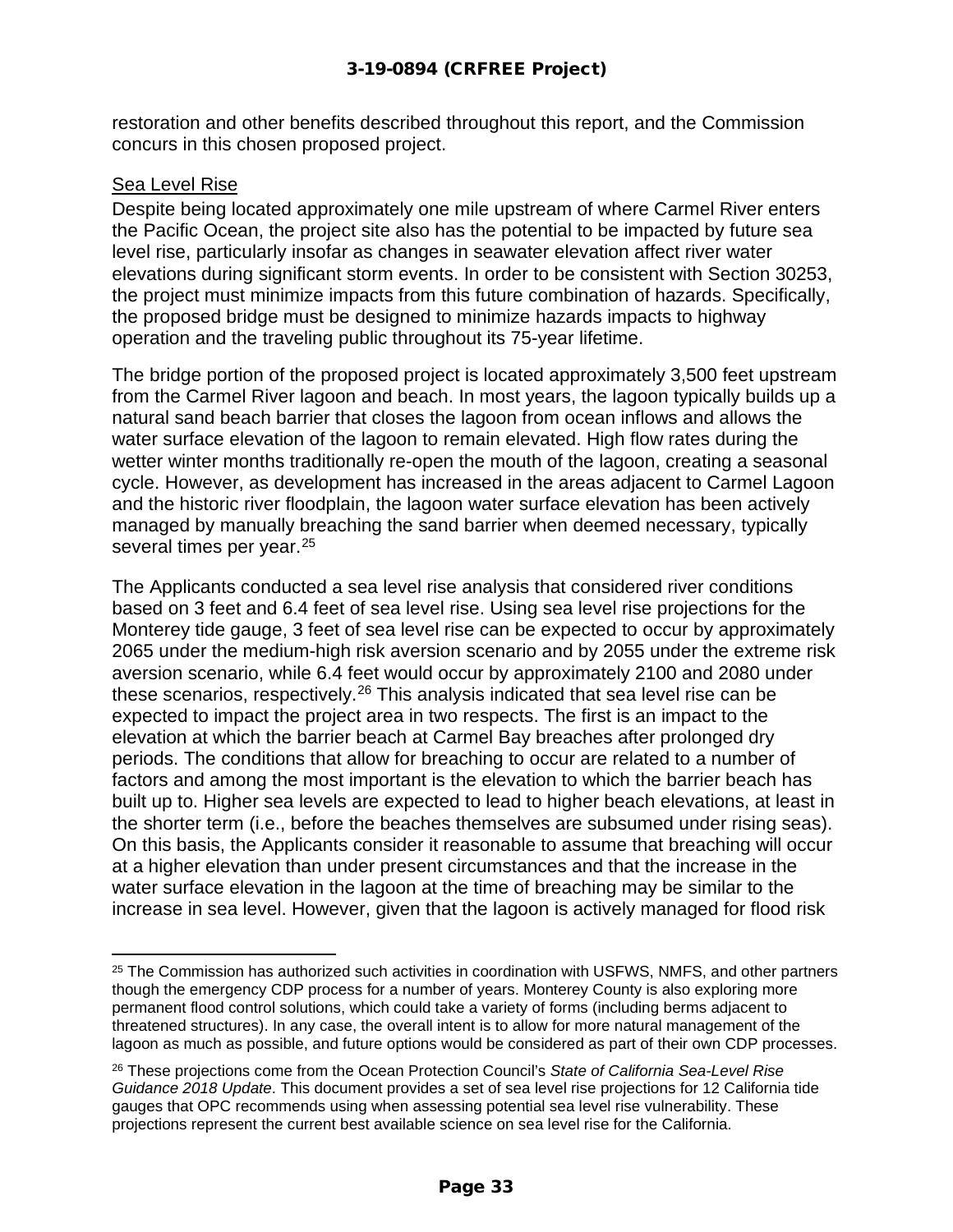restoration and other benefits described throughout this report, and the Commission concurs in this chosen proposed project.

Sea Level Rise

Despite being located approximately one mile upstream of where Carmel River enters the Pacific Ocean, the project site also has the potential to be impacted by future sea level rise, particularly insofar as changes in seawater elevation affect river water elevations during significant storm events. In order to be consistent with Section 30253, the project must minimize impacts from this future combination of hazards. Specifically, the proposed bridge must be designed to minimize hazards impacts to highway operation and the traveling public throughout its 75-year lifetime.

The bridge portion of the proposed project is located approximately 3,500 feet upstream from the Carmel River lagoon and beach. In most years, the lagoon typically builds up a natural sand beach barrier that closes the lagoon from ocean inflows and allows the water surface elevation of the lagoon to remain elevated. High flow rates during the wetter winter months traditionally re-open the mouth of the lagoon, creating a seasonal cycle. However, as development has increased in the areas adjacent to Carmel Lagoon and the historic river floodplain, the lagoon water surface elevation has been actively managed by manually breaching the sand barrier when deemed necessary, typically several times per year.[25]

The Applicants conducted a sea level rise analysis that considered river conditions based on 3 feet and 6.4 feet of sea level rise. Using sea level rise projections for the Monterey tide gauge, 3 feet of sea level rise can be expected to occur by approximately 2065 under the medium-high risk aversion scenario and by 2055 under the extreme risk aversion scenario, while 6.4 feet would occur by approximately 2100 and 2080 under these scenarios, respectively.[26] This analysis indicated that sea level rise can be expected to impact the project area in two respects. The first is an impact to the elevation at which the barrier beach at Carmel Bay breaches after prolonged dry periods. The conditions that allow for breaching to occur are related to a number of factors and among the most important is the elevation to which the barrier beach has built up to. Higher sea levels are expected to lead to higher beach elevations, at least in the shorter term (i.e., before the beaches themselves are subsumed under rising seas). On this basis, the Applicants consider it reasonable to assume that breaching will occur at a higher elevation than under present circumstances and that the increase in the water surface elevation in the lagoon at the time of breaching may be similar to the increase in sea level. However, given that the lagoon is actively managed for flood risk

[25] The Commission has authorized such activities in coordination with USFWS, NMFS, and other partners though the emergency CDP process for a number of years. Monterey County is also exploring more permanent flood control solutions, which could take a variety of forms (including berms adjacent to threatened structures). In any case, the overall intent is to allow for more natural management of the lagoon as much as possible, and future options would be considered as part of their own CDP processes.

[26] These projections come from the Ocean Protection Council's *State of California Sea-Level Rise Guidance 2018 Update*. This document provides a set of sea level rise projections for 12 California tide gauges that OPC recommends using when assessing potential sea level rise vulnerability. These projections represent the current best available science on sea level rise for the California.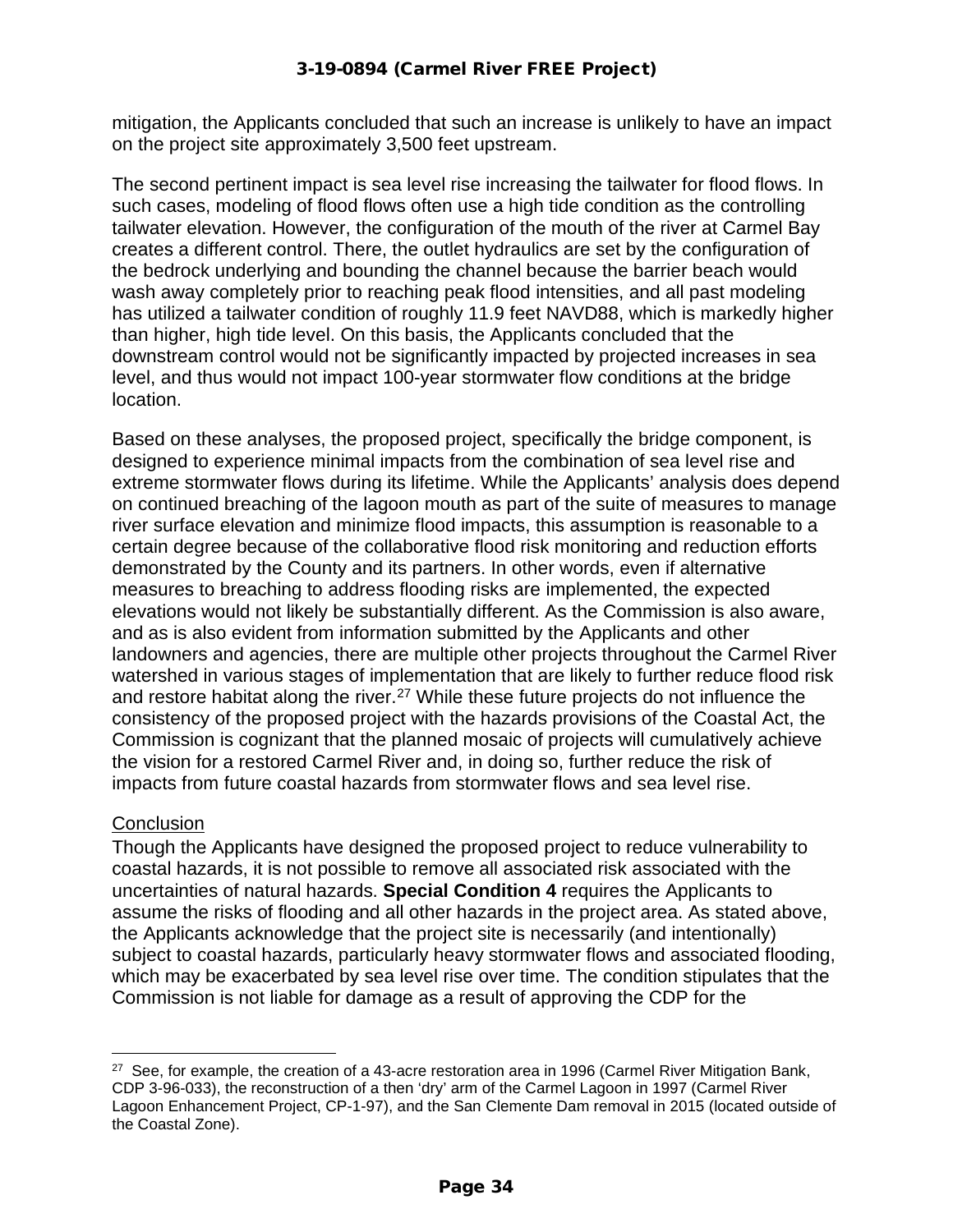mitigation, the Applicants concluded that such an increase is unlikely to have an impact on the project site approximately 3,500 feet upstream.

The second pertinent impact is sea level rise increasing the tailwater for flood flows. In such cases, modeling of flood flows often use a high tide condition as the controlling tailwater elevation. However, the configuration of the mouth of the river at Carmel Bay creates a different control. There, the outlet hydraulics are set by the configuration of the bedrock underlying and bounding the channel because the barrier beach would wash away completely prior to reaching peak flood intensities, and all past modeling has utilized a tailwater condition of roughly 11.9 feet NAVD88, which is markedly higher than higher, high tide level. On this basis, the Applicants concluded that the downstream control would not be significantly impacted by projected increases in sea level, and thus would not impact 100-year stormwater flow conditions at the bridge location.

Based on these analyses, the proposed project, specifically the bridge component, is designed to experience minimal impacts from the combination of sea level rise and extreme stormwater flows during its lifetime. While the Applicants' analysis does depend on continued breaching of the lagoon mouth as part of the suite of measures to manage river surface elevation and minimize flood impacts, this assumption is reasonable to a certain degree because of the collaborative flood risk monitoring and reduction efforts demonstrated by the County and its partners. In other words, even if alternative measures to breaching to address flooding risks are implemented, the expected elevations would not likely be substantially different. As the Commission is also aware, and as is also evident from information submitted by the Applicants and other landowners and agencies, there are multiple other projects throughout the Carmel River watershed in various stages of implementation that are likely to further reduce flood risk and restore habitat along the river.[27] While these future projects do not influence the consistency of the proposed project with the hazards provisions of the Coastal Act, the Commission is cognizant that the planned mosaic of projects will cumulatively achieve the vision for a restored Carmel River and, in doing so, further reduce the risk of impacts from future coastal hazards from stormwater flows and sea level rise.

<u>Conclusion</u>

Though the Applicants have designed the proposed project to reduce vulnerability to coastal hazards, it is not possible to remove all associated risk associated with the uncertainties of natural hazards. **Special Condition 4** requires the Applicants to assume the risks of flooding and all other hazards in the project area. As stated above, the Applicants acknowledge that the project site is necessarily (and intentionally) subject to coastal hazards, particularly heavy stormwater flows and associated flooding, which may be exacerbated by sea level rise over time. The condition stipulates that the Commission is not liable for damage as a result of approving the CDP for the

---

[27] See, for example, the creation of a 43-acre restoration area in 1996 (Carmel River Mitigation Bank, CDP 3-96-033), the reconstruction of a then 'dry' arm of the Carmel Lagoon in 1997 (Carmel River Lagoon Enhancement Project, CP-1-97), and the San Clemente Dam removal in 2015 (located outside of the Coastal Zone).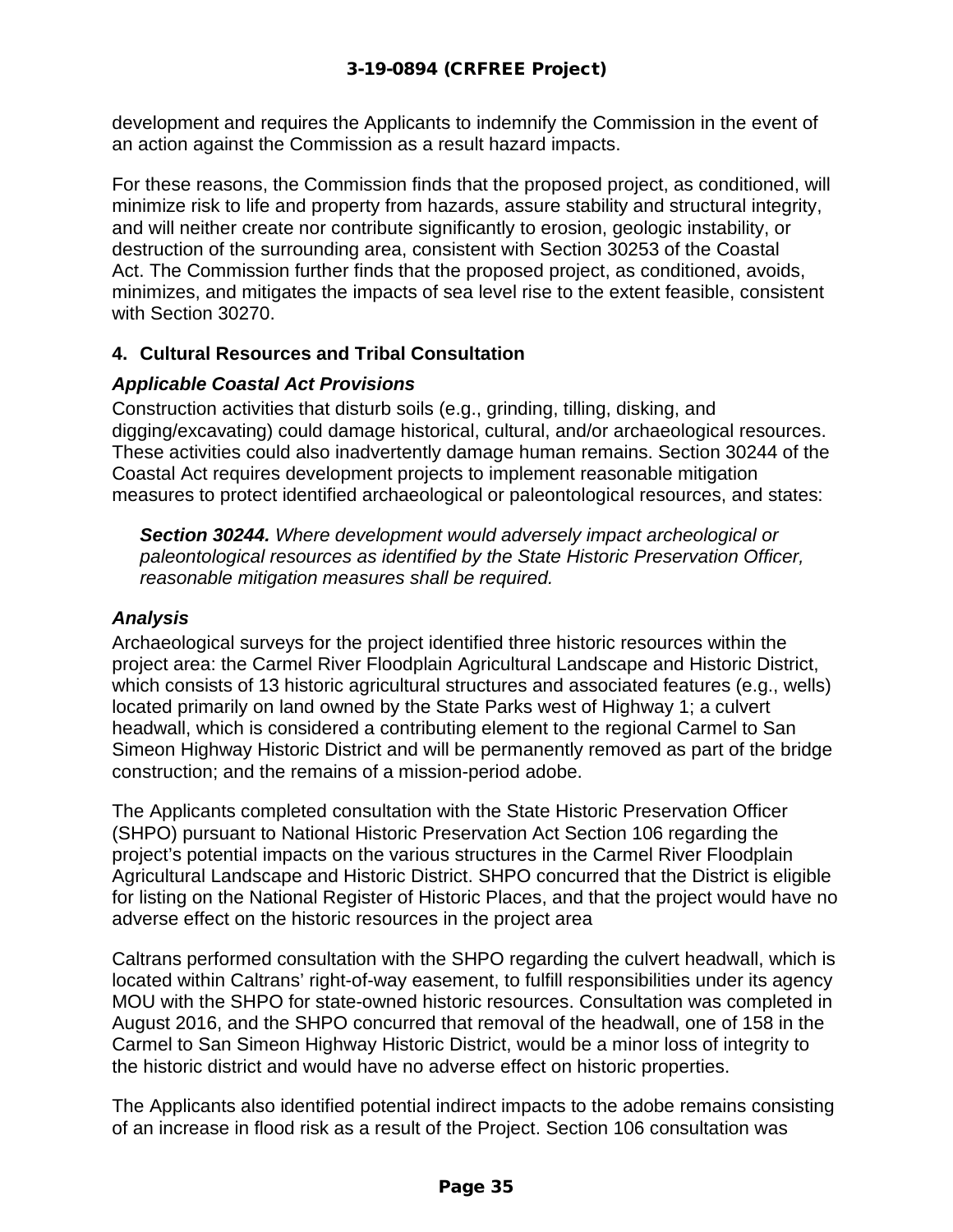development and requires the Applicants to indemnify the Commission in the event of an action against the Commission as a result hazard impacts.

For these reasons, the Commission finds that the proposed project, as conditioned, will minimize risk to life and property from hazards, assure stability and structural integrity, and will neither create nor contribute significantly to erosion, geologic instability, or destruction of the surrounding area, consistent with Section 30253 of the Coastal Act. The Commission further finds that the proposed project, as conditioned, avoids, minimizes, and mitigates the impacts of sea level rise to the extent feasible, consistent with Section 30270.

### 4. Cultural Resources and Tribal Consultation

#### *Applicable Coastal Act Provisions*

Construction activities that disturb soils (e.g., grinding, tilling, disking, and digging/excavating) could damage historical, cultural, and/or archaeological resources. These activities could also inadvertently damage human remains. Section 30244 of the Coastal Act requires development projects to implement reasonable mitigation measures to protect identified archaeological or paleontological resources, and states:

> ***Section 30244.*** *Where development would adversely impact archeological or paleontological resources as identified by the State Historic Preservation Officer, reasonable mitigation measures shall be required.*

#### *Analysis*

Archaeological surveys for the project identified three historic resources within the project area: the Carmel River Floodplain Agricultural Landscape and Historic District, which consists of 13 historic agricultural structures and associated features (e.g., wells) located primarily on land owned by the State Parks west of Highway 1; a culvert headwall, which is considered a contributing element to the regional Carmel to San Simeon Highway Historic District and will be permanently removed as part of the bridge construction; and the remains of a mission-period adobe.

The Applicants completed consultation with the State Historic Preservation Officer (SHPO) pursuant to National Historic Preservation Act Section 106 regarding the project's potential impacts on the various structures in the Carmel River Floodplain Agricultural Landscape and Historic District. SHPO concurred that the District is eligible for listing on the National Register of Historic Places, and that the project would have no adverse effect on the historic resources in the project area

Caltrans performed consultation with the SHPO regarding the culvert headwall, which is located within Caltrans' right-of-way easement, to fulfill responsibilities under its agency MOU with the SHPO for state-owned historic resources. Consultation was completed in August 2016, and the SHPO concurred that removal of the headwall, one of 158 in the Carmel to San Simeon Highway Historic District, would be a minor loss of integrity to the historic district and would have no adverse effect on historic properties.

The Applicants also identified potential indirect impacts to the adobe remains consisting of an increase in flood risk as a result of the Project. Section 106 consultation was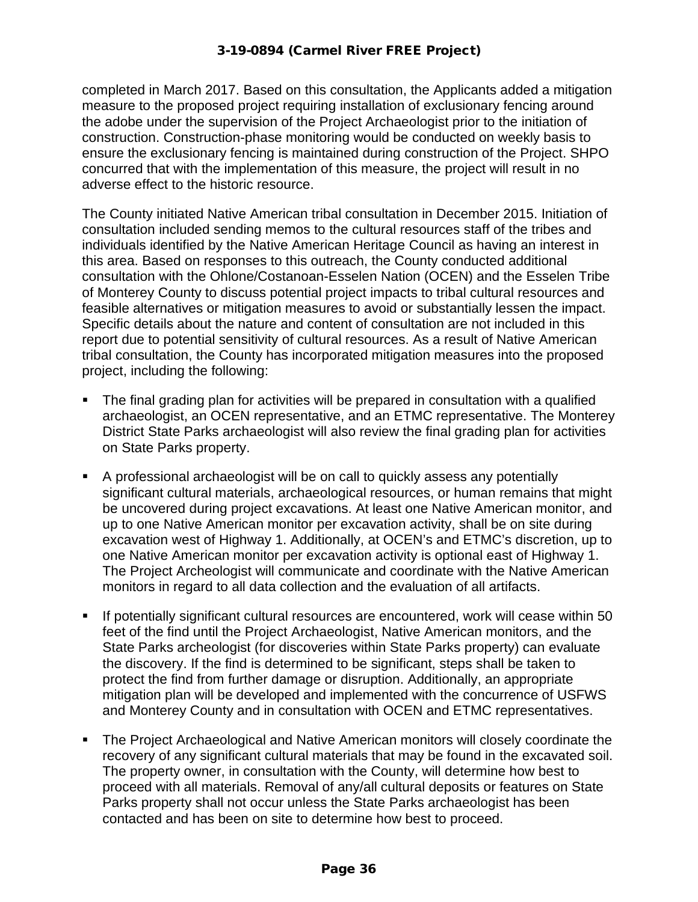completed in March 2017. Based on this consultation, the Applicants added a mitigation measure to the proposed project requiring installation of exclusionary fencing around the adobe under the supervision of the Project Archaeologist prior to the initiation of construction. Construction-phase monitoring would be conducted on weekly basis to ensure the exclusionary fencing is maintained during construction of the Project. SHPO concurred that with the implementation of this measure, the project will result in no adverse effect to the historic resource.

The County initiated Native American tribal consultation in December 2015. Initiation of consultation included sending memos to the cultural resources staff of the tribes and individuals identified by the Native American Heritage Council as having an interest in this area. Based on responses to this outreach, the County conducted additional consultation with the Ohlone/Costanoan-Esselen Nation (OCEN) and the Esselen Tribe of Monterey County to discuss potential project impacts to tribal cultural resources and feasible alternatives or mitigation measures to avoid or substantially lessen the impact. Specific details about the nature and content of consultation are not included in this report due to potential sensitivity of cultural resources. As a result of Native American tribal consultation, the County has incorporated mitigation measures into the proposed project, including the following:

- The final grading plan for activities will be prepared in consultation with a qualified archaeologist, an OCEN representative, and an ETMC representative. The Monterey District State Parks archaeologist will also review the final grading plan for activities on State Parks property.
- A professional archaeologist will be on call to quickly assess any potentially significant cultural materials, archaeological resources, or human remains that might be uncovered during project excavations. At least one Native American monitor, and up to one Native American monitor per excavation activity, shall be on site during excavation west of Highway 1. Additionally, at OCEN's and ETMC's discretion, up to one Native American monitor per excavation activity is optional east of Highway 1. The Project Archeologist will communicate and coordinate with the Native American monitors in regard to all data collection and the evaluation of all artifacts.
- If potentially significant cultural resources are encountered, work will cease within 50 feet of the find until the Project Archaeologist, Native American monitors, and the State Parks archeologist (for discoveries within State Parks property) can evaluate the discovery. If the find is determined to be significant, steps shall be taken to protect the find from further damage or disruption. Additionally, an appropriate mitigation plan will be developed and implemented with the concurrence of USFWS and Monterey County and in consultation with OCEN and ETMC representatives.
- The Project Archaeological and Native American monitors will closely coordinate the recovery of any significant cultural materials that may be found in the excavated soil. The property owner, in consultation with the County, will determine how best to proceed with all materials. Removal of any/all cultural deposits or features on State Parks property shall not occur unless the State Parks archaeologist has been contacted and has been on site to determine how best to proceed.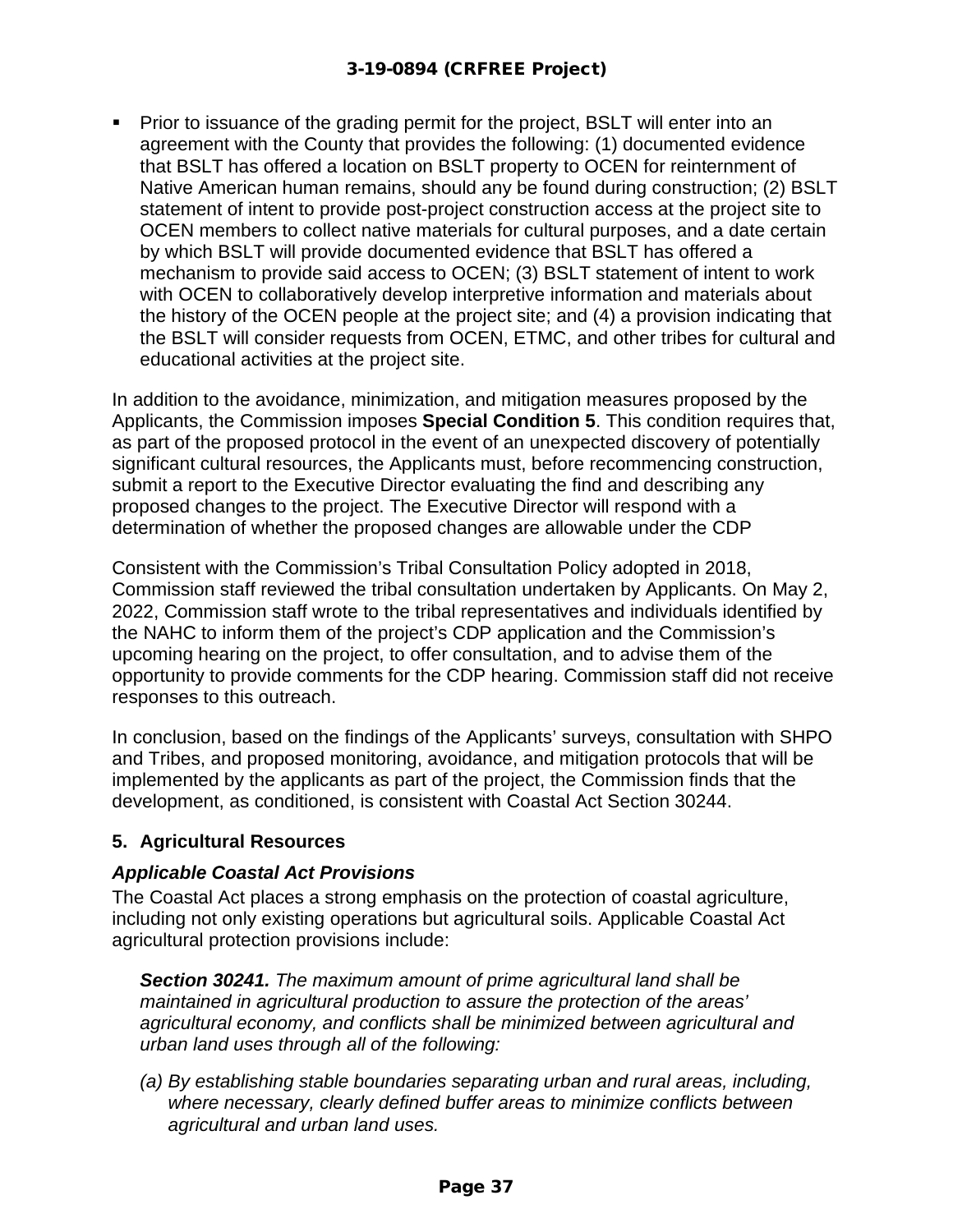- Prior to issuance of the grading permit for the project, BSLT will enter into an agreement with the County that provides the following: (1) documented evidence that BSLT has offered a location on BSLT property to OCEN for reinternment of Native American human remains, should any be found during construction; (2) BSLT statement of intent to provide post-project construction access at the project site to OCEN members to collect native materials for cultural purposes, and a date certain by which BSLT will provide documented evidence that BSLT has offered a mechanism to provide said access to OCEN; (3) BSLT statement of intent to work with OCEN to collaboratively develop interpretive information and materials about the history of the OCEN people at the project site; and (4) a provision indicating that the BSLT will consider requests from OCEN, ETMC, and other tribes for cultural and educational activities at the project site.

In addition to the avoidance, minimization, and mitigation measures proposed by the Applicants, the Commission imposes **Special Condition 5**. This condition requires that, as part of the proposed protocol in the event of an unexpected discovery of potentially significant cultural resources, the Applicants must, before recommencing construction, submit a report to the Executive Director evaluating the find and describing any proposed changes to the project. The Executive Director will respond with a determination of whether the proposed changes are allowable under the CDP

Consistent with the Commission's Tribal Consultation Policy adopted in 2018, Commission staff reviewed the tribal consultation undertaken by Applicants. On May 2, 2022, Commission staff wrote to the tribal representatives and individuals identified by the NAHC to inform them of the project's CDP application and the Commission's upcoming hearing on the project, to offer consultation, and to advise them of the opportunity to provide comments for the CDP hearing. Commission staff did not receive responses to this outreach.

In conclusion, based on the findings of the Applicants' surveys, consultation with SHPO and Tribes, and proposed monitoring, avoidance, and mitigation protocols that will be implemented by the applicants as part of the project, the Commission finds that the development, as conditioned, is consistent with Coastal Act Section 30244.

### 5. Agricultural Resources

#### *Applicable Coastal Act Provisions*

The Coastal Act places a strong emphasis on the protection of coastal agriculture, including not only existing operations but agricultural soils. Applicable Coastal Act agricultural protection provisions include:

> ***Section 30241.*** *The maximum amount of prime agricultural land shall be maintained in agricultural production to assure the protection of the areas' agricultural economy, and conflicts shall be minimized between agricultural and urban land uses through all of the following:*
>
> *(a) By establishing stable boundaries separating urban and rural areas, including, where necessary, clearly defined buffer areas to minimize conflicts between agricultural and urban land uses.*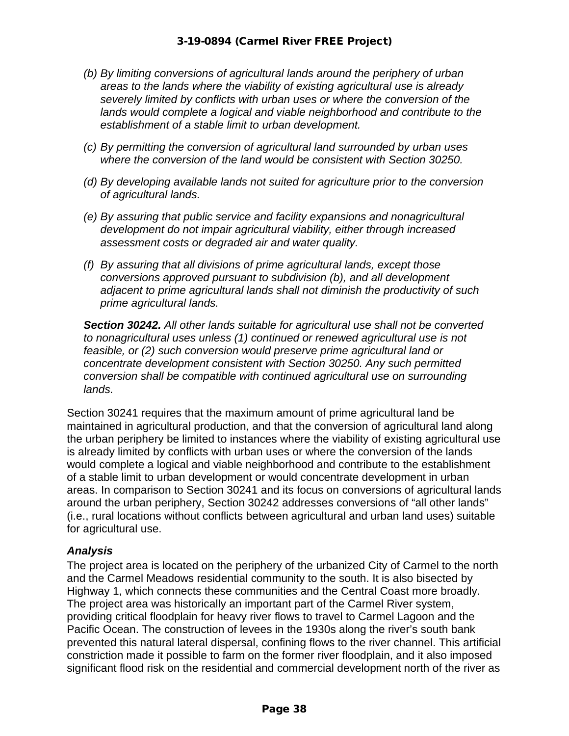*(b) By limiting conversions of agricultural lands around the periphery of urban areas to the lands where the viability of existing agricultural use is already severely limited by conflicts with urban uses or where the conversion of the lands would complete a logical and viable neighborhood and contribute to the establishment of a stable limit to urban development.*

*(c) By permitting the conversion of agricultural land surrounded by urban uses where the conversion of the land would be consistent with Section 30250.*

*(d) By developing available lands not suited for agriculture prior to the conversion of agricultural lands.*

*(e) By assuring that public service and facility expansions and nonagricultural development do not impair agricultural viability, either through increased assessment costs or degraded air and water quality.*

*(f) By assuring that all divisions of prime agricultural lands, except those conversions approved pursuant to subdivision (b), and all development adjacent to prime agricultural lands shall not diminish the productivity of such prime agricultural lands.*

***Section 30242.*** *All other lands suitable for agricultural use shall not be converted to nonagricultural uses unless (1) continued or renewed agricultural use is not feasible, or (2) such conversion would preserve prime agricultural land or concentrate development consistent with Section 30250. Any such permitted conversion shall be compatible with continued agricultural use on surrounding lands.*

Section 30241 requires that the maximum amount of prime agricultural land be maintained in agricultural production, and that the conversion of agricultural land along the urban periphery be limited to instances where the viability of existing agricultural use is already limited by conflicts with urban uses or where the conversion of the lands would complete a logical and viable neighborhood and contribute to the establishment of a stable limit to urban development or would concentrate development in urban areas. In comparison to Section 30241 and its focus on conversions of agricultural lands around the urban periphery, Section 30242 addresses conversions of "all other lands" (i.e., rural locations without conflicts between agricultural and urban land uses) suitable for agricultural use.

### *Analysis*

The project area is located on the periphery of the urbanized City of Carmel to the north and the Carmel Meadows residential community to the south. It is also bisected by Highway 1, which connects these communities and the Central Coast more broadly. The project area was historically an important part of the Carmel River system, providing critical floodplain for heavy river flows to travel to Carmel Lagoon and the Pacific Ocean. The construction of levees in the 1930s along the river's south bank prevented this natural lateral dispersal, confining flows to the river channel. This artificial constriction made it possible to farm on the former river floodplain, and it also imposed significant flood risk on the residential and commercial development north of the river as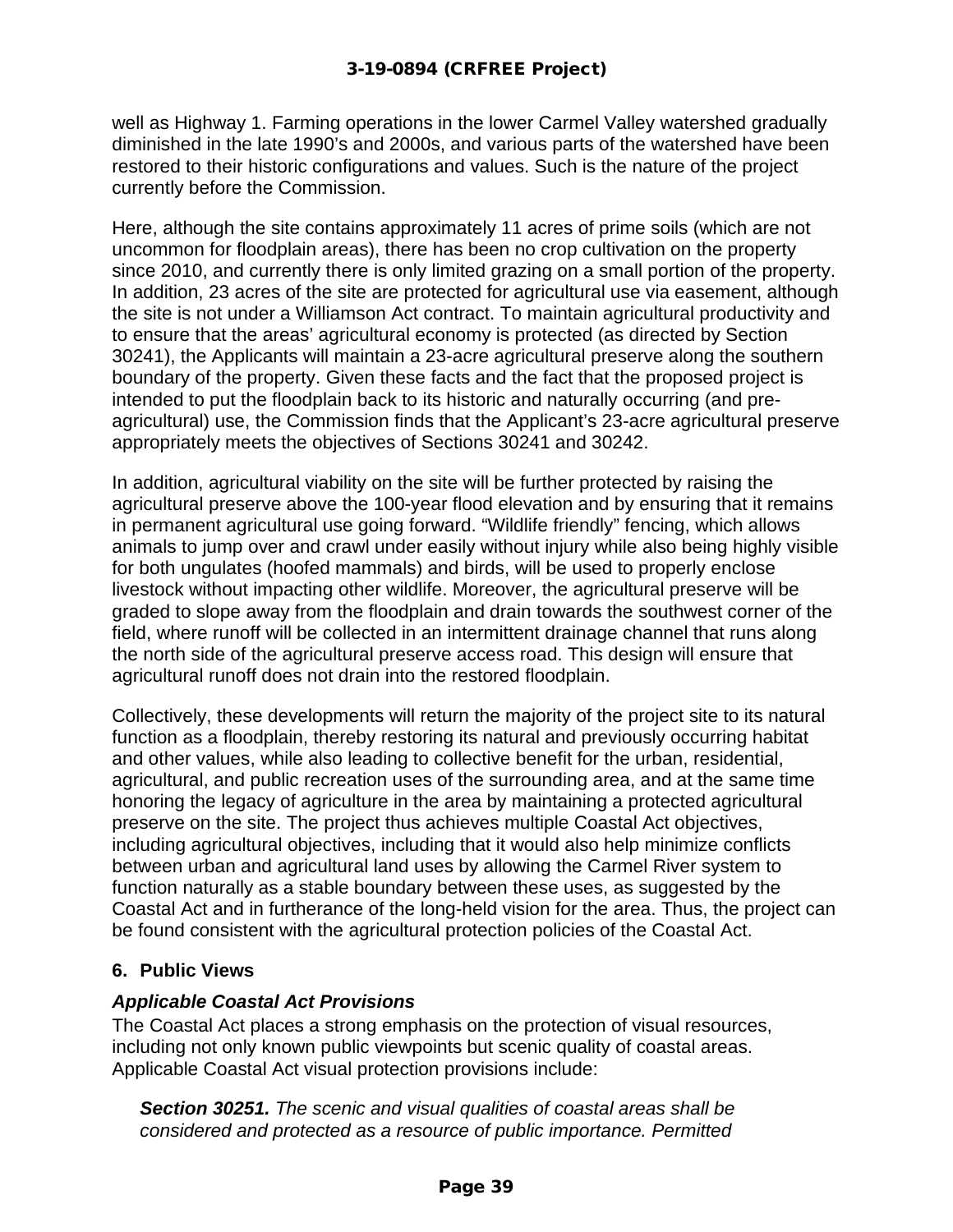well as Highway 1. Farming operations in the lower Carmel Valley watershed gradually diminished in the late 1990's and 2000s, and various parts of the watershed have been restored to their historic configurations and values. Such is the nature of the project currently before the Commission.

Here, although the site contains approximately 11 acres of prime soils (which are not uncommon for floodplain areas), there has been no crop cultivation on the property since 2010, and currently there is only limited grazing on a small portion of the property. In addition, 23 acres of the site are protected for agricultural use via easement, although the site is not under a Williamson Act contract. To maintain agricultural productivity and to ensure that the areas' agricultural economy is protected (as directed by Section 30241), the Applicants will maintain a 23-acre agricultural preserve along the southern boundary of the property. Given these facts and the fact that the proposed project is intended to put the floodplain back to its historic and naturally occurring (and pre-agricultural) use, the Commission finds that the Applicant's 23-acre agricultural preserve appropriately meets the objectives of Sections 30241 and 30242.

In addition, agricultural viability on the site will be further protected by raising the agricultural preserve above the 100-year flood elevation and by ensuring that it remains in permanent agricultural use going forward. "Wildlife friendly" fencing, which allows animals to jump over and crawl under easily without injury while also being highly visible for both ungulates (hoofed mammals) and birds, will be used to properly enclose livestock without impacting other wildlife. Moreover, the agricultural preserve will be graded to slope away from the floodplain and drain towards the southwest corner of the field, where runoff will be collected in an intermittent drainage channel that runs along the north side of the agricultural preserve access road. This design will ensure that agricultural runoff does not drain into the restored floodplain.

Collectively, these developments will return the majority of the project site to its natural function as a floodplain, thereby restoring its natural and previously occurring habitat and other values, while also leading to collective benefit for the urban, residential, agricultural, and public recreation uses of the surrounding area, and at the same time honoring the legacy of agriculture in the area by maintaining a protected agricultural preserve on the site. The project thus achieves multiple Coastal Act objectives, including agricultural objectives, including that it would also help minimize conflicts between urban and agricultural land uses by allowing the Carmel River system to function naturally as a stable boundary between these uses, as suggested by the Coastal Act and in furtherance of the long-held vision for the area. Thus, the project can be found consistent with the agricultural protection policies of the Coastal Act.

## 6. Public Views

### *Applicable Coastal Act Provisions*

The Coastal Act places a strong emphasis on the protection of visual resources, including not only known public viewpoints but scenic quality of coastal areas. Applicable Coastal Act visual protection provisions include:

> ***Section 30251.*** *The scenic and visual qualities of coastal areas shall be considered and protected as a resource of public importance. Permitted*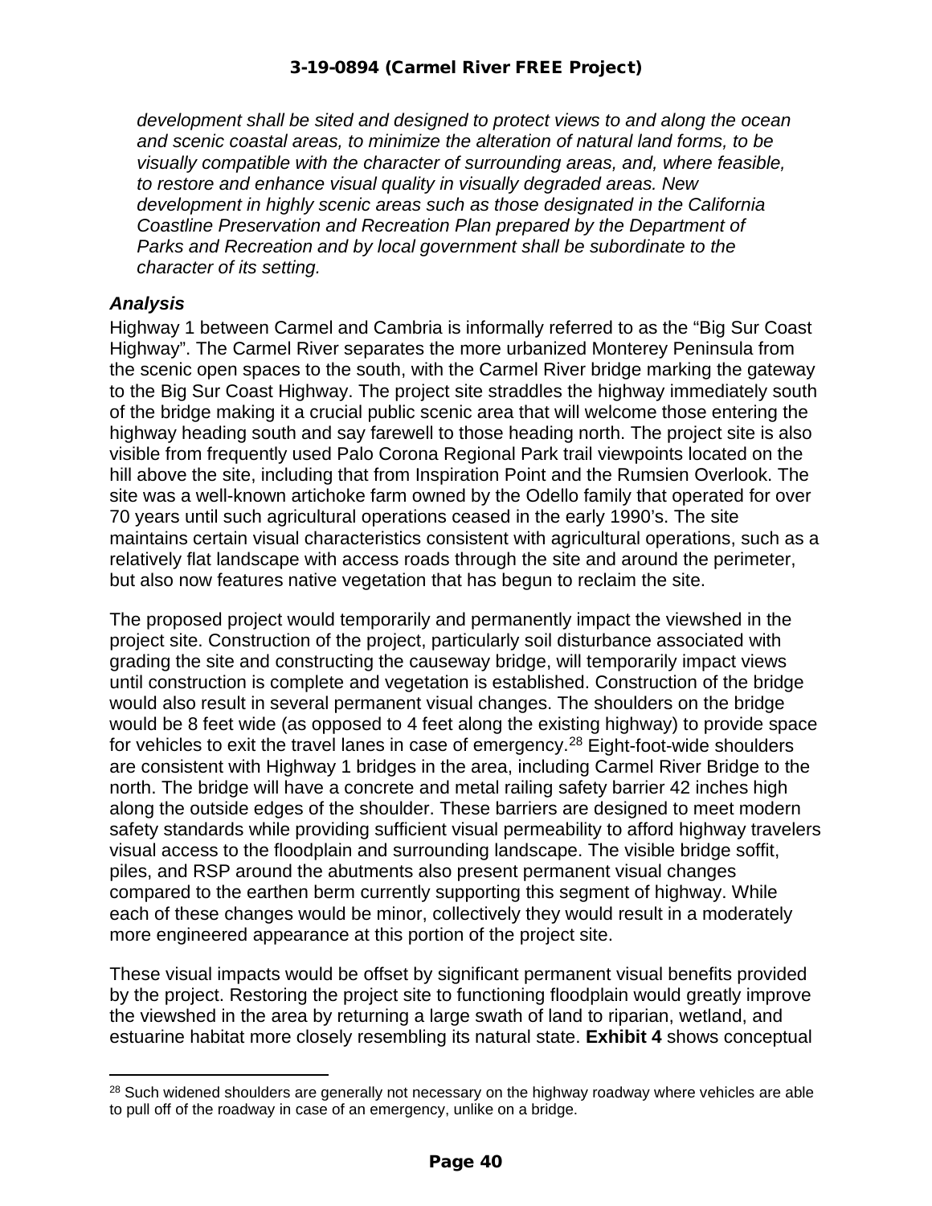*development shall be sited and designed to protect views to and along the ocean and scenic coastal areas, to minimize the alteration of natural land forms, to be visually compatible with the character of surrounding areas, and, where feasible, to restore and enhance visual quality in visually degraded areas. New development in highly scenic areas such as those designated in the California Coastline Preservation and Recreation Plan prepared by the Department of Parks and Recreation and by local government shall be subordinate to the character of its setting.*

***Analysis***

Highway 1 between Carmel and Cambria is informally referred to as the "Big Sur Coast Highway". The Carmel River separates the more urbanized Monterey Peninsula from the scenic open spaces to the south, with the Carmel River bridge marking the gateway to the Big Sur Coast Highway. The project site straddles the highway immediately south of the bridge making it a crucial public scenic area that will welcome those entering the highway heading south and say farewell to those heading north. The project site is also visible from frequently used Palo Corona Regional Park trail viewpoints located on the hill above the site, including that from Inspiration Point and the Rumsien Overlook. The site was a well-known artichoke farm owned by the Odello family that operated for over 70 years until such agricultural operations ceased in the early 1990's. The site maintains certain visual characteristics consistent with agricultural operations, such as a relatively flat landscape with access roads through the site and around the perimeter, but also now features native vegetation that has begun to reclaim the site.

The proposed project would temporarily and permanently impact the viewshed in the project site. Construction of the project, particularly soil disturbance associated with grading the site and constructing the causeway bridge, will temporarily impact views until construction is complete and vegetation is established. Construction of the bridge would also result in several permanent visual changes. The shoulders on the bridge would be 8 feet wide (as opposed to 4 feet along the existing highway) to provide space for vehicles to exit the travel lanes in case of emergency.[28] Eight-foot-wide shoulders are consistent with Highway 1 bridges in the area, including Carmel River Bridge to the north. The bridge will have a concrete and metal railing safety barrier 42 inches high along the outside edges of the shoulder. These barriers are designed to meet modern safety standards while providing sufficient visual permeability to afford highway travelers visual access to the floodplain and surrounding landscape. The visible bridge soffit, piles, and RSP around the abutments also present permanent visual changes compared to the earthen berm currently supporting this segment of highway. While each of these changes would be minor, collectively they would result in a moderately more engineered appearance at this portion of the project site.

These visual impacts would be offset by significant permanent visual benefits provided by the project. Restoring the project site to functioning floodplain would greatly improve the viewshed in the area by returning a large swath of land to riparian, wetland, and estuarine habitat more closely resembling its natural state. **Exhibit 4** shows conceptual

---

[28] Such widened shoulders are generally not necessary on the highway roadway where vehicles are able to pull off of the roadway in case of an emergency, unlike on a bridge.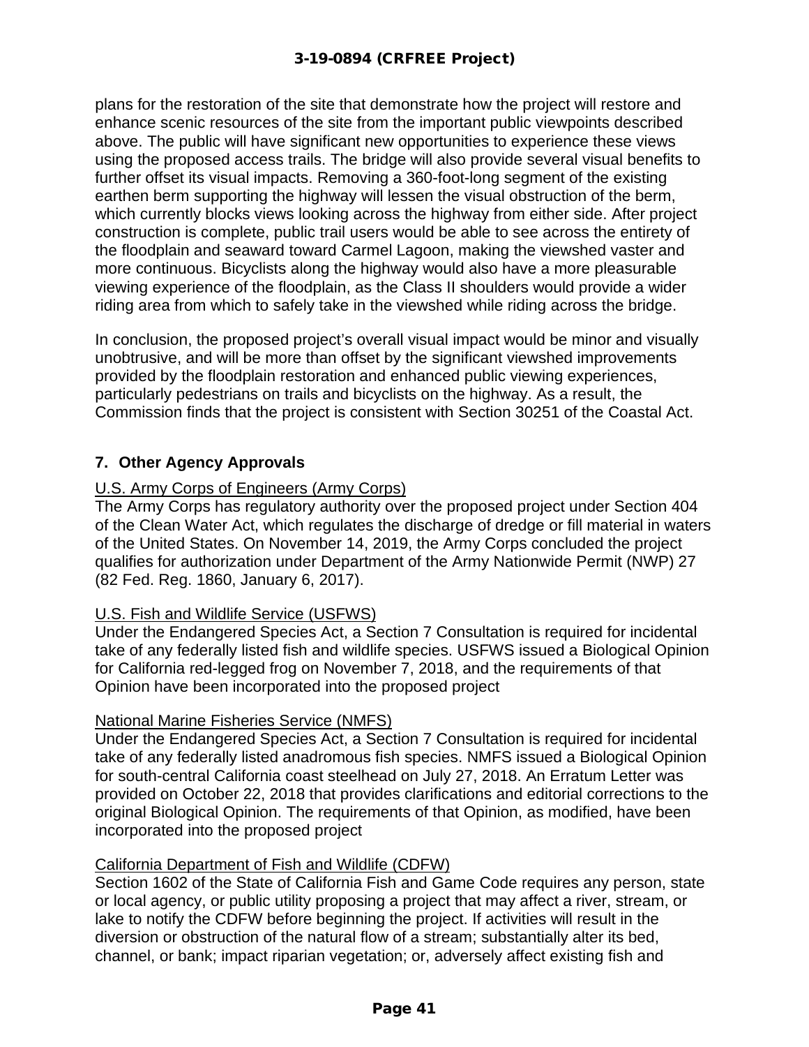plans for the restoration of the site that demonstrate how the project will restore and enhance scenic resources of the site from the important public viewpoints described above. The public will have significant new opportunities to experience these views using the proposed access trails. The bridge will also provide several visual benefits to further offset its visual impacts. Removing a 360-foot-long segment of the existing earthen berm supporting the highway will lessen the visual obstruction of the berm, which currently blocks views looking across the highway from either side. After project construction is complete, public trail users would be able to see across the entirety of the floodplain and seaward toward Carmel Lagoon, making the viewshed vaster and more continuous. Bicyclists along the highway would also have a more pleasurable viewing experience of the floodplain, as the Class II shoulders would provide a wider riding area from which to safely take in the viewshed while riding across the bridge.

In conclusion, the proposed project's overall visual impact would be minor and visually unobtrusive, and will be more than offset by the significant viewshed improvements provided by the floodplain restoration and enhanced public viewing experiences, particularly pedestrians on trails and bicyclists on the highway. As a result, the Commission finds that the project is consistent with Section 30251 of the Coastal Act.

### 7. Other Agency Approvals

<u>U.S. Army Corps of Engineers (Army Corps)</u>
The Army Corps has regulatory authority over the proposed project under Section 404 of the Clean Water Act, which regulates the discharge of dredge or fill material in waters of the United States. On November 14, 2019, the Army Corps concluded the project qualifies for authorization under Department of the Army Nationwide Permit (NWP) 27 (82 Fed. Reg. 1860, January 6, 2017).

<u>U.S. Fish and Wildlife Service (USFWS)</u>
Under the Endangered Species Act, a Section 7 Consultation is required for incidental take of any federally listed fish and wildlife species. USFWS issued a Biological Opinion for California red-legged frog on November 7, 2018, and the requirements of that Opinion have been incorporated into the proposed project

<u>National Marine Fisheries Service (NMFS)</u>
Under the Endangered Species Act, a Section 7 Consultation is required for incidental take of any federally listed anadromous fish species. NMFS issued a Biological Opinion for south-central California coast steelhead on July 27, 2018. An Erratum Letter was provided on October 22, 2018 that provides clarifications and editorial corrections to the original Biological Opinion. The requirements of that Opinion, as modified, have been incorporated into the proposed project

<u>California Department of Fish and Wildlife (CDFW)</u>
Section 1602 of the State of California Fish and Game Code requires any person, state or local agency, or public utility proposing a project that may affect a river, stream, or lake to notify the CDFW before beginning the project. If activities will result in the diversion or obstruction of the natural flow of a stream; substantially alter its bed, channel, or bank; impact riparian vegetation; or, adversely affect existing fish and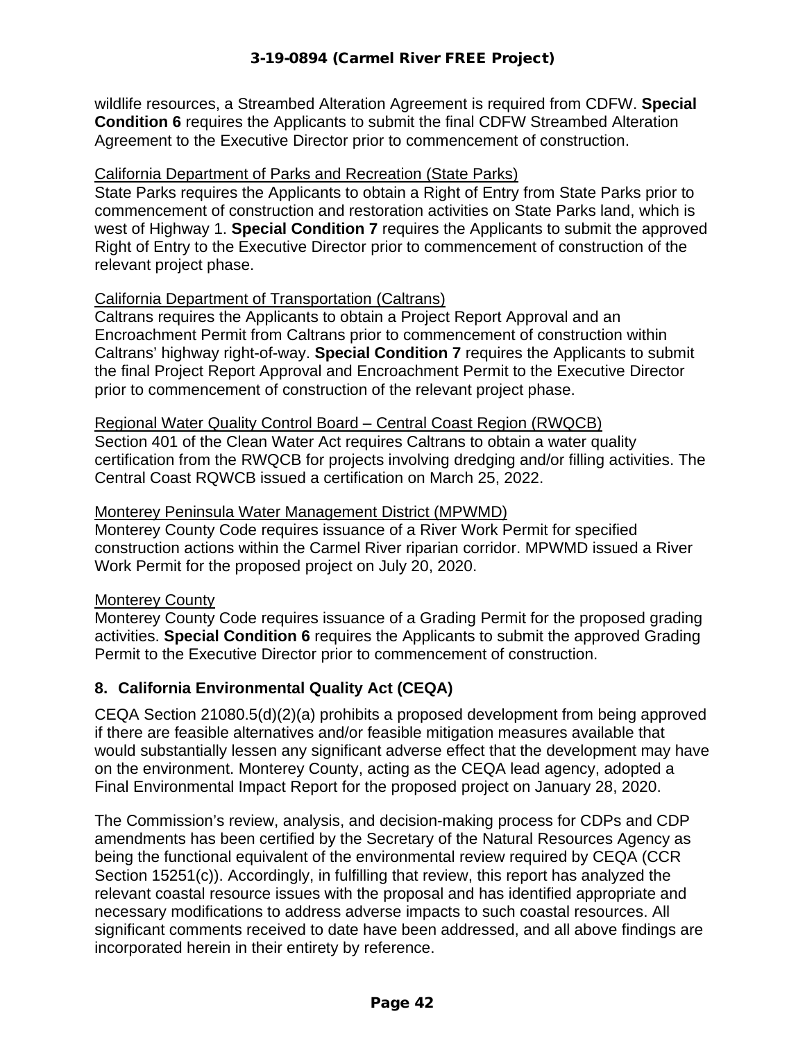wildlife resources, a Streambed Alteration Agreement is required from CDFW. **Special Condition 6** requires the Applicants to submit the final CDFW Streambed Alteration Agreement to the Executive Director prior to commencement of construction.

<u>California Department of Parks and Recreation (State Parks)</u>
State Parks requires the Applicants to obtain a Right of Entry from State Parks prior to commencement of construction and restoration activities on State Parks land, which is west of Highway 1. **Special Condition 7** requires the Applicants to submit the approved Right of Entry to the Executive Director prior to commencement of construction of the relevant project phase.

<u>California Department of Transportation (Caltrans)</u>
Caltrans requires the Applicants to obtain a Project Report Approval and an Encroachment Permit from Caltrans prior to commencement of construction within Caltrans' highway right-of-way. **Special Condition 7** requires the Applicants to submit the final Project Report Approval and Encroachment Permit to the Executive Director prior to commencement of construction of the relevant project phase.

<u>Regional Water Quality Control Board – Central Coast Region (RWQCB)</u>
Section 401 of the Clean Water Act requires Caltrans to obtain a water quality certification from the RWQCB for projects involving dredging and/or filling activities. The Central Coast RQWCB issued a certification on March 25, 2022.

<u>Monterey Peninsula Water Management District (MPWMD)</u>
Monterey County Code requires issuance of a River Work Permit for specified construction actions within the Carmel River riparian corridor. MPWMD issued a River Work Permit for the proposed project on July 20, 2020.

<u>Monterey County</u>
Monterey County Code requires issuance of a Grading Permit for the proposed grading activities. **Special Condition 6** requires the Applicants to submit the approved Grading Permit to the Executive Director prior to commencement of construction.

## 8. California Environmental Quality Act (CEQA)

CEQA Section 21080.5(d)(2)(a) prohibits a proposed development from being approved if there are feasible alternatives and/or feasible mitigation measures available that would substantially lessen any significant adverse effect that the development may have on the environment. Monterey County, acting as the CEQA lead agency, adopted a Final Environmental Impact Report for the proposed project on January 28, 2020.

The Commission's review, analysis, and decision-making process for CDPs and CDP amendments has been certified by the Secretary of the Natural Resources Agency as being the functional equivalent of the environmental review required by CEQA (CCR Section 15251(c)). Accordingly, in fulfilling that review, this report has analyzed the relevant coastal resource issues with the proposal and has identified appropriate and necessary modifications to address adverse impacts to such coastal resources. All significant comments received to date have been addressed, and all above findings are incorporated herein in their entirety by reference.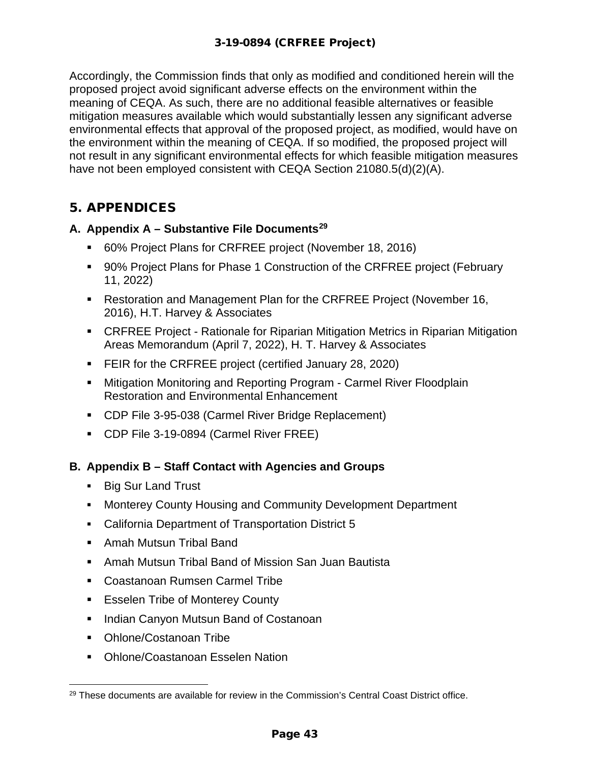Accordingly, the Commission finds that only as modified and conditioned herein will the proposed project avoid significant adverse effects on the environment within the meaning of CEQA. As such, there are no additional feasible alternatives or feasible mitigation measures available which would substantially lessen any significant adverse environmental effects that approval of the proposed project, as modified, would have on the environment within the meaning of CEQA. If so modified, the proposed project will not result in any significant environmental effects for which feasible mitigation measures have not been employed consistent with CEQA Section 21080.5(d)(2)(A).

# 5. APPENDICES

## A. Appendix A – Substantive File Documents[29]

- 60% Project Plans for CRFREE project (November 18, 2016)
- 90% Project Plans for Phase 1 Construction of the CRFREE project (February 11, 2022)
- Restoration and Management Plan for the CRFREE Project (November 16, 2016), H.T. Harvey & Associates
- CRFREE Project - Rationale for Riparian Mitigation Metrics in Riparian Mitigation Areas Memorandum (April 7, 2022), H. T. Harvey & Associates
- FEIR for the CRFREE project (certified January 28, 2020)
- Mitigation Monitoring and Reporting Program - Carmel River Floodplain Restoration and Environmental Enhancement
- CDP File 3-95-038 (Carmel River Bridge Replacement)
- CDP File 3-19-0894 (Carmel River FREE)

## B. Appendix B – Staff Contact with Agencies and Groups

- Big Sur Land Trust
- Monterey County Housing and Community Development Department
- California Department of Transportation District 5
- Amah Mutsun Tribal Band
- Amah Mutsun Tribal Band of Mission San Juan Bautista
- Coastanoan Rumsen Carmel Tribe
- Esselen Tribe of Monterey County
- Indian Canyon Mutsun Band of Costanoan
- Ohlone/Costanoan Tribe
- Ohlone/Coastanoan Esselen Nation

[29] These documents are available for review in the Commission's Central Coast District office.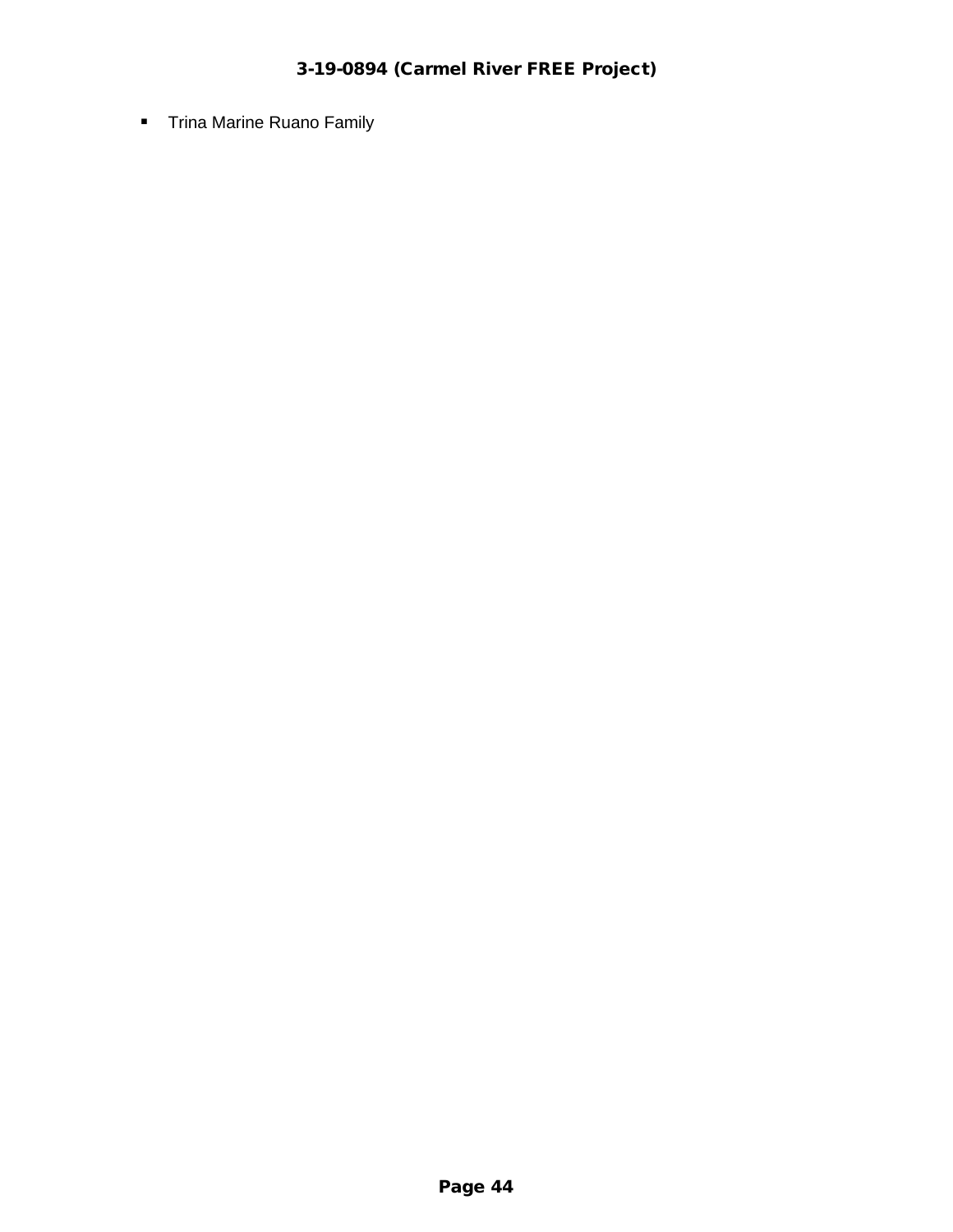- Trina Marine Ruano Family